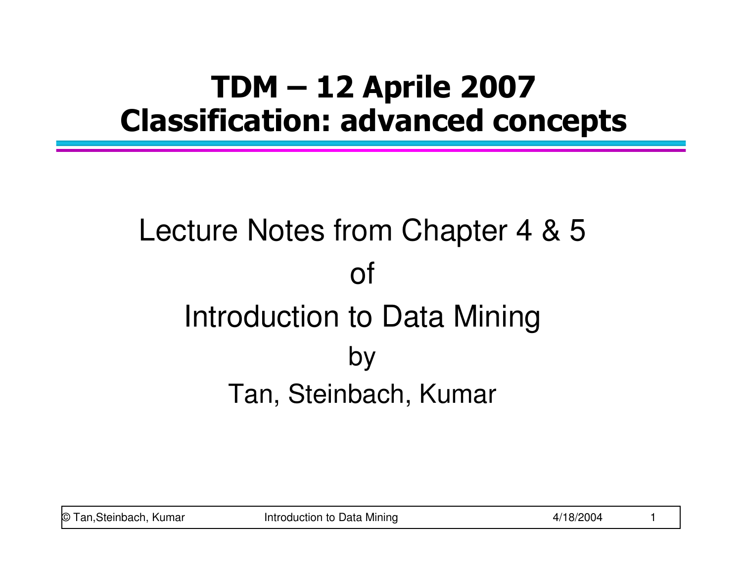# TDM – 12 Aprile 2007
# Classification: advanced concepts

Lecture Notes from Chapter 4 & 5

of

Introduction to Data Mining

by

Tan, Steinbach, Kumar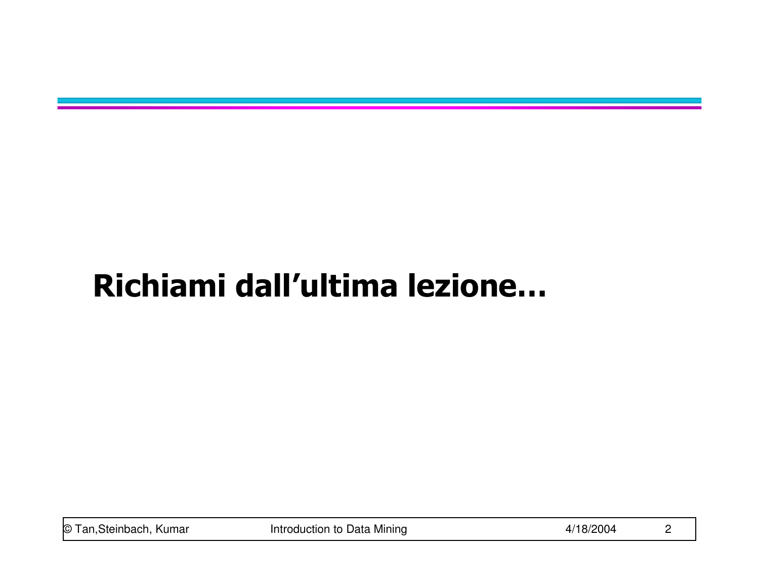# Richiami dall’ultima lezione…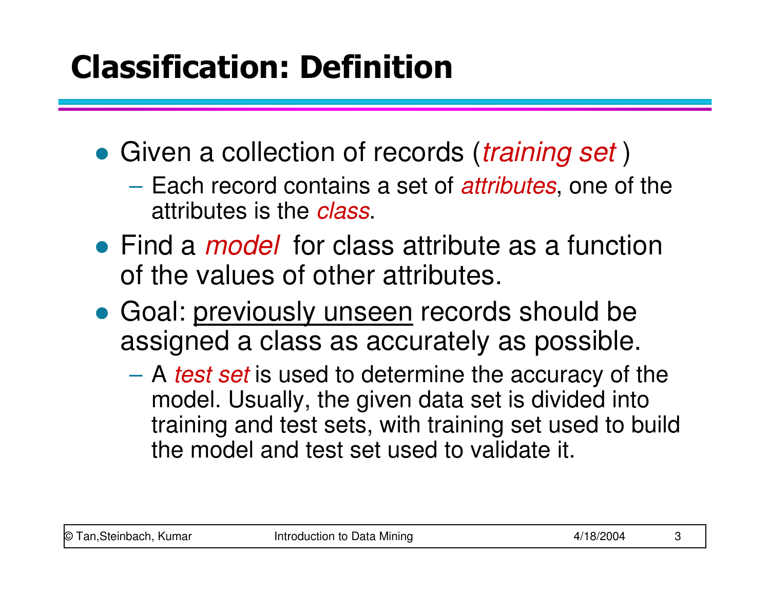# Classification: Definition

- Given a collection of records (*training set* )
  - Each record contains a set of *attributes*, one of the attributes is the *class*.
- Find a *model* for class attribute as a function of the values of other attributes.
- Goal: previously unseen records should be assigned a class as accurately as possible.
  - A *test set* is used to determine the accuracy of the model. Usually, the given data set is divided into training and test sets, with training set used to build the model and test set used to validate it.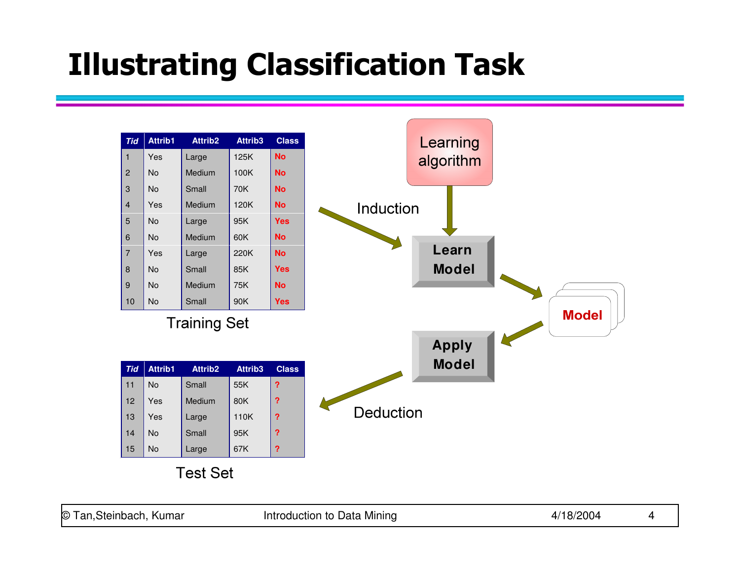# Illustrating Classification Task

| Tid | Attrib1 | Attrib2 | Attrib3 | Class |
|---|---|---|---|---|
| 1 | Yes | Large | 125K | No |
| 2 | No | Medium | 100K | No |
| 3 | No | Small | 70K | No |
| 4 | Yes | Medium | 120K | No |
| 5 | No | Large | 95K | Yes |
| 6 | No | Medium | 60K | No |
| 7 | Yes | Large | 220K | No |
| 8 | No | Small | 85K | Yes |
| 9 | No | Medium | 75K | No |
| 10 | No | Small | 90K | Yes |

Training Set

Learning algorithm

Induction

Learn Model

Model

Apply Model

Deduction

| Tid | Attrib1 | Attrib2 | Attrib3 | Class |
|---|---|---|---|---|
| 11 | No | Small | 55K | ? |
| 12 | Yes | Medium | 80K | ? |
| 13 | Yes | Large | 110K | ? |
| 14 | No | Small | 95K | ? |
| 15 | No | Large | 67K | ? |

Test Set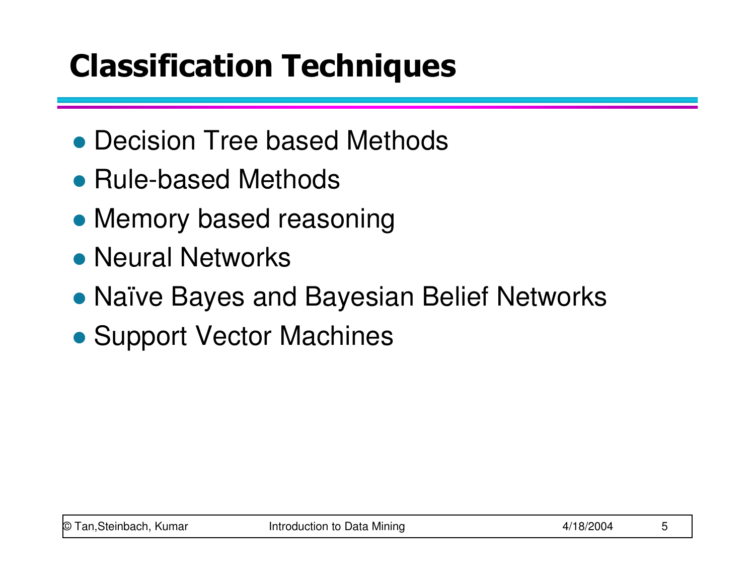# Classification Techniques

- Decision Tree based Methods
- Rule-based Methods
- Memory based reasoning
- Neural Networks
- Naïve Bayes and Bayesian Belief Networks
- Support Vector Machines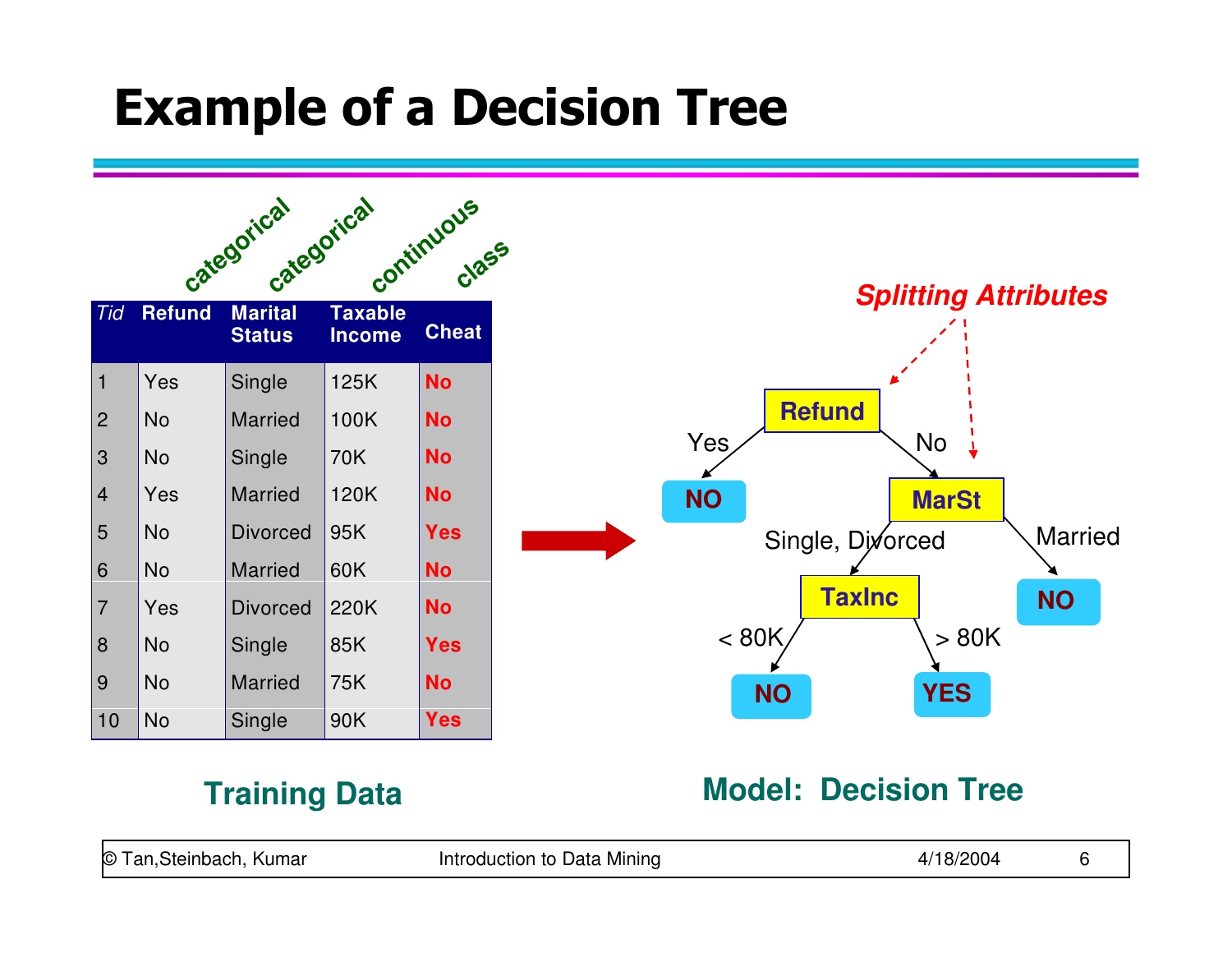# Example of a Decision Tree

| | categorical | categorical | continuous | class |
|---|---|---|---|---|
| *Tid* | **Refund** | **Marital Status** | **Taxable Income** | **Cheat** |
| 1 | Yes | Single | 125K | No |
| 2 | No | Married | 100K | No |
| 3 | No | Single | 70K | No |
| 4 | Yes | Married | 120K | No |
| 5 | No | Divorced | 95K | Yes |
| 6 | No | Married | 60K | No |
| 7 | Yes | Divorced | 220K | No |
| 8 | No | Single | 85K | Yes |
| 9 | No | Married | 75K | No |
| 10 | No | Single | 90K | Yes |

**Training Data**

*Splitting Attributes*

- **Refund**
  - Yes → **NO**
  - No → **MarSt**
    - Single, Divorced → **TaxInc**
      - < 80K → **NO**
      - > 80K → **YES**
    - Married → **NO**

**Model: Decision Tree**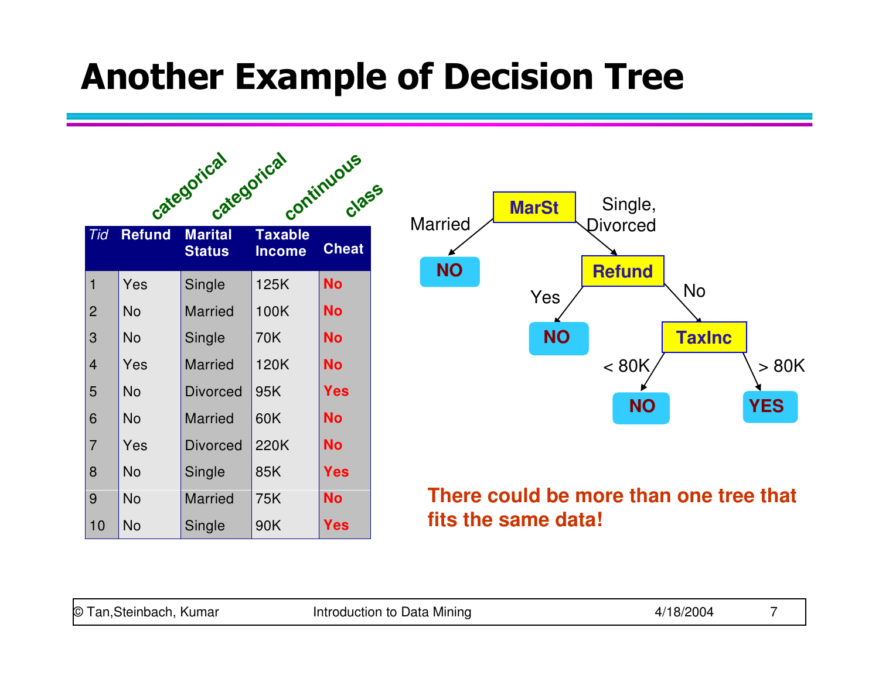# Another Example of Decision Tree

| Tid | Refund (categorical) | Marital Status (categorical) | Taxable Income (continuous) | Cheat (class) |
|---|---|---|---|---|
| 1 | Yes | Single | 125K | No |
| 2 | No | Married | 100K | No |
| 3 | No | Single | 70K | No |
| 4 | Yes | Married | 120K | No |
| 5 | No | Divorced | 95K | Yes |
| 6 | No | Married | 60K | No |
| 7 | Yes | Divorced | 220K | No |
| 8 | No | Single | 85K | Yes |
| 9 | No | Married | 75K | No |
| 10 | No | Single | 90K | Yes |

```
MarSt
├── Married → NO
└── Single, Divorced → Refund
    ├── Yes → NO
    └── No → TaxInc
        ├── < 80K → NO
        └── > 80K → YES
```

**There could be more than one tree that fits the same data!**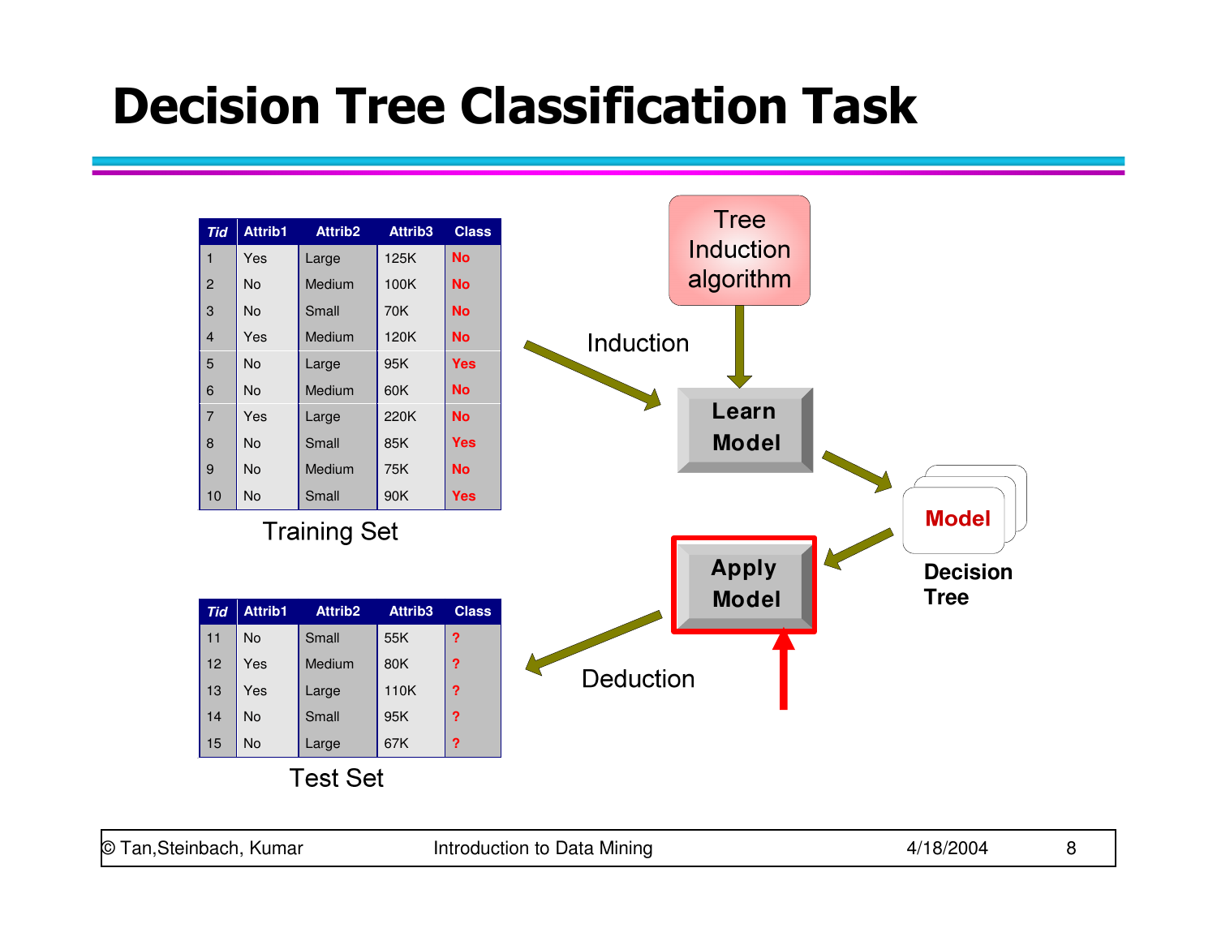# Decision Tree Classification Task

| Tid | Attrib1 | Attrib2 | Attrib3 | Class |
|---|---|---|---|---|
| 1 | Yes | Large | 125K | No |
| 2 | No | Medium | 100K | No |
| 3 | No | Small | 70K | No |
| 4 | Yes | Medium | 120K | No |
| 5 | No | Large | 95K | Yes |
| 6 | No | Medium | 60K | No |
| 7 | Yes | Large | 220K | No |
| 8 | No | Small | 85K | Yes |
| 9 | No | Medium | 75K | No |
| 10 | No | Small | 90K | Yes |

Training Set

| Tid | Attrib1 | Attrib2 | Attrib3 | Class |
|---|---|---|---|---|
| 11 | No | Small | 55K | ? |
| 12 | Yes | Medium | 80K | ? |
| 13 | Yes | Large | 110K | ? |
| 14 | No | Small | 95K | ? |
| 15 | No | Large | 67K | ? |

Test Set

Tree Induction algorithm

Induction

Learn Model

Model

Decision Tree

Apply Model

Deduction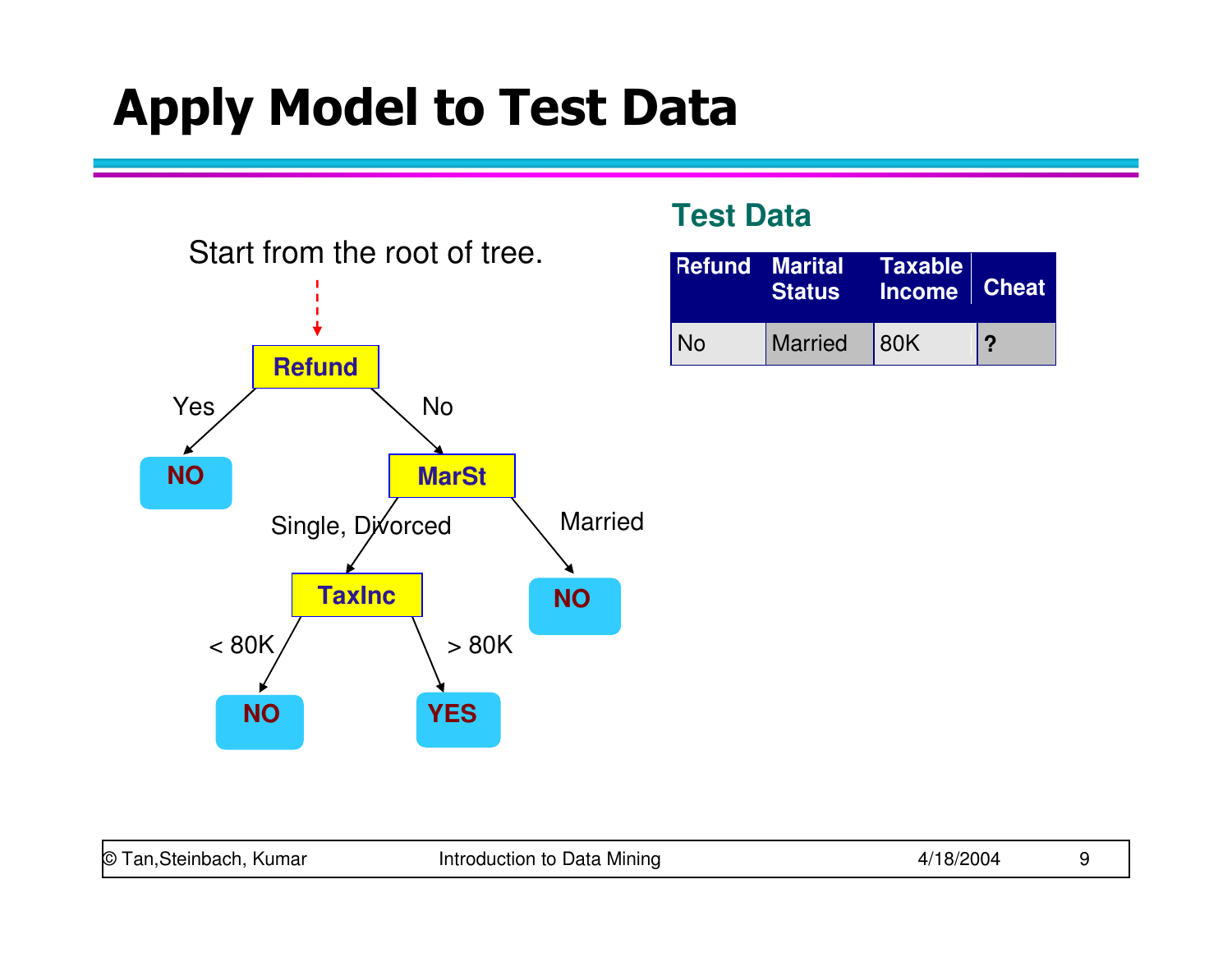# Apply Model to Test Data

Start from the root of tree.

Refund
- Yes → NO
- No → MarSt
  - Single, Divorced → TaxInc
    - < 80K → NO
    - > 80K → YES
  - Married → NO

### Test Data

| Refund | Marital Status | Taxable Income | Cheat |
|---|---|---|---|
| No | Married | 80K | ? |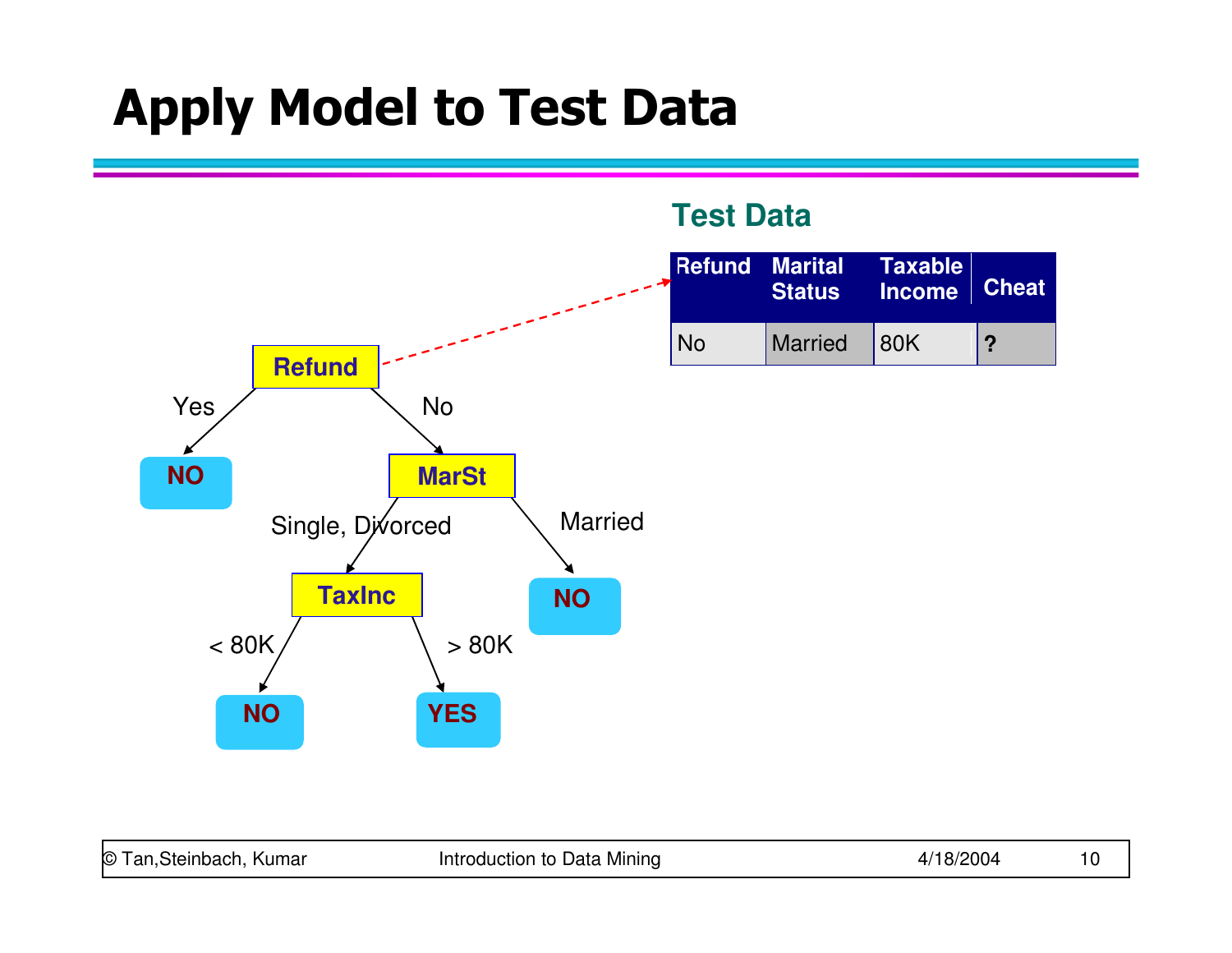# Apply Model to Test Data

**Test Data**

| Refund | Marital Status | Taxable Income | Cheat |
|---|---|---|---|
| No | Married | 80K | ? |

```
            Refund
          Yes/    \No
          NO      MarSt
      Single, Divorced/  \Married
             TaxInc       NO
         < 80K/  \> 80K
            NO    YES
```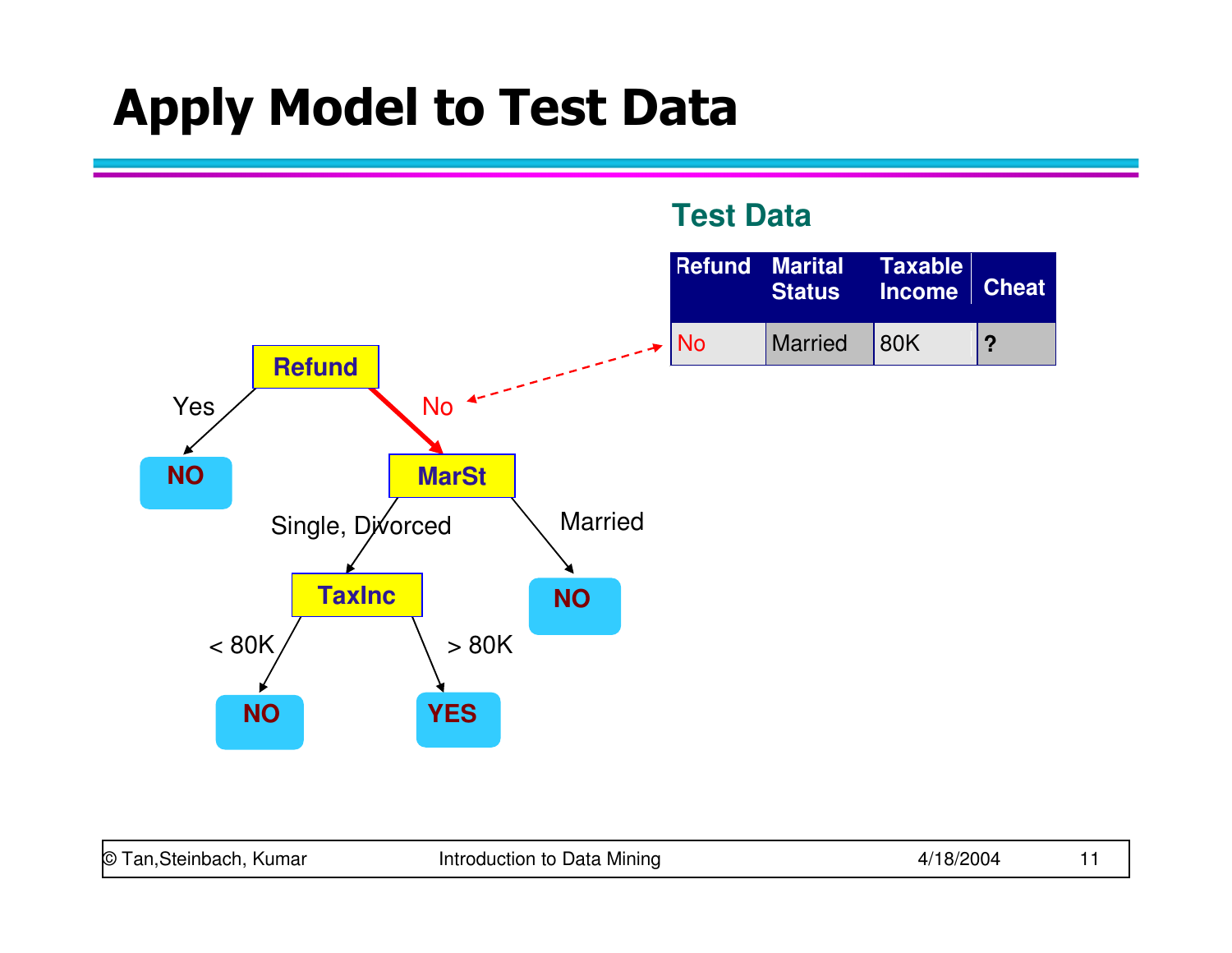# Apply Model to Test Data

**Test Data**

| Refund | Marital Status | Taxable Income | Cheat |
|---|---|---|---|
| No | Married | 80K | ? |

Refund
- Yes → NO
- No → MarSt
  - Single, Divorced → TaxInc
    - < 80K → NO
    - > 80K → YES
  - Married → NO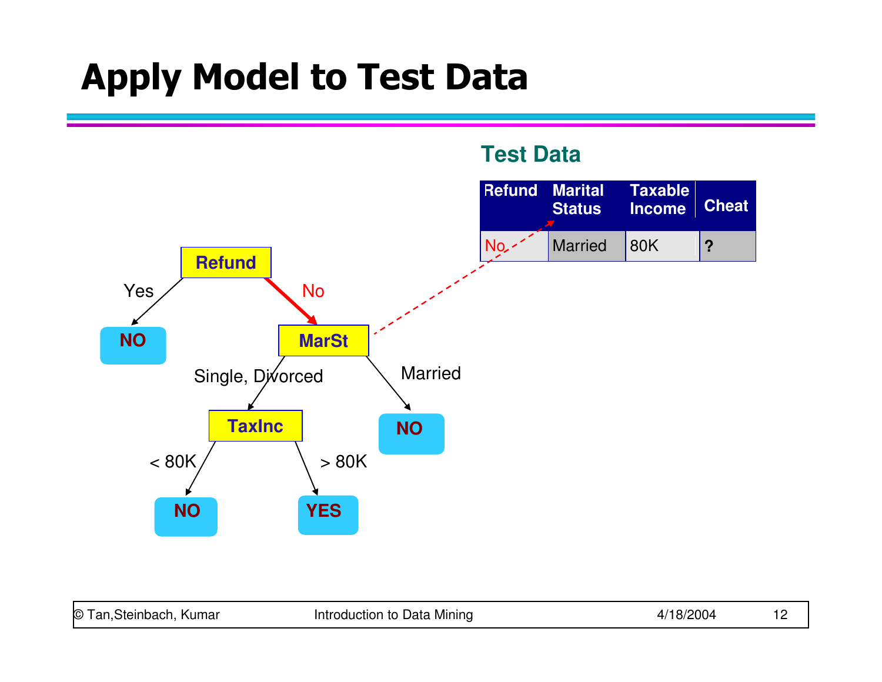# Apply Model to Test Data

**Test Data**

| Refund | Marital Status | Taxable Income | Cheat |
|---|---|---|---|
| No | Married | 80K | ? |

Refund
- Yes → NO
- No → MarSt
  - Single, Divorced → TaxInc
    - < 80K → NO
    - > 80K → YES
  - Married → NO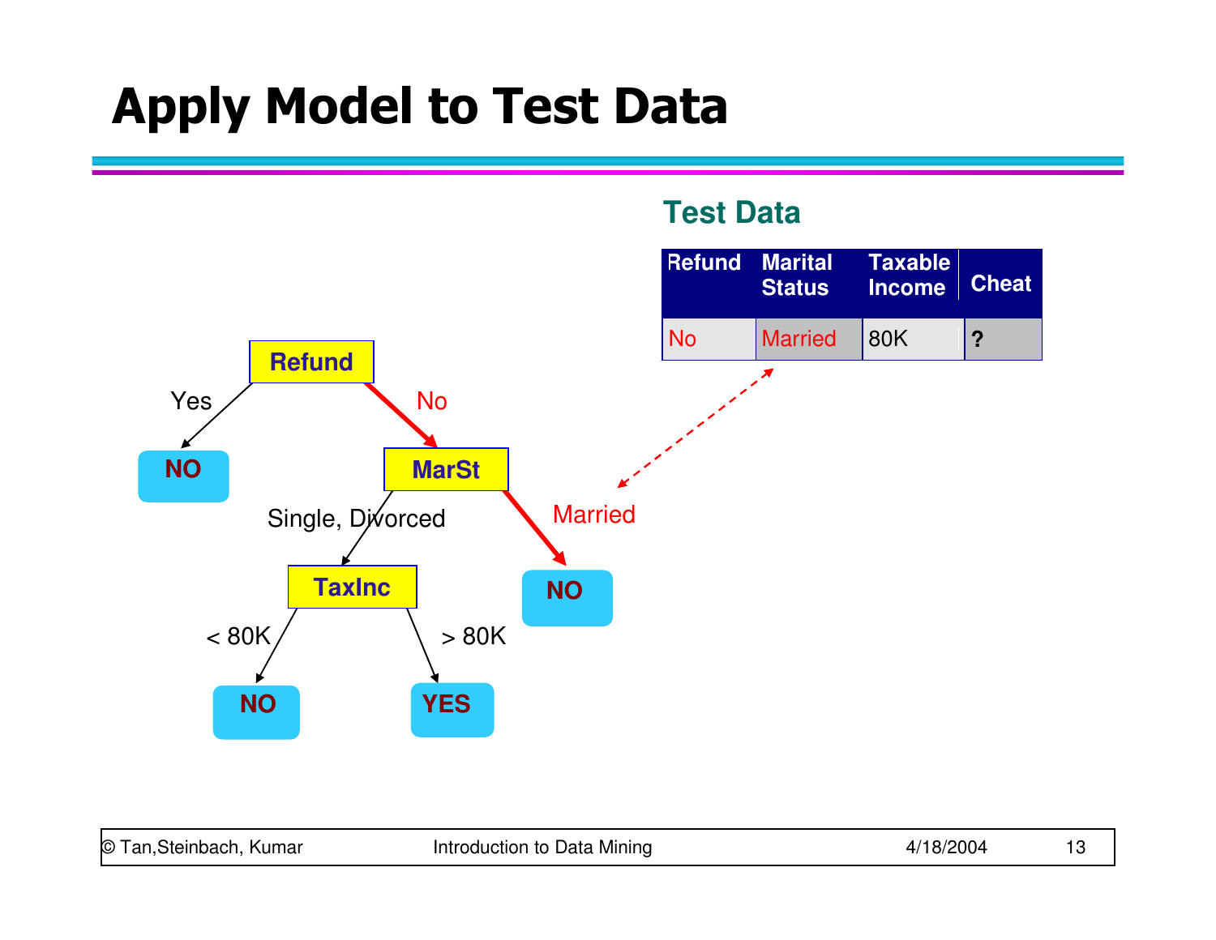# Apply Model to Test Data

**Test Data**

| Refund | Marital Status | Taxable Income | Cheat |
|---|---|---|---|
| No | Married | 80K | ? |

Refund
- Yes → NO
- No → MarSt
  - Single, Divorced → TaxInc
    - < 80K → NO
    - > 80K → YES
  - Married → NO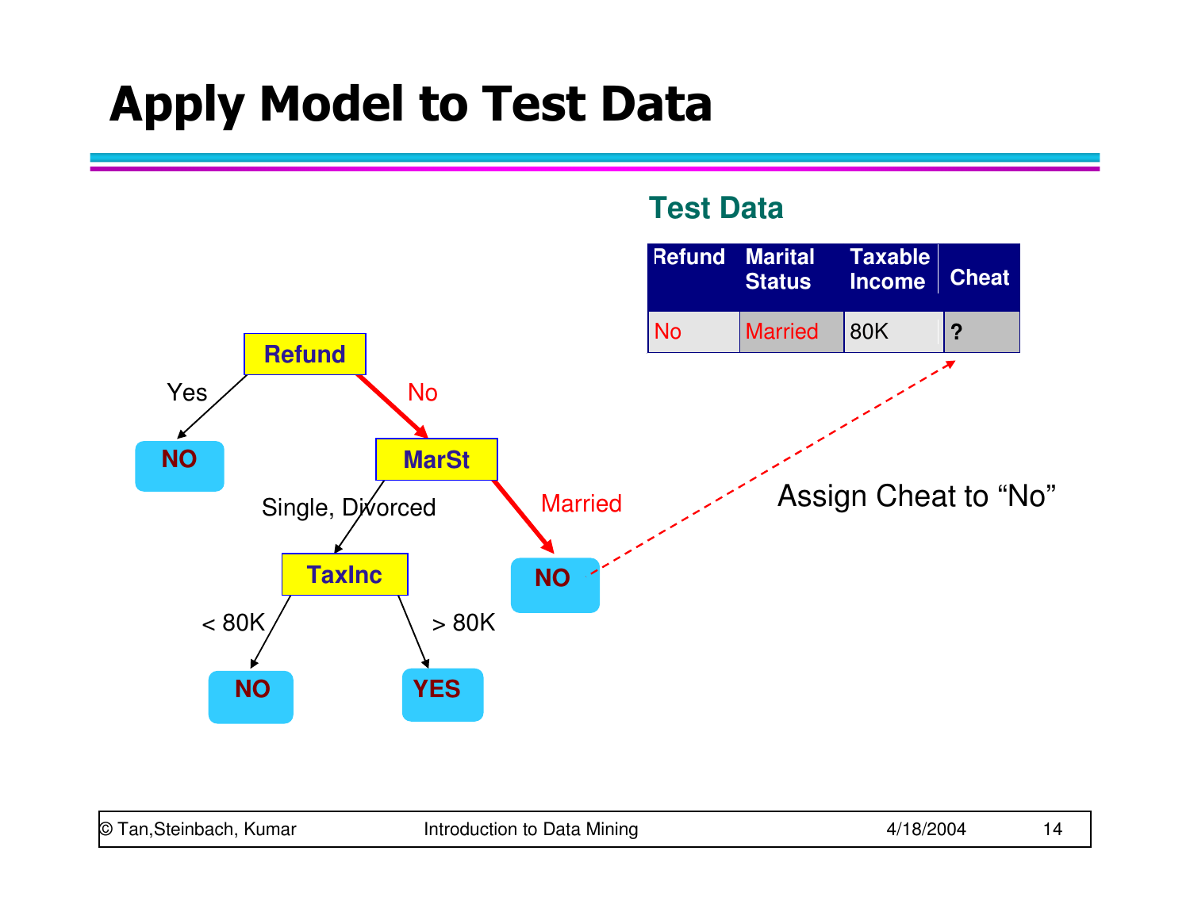# Apply Model to Test Data

**Test Data**

| Refund | Marital Status | Taxable Income | Cheat |
|---|---|---|---|
| No | Married | 80K | ? |

Refund
- Yes → NO
- No → MarSt
  - Single, Divorced → TaxInc
    - < 80K → NO
    - > 80K → YES
  - Married → NO

Assign Cheat to "No"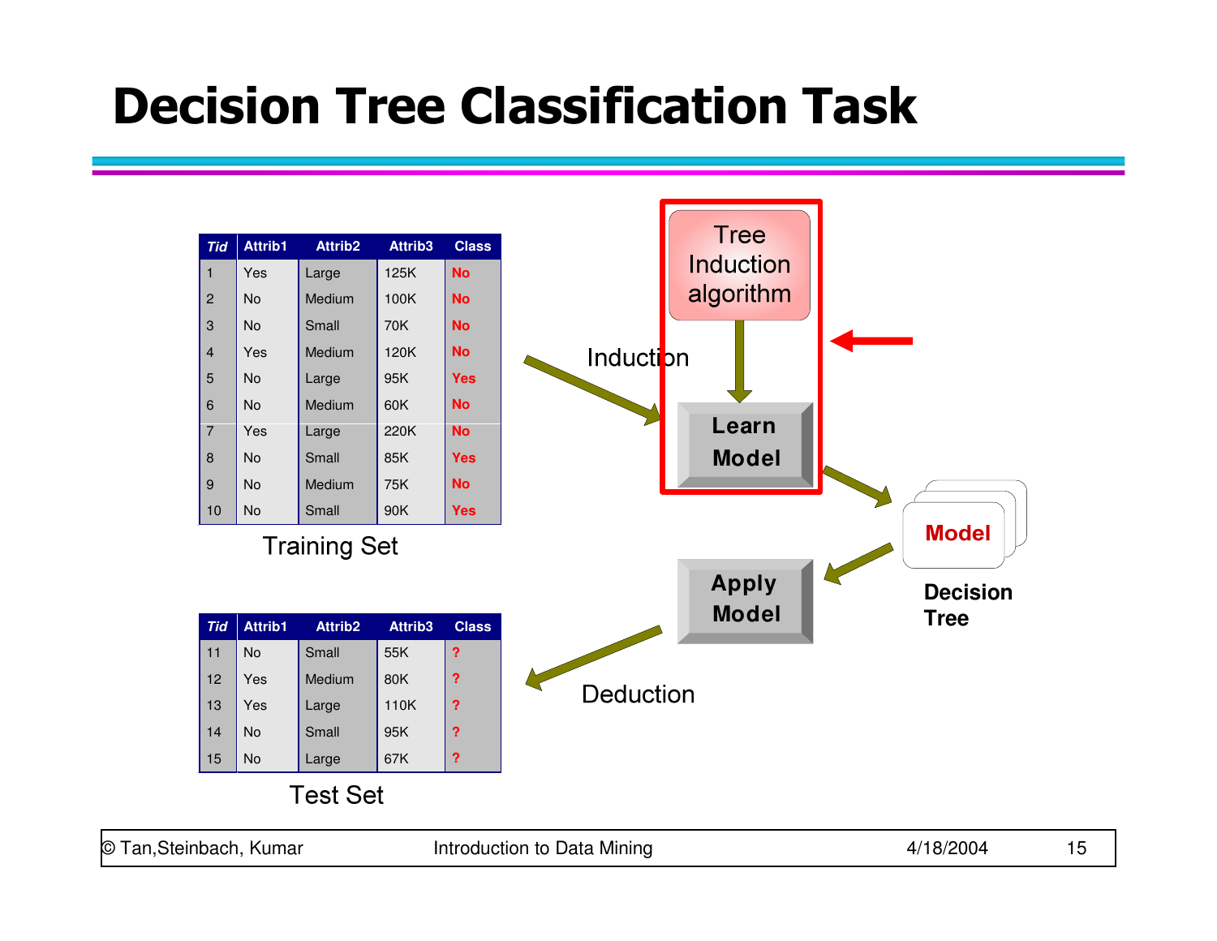# Decision Tree Classification Task

| Tid | Attrib1 | Attrib2 | Attrib3 | Class |
|---|---|---|---|---|
| 1 | Yes | Large | 125K | No |
| 2 | No | Medium | 100K | No |
| 3 | No | Small | 70K | No |
| 4 | Yes | Medium | 120K | No |
| 5 | No | Large | 95K | Yes |
| 6 | No | Medium | 60K | No |
| 7 | Yes | Large | 220K | No |
| 8 | No | Small | 85K | Yes |
| 9 | No | Medium | 75K | No |
| 10 | No | Small | 90K | Yes |

Training Set

| Tid | Attrib1 | Attrib2 | Attrib3 | Class |
|---|---|---|---|---|
| 11 | No | Small | 55K | ? |
| 12 | Yes | Medium | 80K | ? |
| 13 | Yes | Large | 110K | ? |
| 14 | No | Small | 95K | ? |
| 15 | No | Large | 67K | ? |

Test Set

Tree Induction algorithm

Induction

Learn Model

Model

Decision Tree

Apply Model

Deduction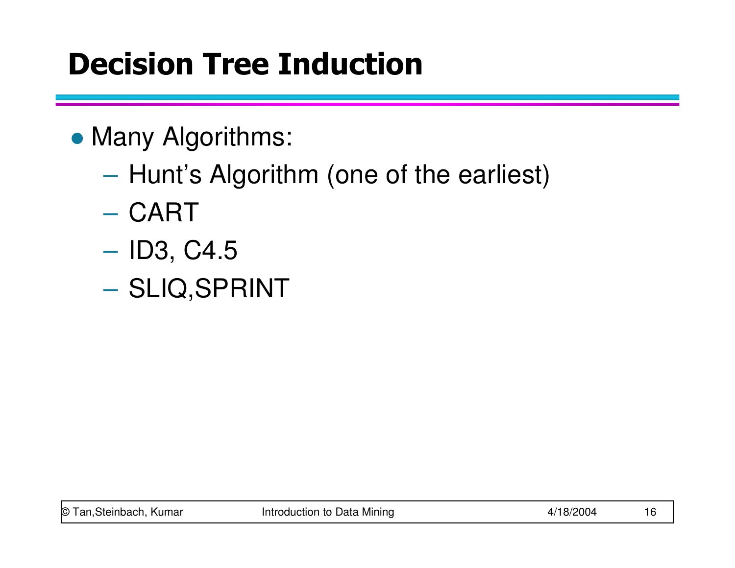# Decision Tree Induction

- Many Algorithms:
  - Hunt's Algorithm (one of the earliest)
  - CART
  - ID3, C4.5
  - SLIQ,SPRINT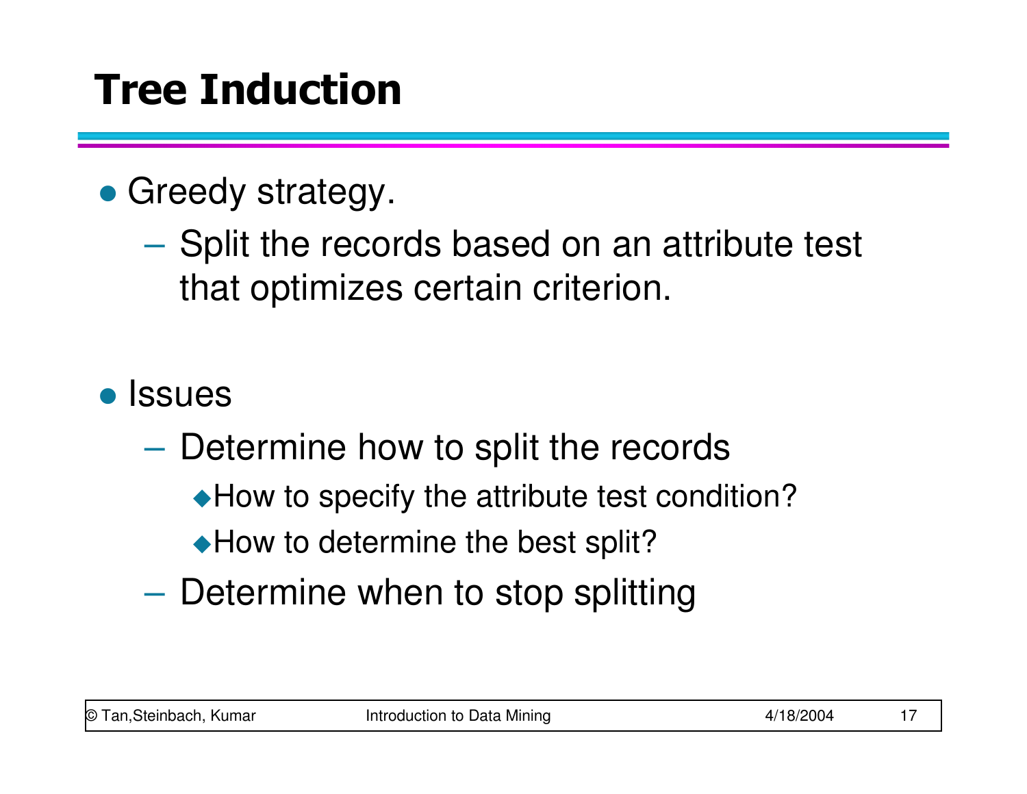# Tree Induction

- Greedy strategy.
  - Split the records based on an attribute test that optimizes certain criterion.

- Issues
  - Determine how to split the records
    - How to specify the attribute test condition?
    - How to determine the best split?
  - Determine when to stop splitting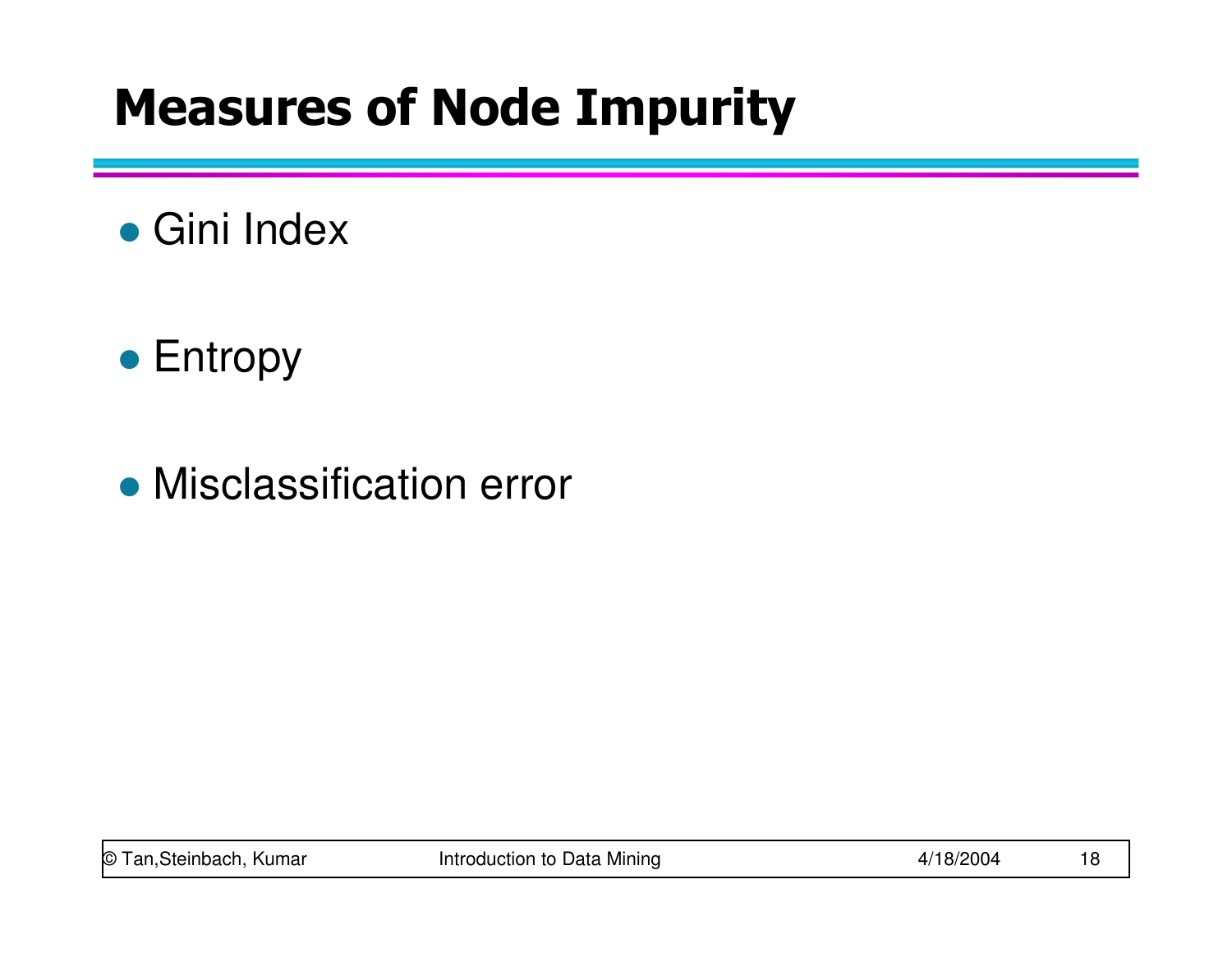# Measures of Node Impurity

- Gini Index
- Entropy
- Misclassification error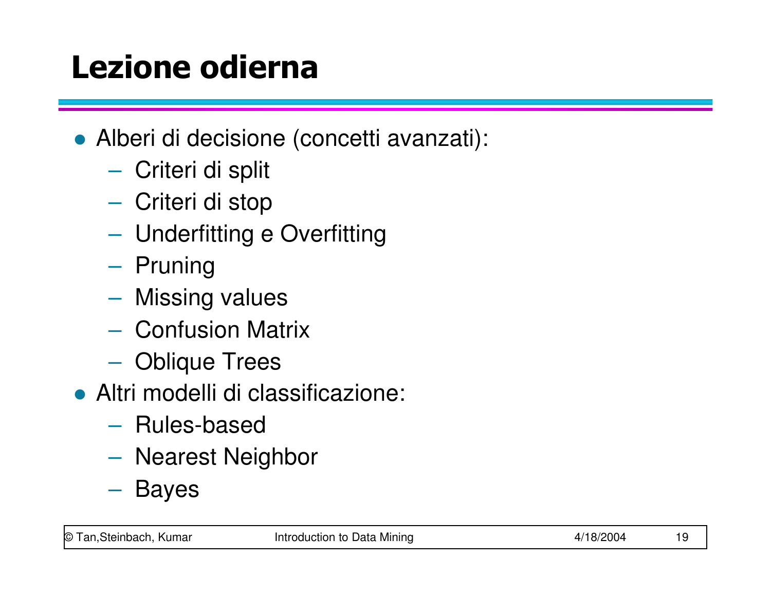# Lezione odierna

- Alberi di decisione (concetti avanzati):
  - Criteri di split
  - Criteri di stop
  - Underfitting e Overfitting
  - Pruning
  - Missing values
  - Confusion Matrix
  - Oblique Trees
- Altri modelli di classificazione:
  - Rules-based
  - Nearest Neighbor
  - Bayes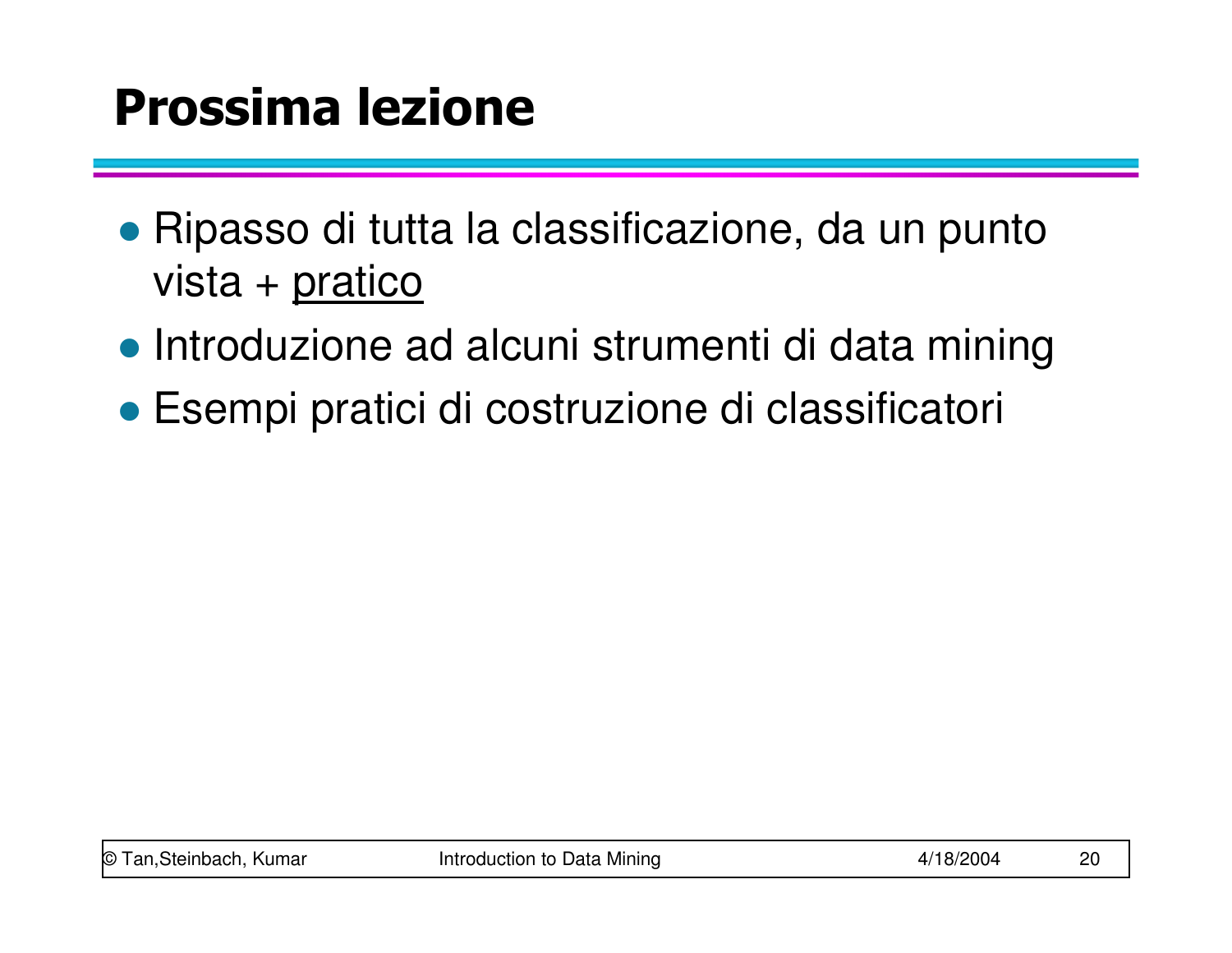# Prossima lezione

- Ripasso di tutta la classificazione, da un punto vista + <u>pratico</u>
- Introduzione ad alcuni strumenti di data mining
- Esempi pratici di costruzione di classificatori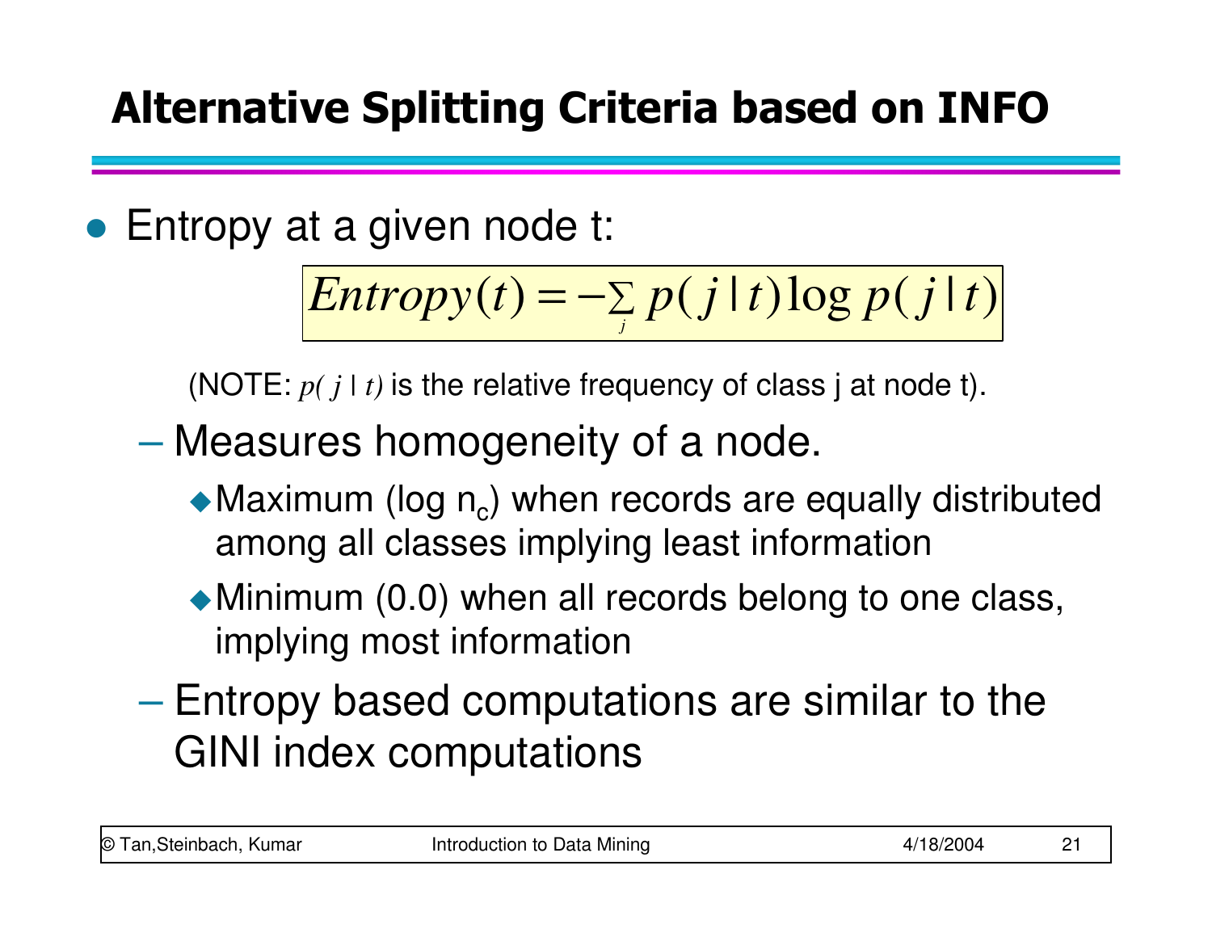# Alternative Splitting Criteria based on INFO

- Entropy at a given node t:

$$Entropy(t) = -\sum_{j} p(j \mid t) \log p(j \mid t)$$

(NOTE: $p(j \mid t)$ is the relative frequency of class j at node t).

- Measures homogeneity of a node.
  - Maximum ($\log n_c$) when records are equally distributed among all classes implying least information
  - Minimum (0.0) when all records belong to one class, implying most information
- Entropy based computations are similar to the GINI index computations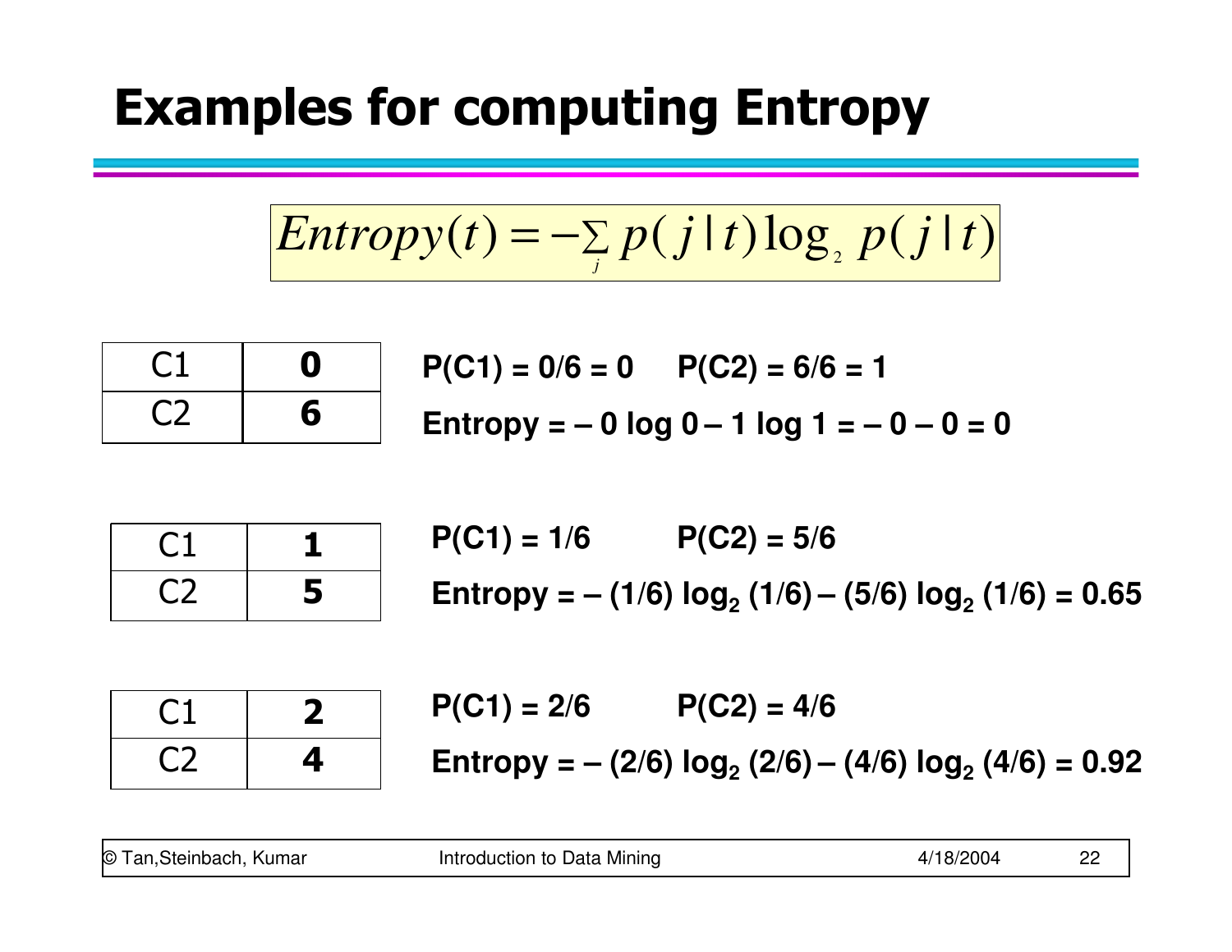# Examples for computing Entropy

$$Entropy(t) = -\sum_{j} p(j \mid t) \log_2 p(j \mid t)$$

| C1 | **0** |
|---|---|
| C2 | **6** |

**P(C1) = 0/6 = 0     P(C2) = 6/6 = 1**

**Entropy = – 0 log 0 – 1 log 1 = – 0 – 0 = 0**

| C1 | **1** |
|---|---|
| C2 | **5** |

**P(C1) = 1/6     P(C2) = 5/6**

**Entropy = – (1/6) $\log_2$ (1/6) – (5/6) $\log_2$ (1/6) = 0.65**

| C1 | **2** |
|---|---|
| C2 | **4** |

**P(C1) = 2/6     P(C2) = 4/6**

**Entropy = – (2/6) $\log_2$ (2/6) – (4/6) $\log_2$ (4/6) = 0.92**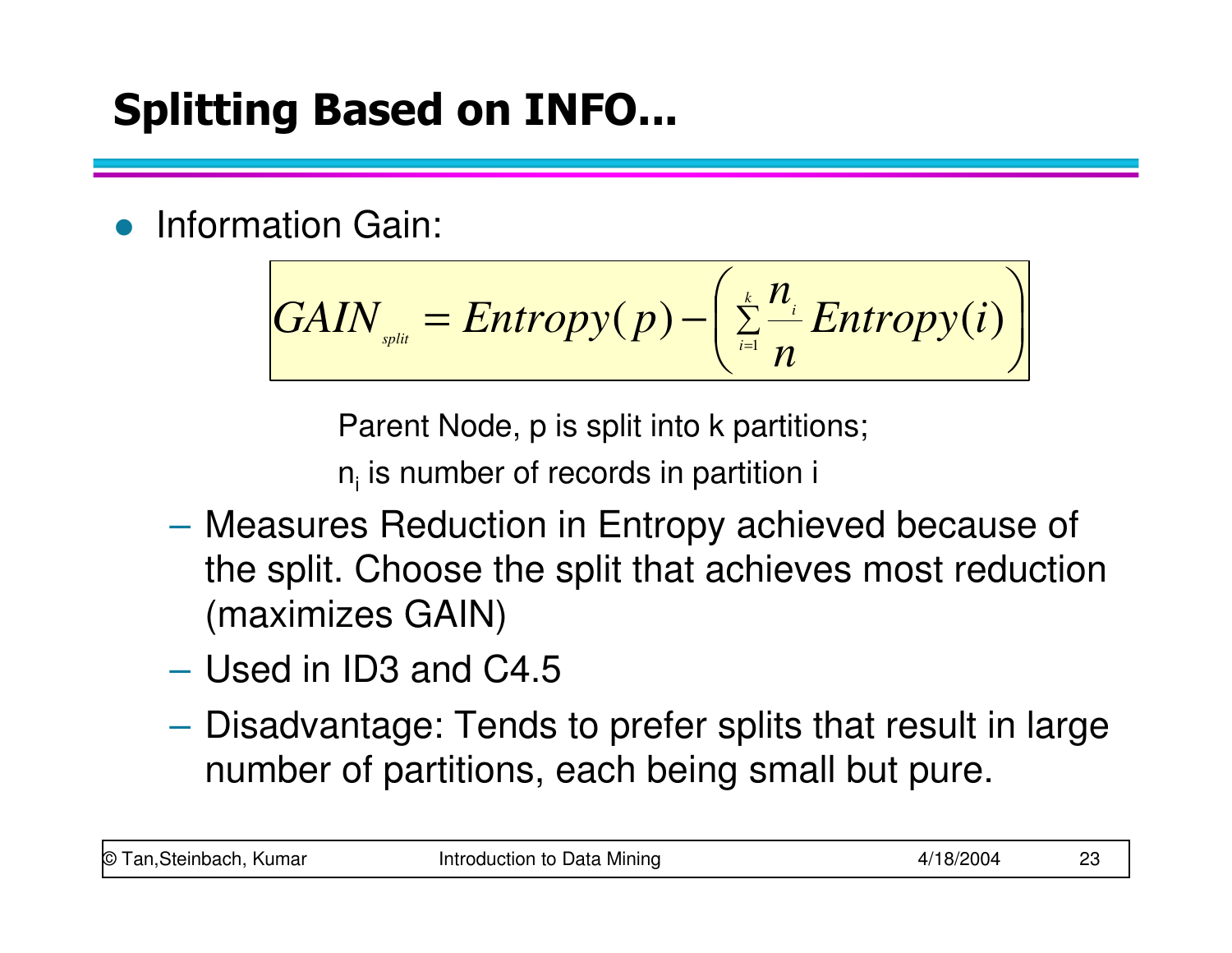# Splitting Based on INFO...

- Information Gain:

$$GAIN_{split} = Entropy(p) - \left( \sum_{i=1}^{k} \frac{n_i}{n} Entropy(i) \right)$$

Parent Node, p is split into k partitions;

$n_i$ is number of records in partition i

  - Measures Reduction in Entropy achieved because of the split. Choose the split that achieves most reduction (maximizes GAIN)
  - Used in ID3 and C4.5
  - Disadvantage: Tends to prefer splits that result in large number of partitions, each being small but pure.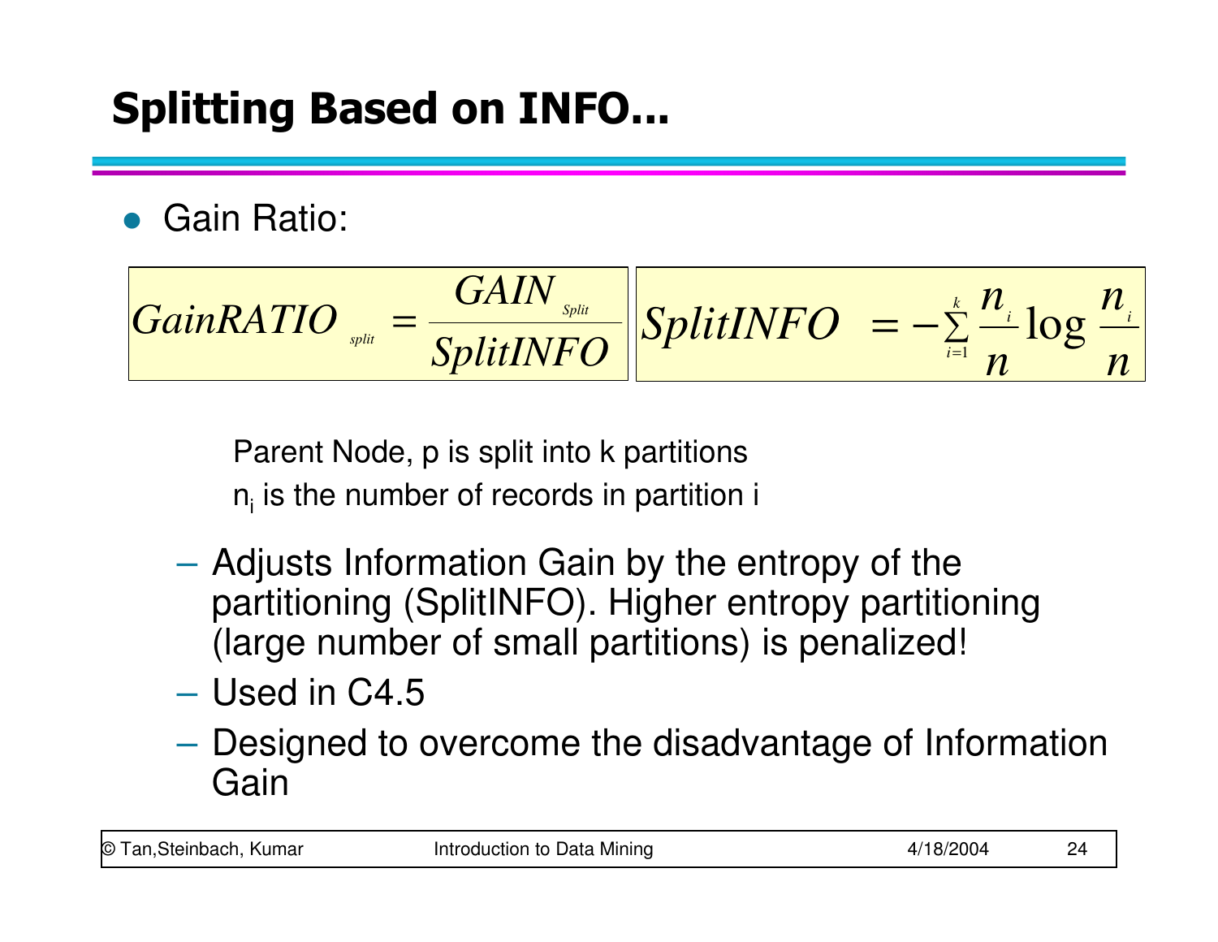# Splitting Based on INFO...

- Gain Ratio:

$$GainRATIO_{split} = \frac{GAIN_{Split}}{SplitINFO} \qquad SplitINFO = -\sum_{i=1}^{k} \frac{n_i}{n} \log \frac{n_i}{n}$$

Parent Node, p is split into k partitions

$n_i$ is the number of records in partition i

  - Adjusts Information Gain by the entropy of the partitioning (SplitINFO). Higher entropy partitioning (large number of small partitions) is penalized!
  - Used in C4.5
  - Designed to overcome the disadvantage of Information Gain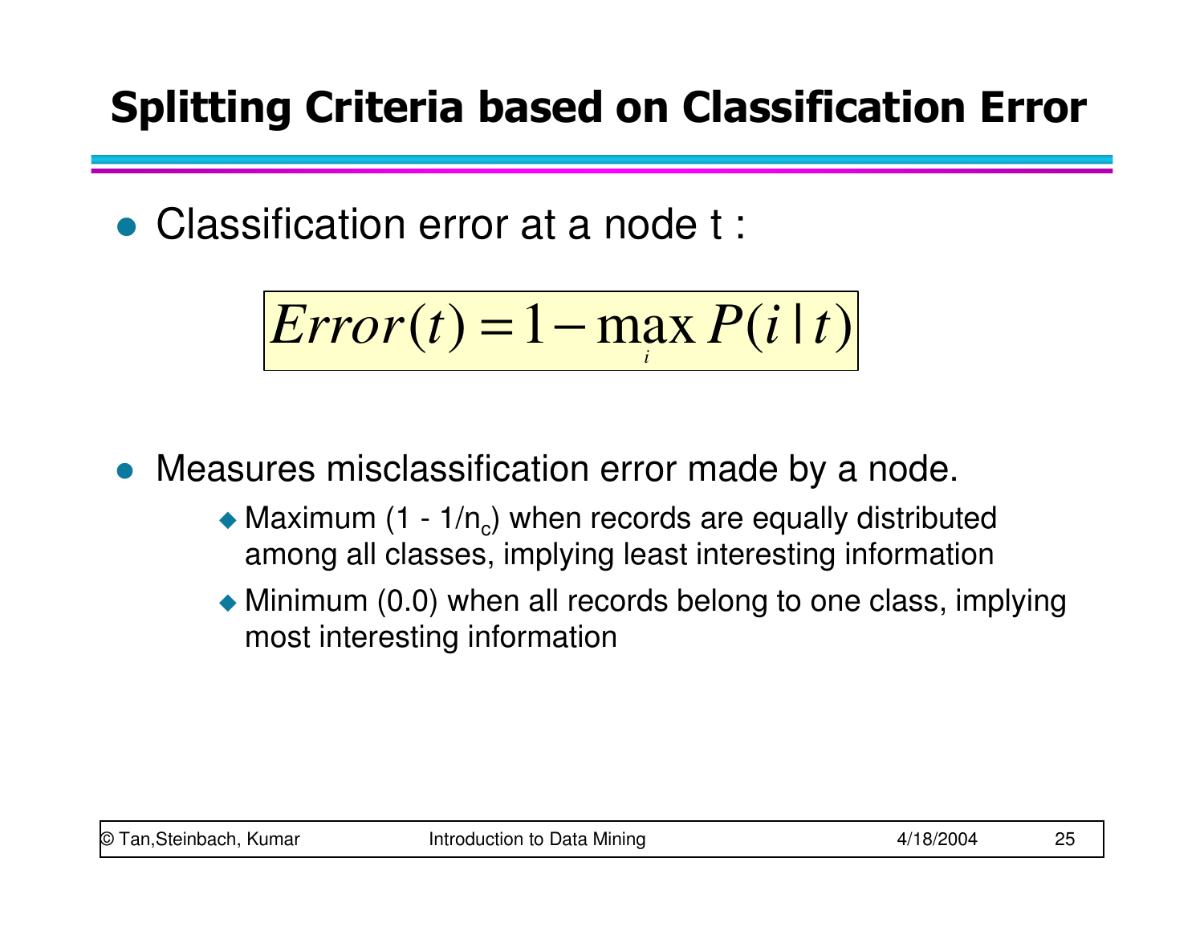## Splitting Criteria based on Classification Error

- Classification error at a node t :

$$Error(t) = 1 - \max_i P(i \mid t)$$

- Measures misclassification error made by a node.
  - Maximum ($1 - 1/n_c$) when records are equally distributed among all classes, implying least interesting information
  - Minimum (0.0) when all records belong to one class, implying most interesting information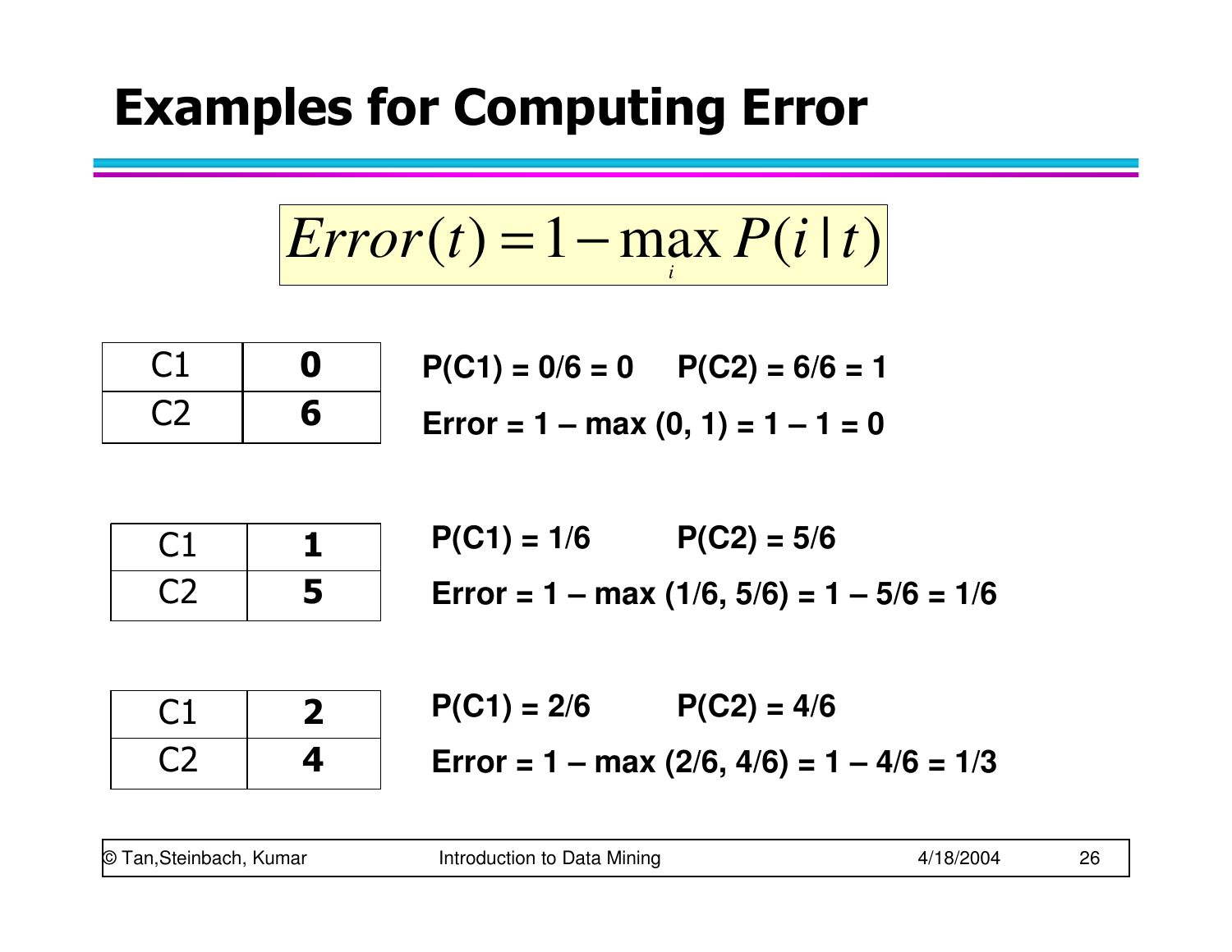# Examples for Computing Error

$$Error(t) = 1 - \max_i P(i \mid t)$$

| C1 | 0 |
|---|---|
| C2 | 6 |

**P(C1) = 0/6 = 0     P(C2) = 6/6 = 1**

**Error = 1 – max (0, 1) = 1 – 1 = 0**

| C1 | 1 |
|---|---|
| C2 | 5 |

**P(C1) = 1/6     P(C2) = 5/6**

**Error = 1 – max (1/6, 5/6) = 1 – 5/6 = 1/6**

| C1 | 2 |
|---|---|
| C2 | 4 |

**P(C1) = 2/6     P(C2) = 4/6**

**Error = 1 – max (2/6, 4/6) = 1 – 4/6 = 1/3**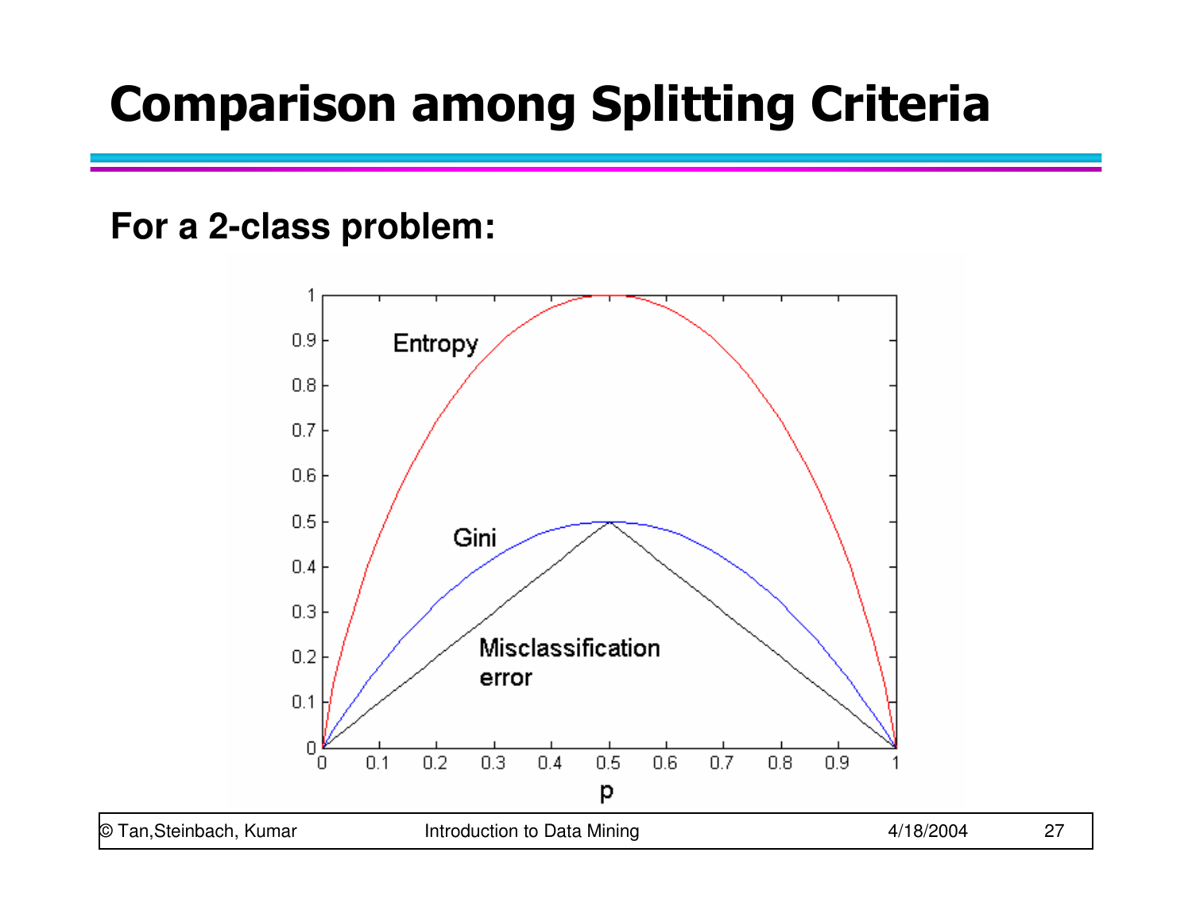# Comparison among Splitting Criteria

**For a 2-class problem:**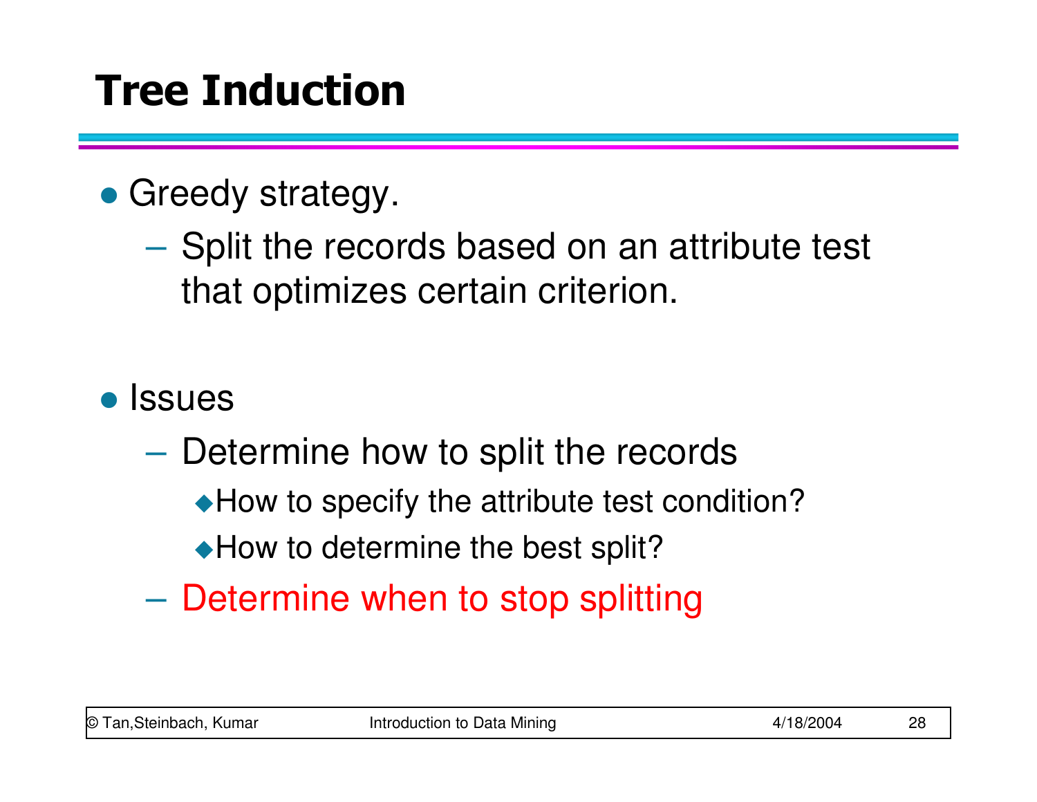# Tree Induction

- Greedy strategy.
  - Split the records based on an attribute test that optimizes certain criterion.

- Issues
  - Determine how to split the records
    - How to specify the attribute test condition?
    - How to determine the best split?
  - Determine when to stop splitting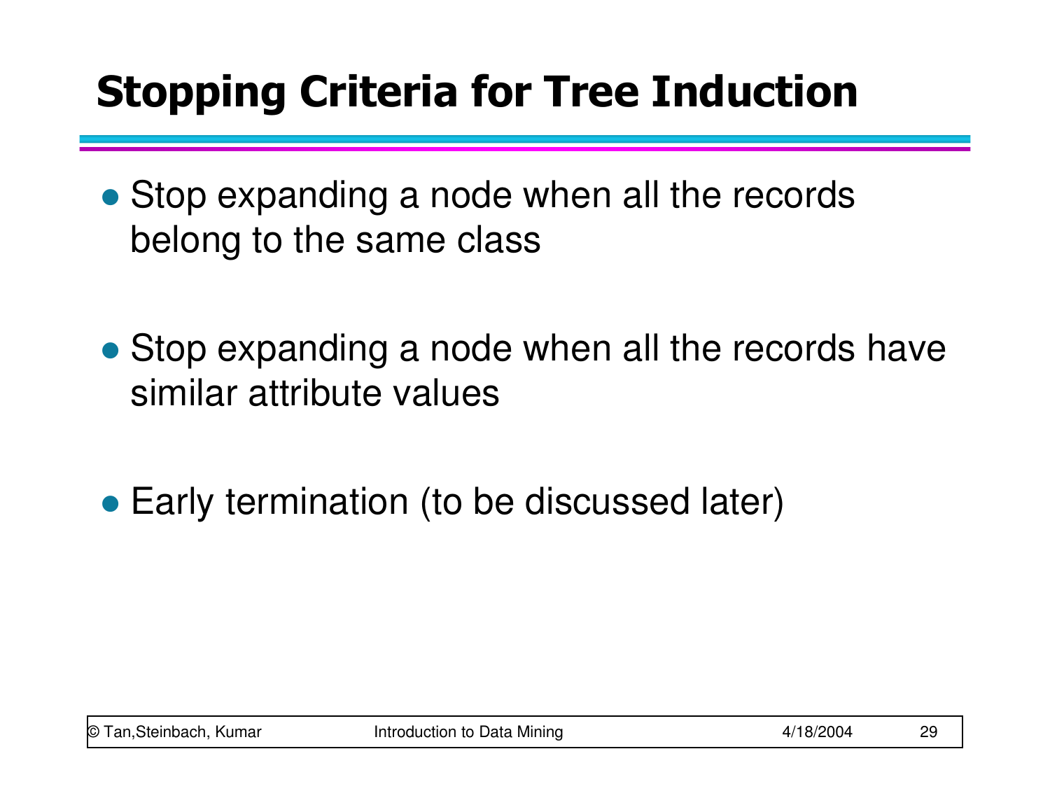# Stopping Criteria for Tree Induction

- Stop expanding a node when all the records belong to the same class

- Stop expanding a node when all the records have similar attribute values

- Early termination (to be discussed later)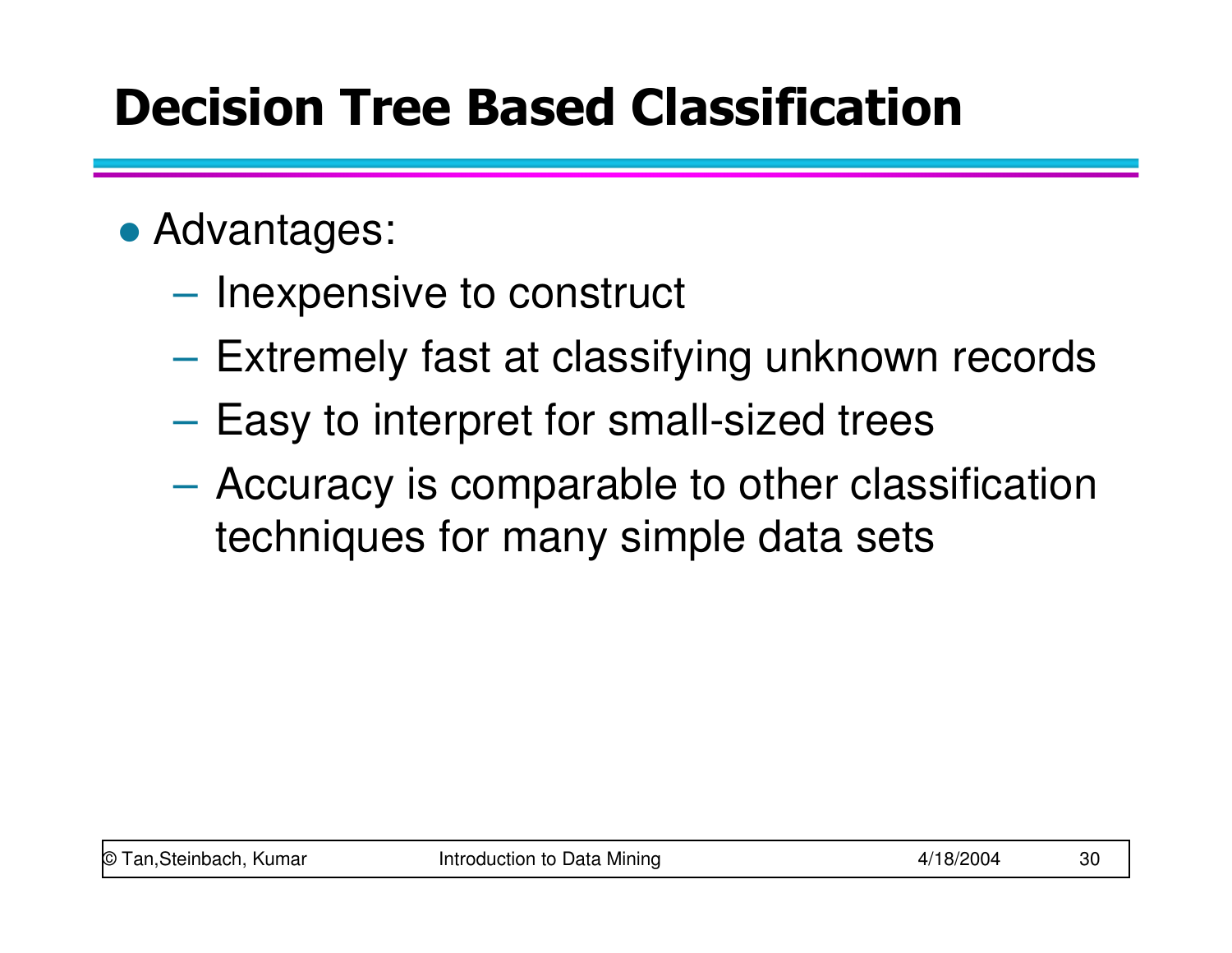# Decision Tree Based Classification

- Advantages:
  - Inexpensive to construct
  - Extremely fast at classifying unknown records
  - Easy to interpret for small-sized trees
  - Accuracy is comparable to other classification techniques for many simple data sets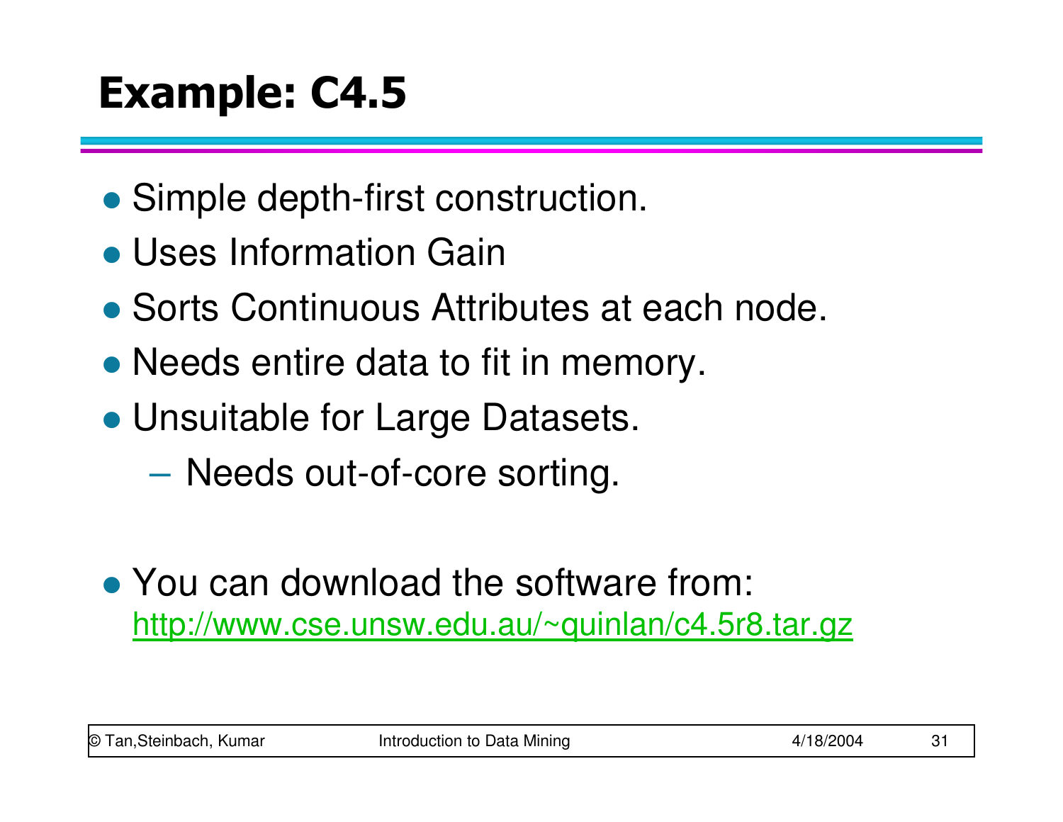# Example: C4.5

- Simple depth-first construction.
- Uses Information Gain
- Sorts Continuous Attributes at each node.
- Needs entire data to fit in memory.
- Unsuitable for Large Datasets.
  - Needs out-of-core sorting.

- You can download the software from:
  http://www.cse.unsw.edu.au/~quinlan/c4.5r8.tar.gz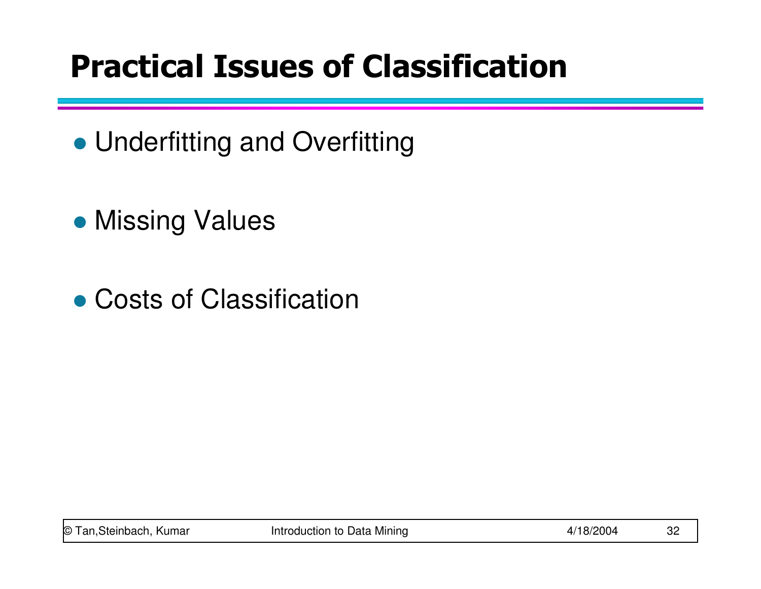# Practical Issues of Classification

- Underfitting and Overfitting

- Missing Values

- Costs of Classification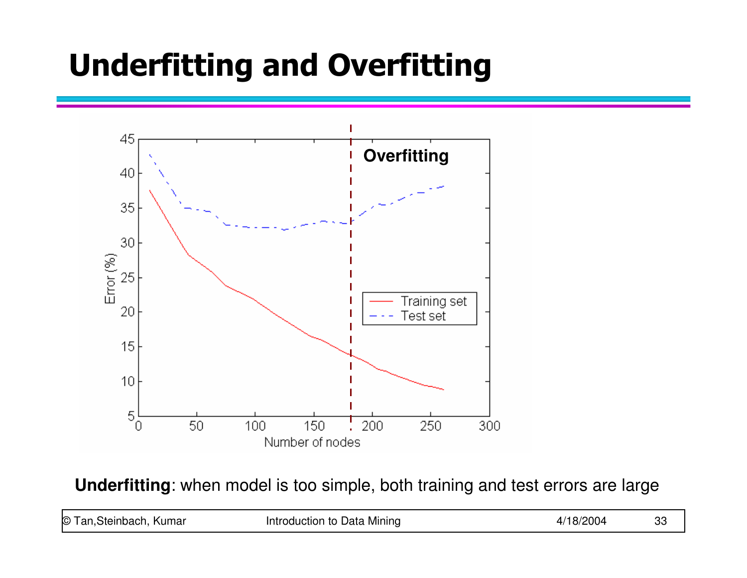# Underfitting and Overfitting

**Underfitting**: when model is too simple, both training and test errors are large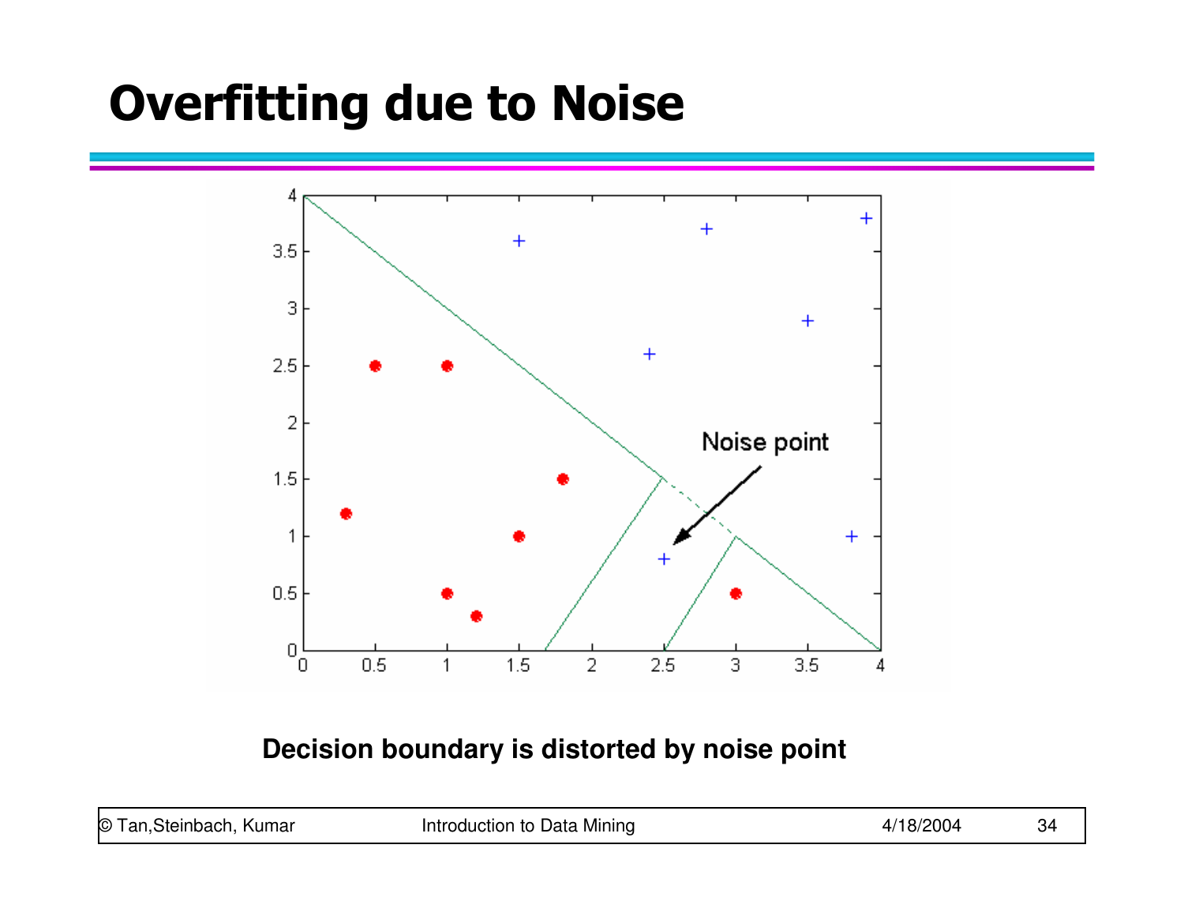# Overfitting due to Noise

Noise point

**Decision boundary is distorted by noise point**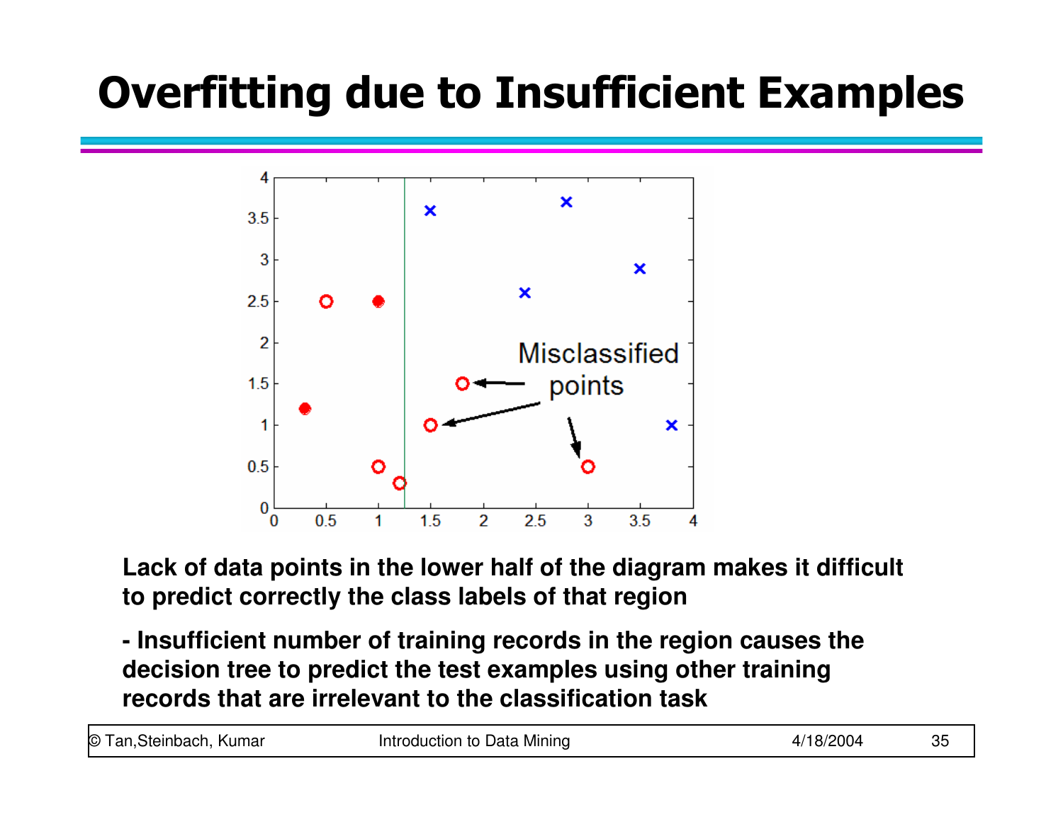# Overfitting due to Insufficient Examples

**Lack of data points in the lower half of the diagram makes it difficult to predict correctly the class labels of that region**

**- Insufficient number of training records in the region causes the decision tree to predict the test examples using other training records that are irrelevant to the classification task**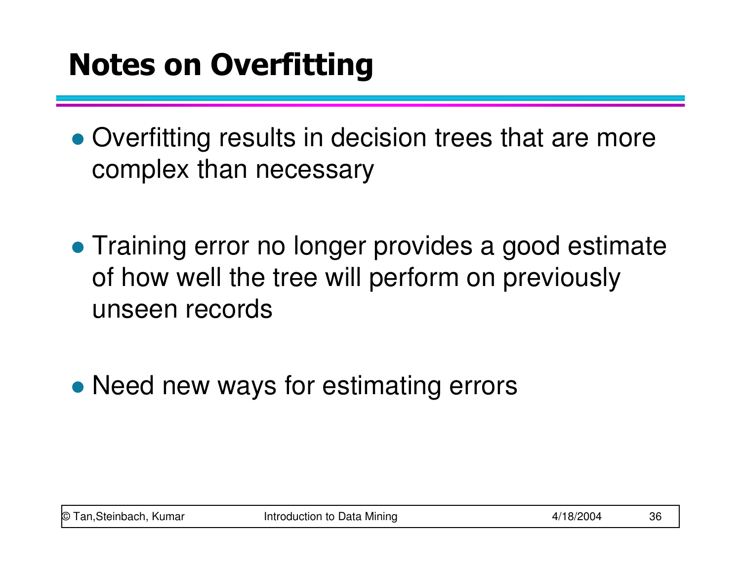# Notes on Overfitting

- Overfitting results in decision trees that are more complex than necessary

- Training error no longer provides a good estimate of how well the tree will perform on previously unseen records

- Need new ways for estimating errors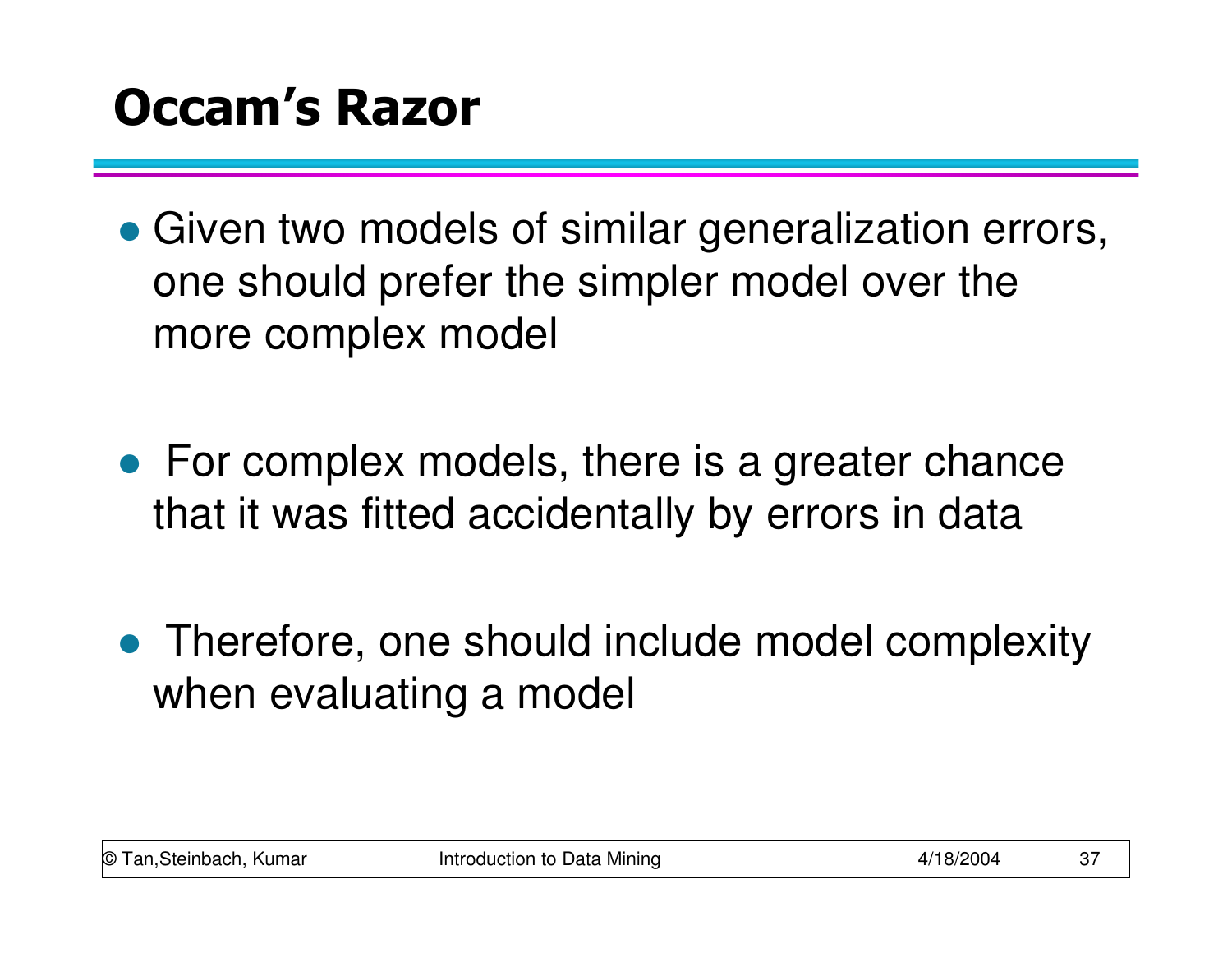# Occam's Razor

- Given two models of similar generalization errors, one should prefer the simpler model over the more complex model

- For complex models, there is a greater chance that it was fitted accidentally by errors in data

- Therefore, one should include model complexity when evaluating a model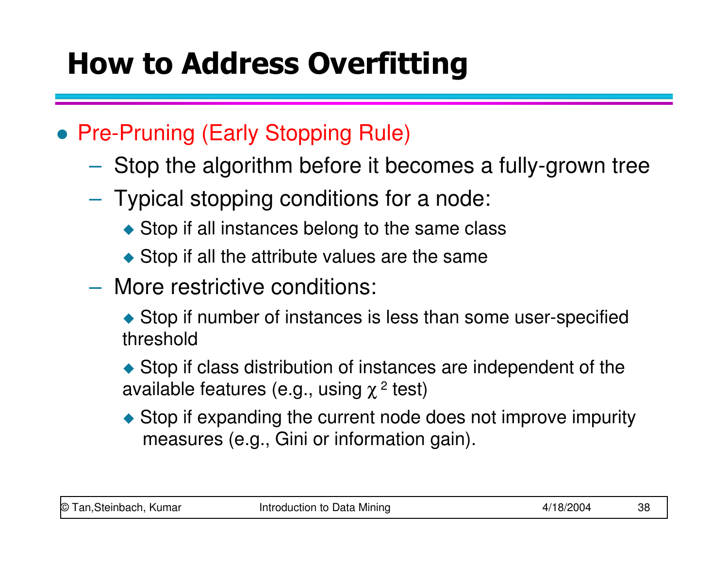# How to Address Overfitting

- Pre-Pruning (Early Stopping Rule)
  - Stop the algorithm before it becomes a fully-grown tree
  - Typical stopping conditions for a node:
    - Stop if all instances belong to the same class
    - Stop if all the attribute values are the same
  - More restrictive conditions:
    - Stop if number of instances is less than some user-specified threshold
    - Stop if class distribution of instances are independent of the available features (e.g., using $\chi^2$ test)
    - Stop if expanding the current node does not improve impurity measures (e.g., Gini or information gain).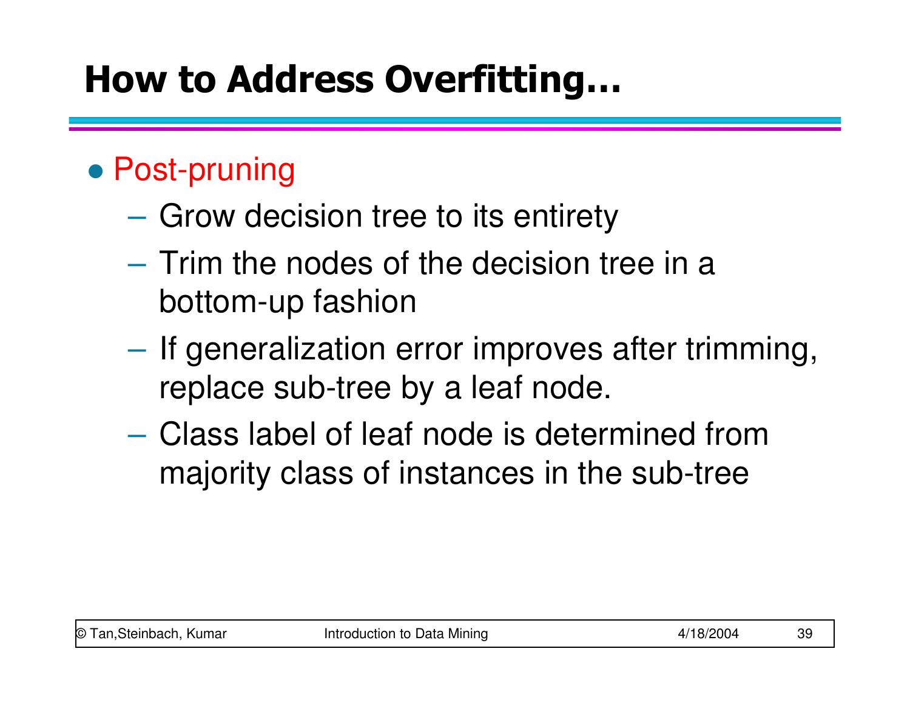# How to Address Overfitting…

- Post-pruning
  - Grow decision tree to its entirety
  - Trim the nodes of the decision tree in a bottom-up fashion
  - If generalization error improves after trimming, replace sub-tree by a leaf node.
  - Class label of leaf node is determined from majority class of instances in the sub-tree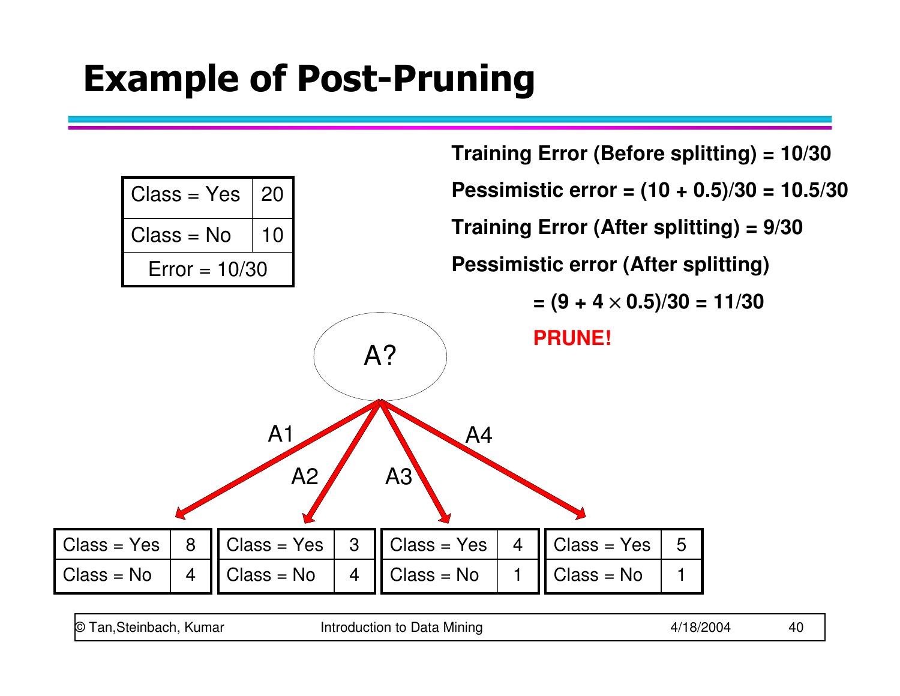# Example of Post-Pruning

| Class = Yes | 20 |
|---|---|
| Class = No | 10 |
| Error = 10/30 | |

**Training Error (Before splitting) = 10/30**

**Pessimistic error = (10 + 0.5)/30 = 10.5/30**

**Training Error (After splitting) = 9/30**

**Pessimistic error (After splitting)**

**= $(9 + 4 \times 0.5)/30$ = 11/30**

**PRUNE!**

A?

| | Class = Yes | Class = No |
|---|---|---|
| A1 | 8 | 4 |
| A2 | 3 | 4 |
| A3 | 4 | 1 |
| A4 | 5 | 1 |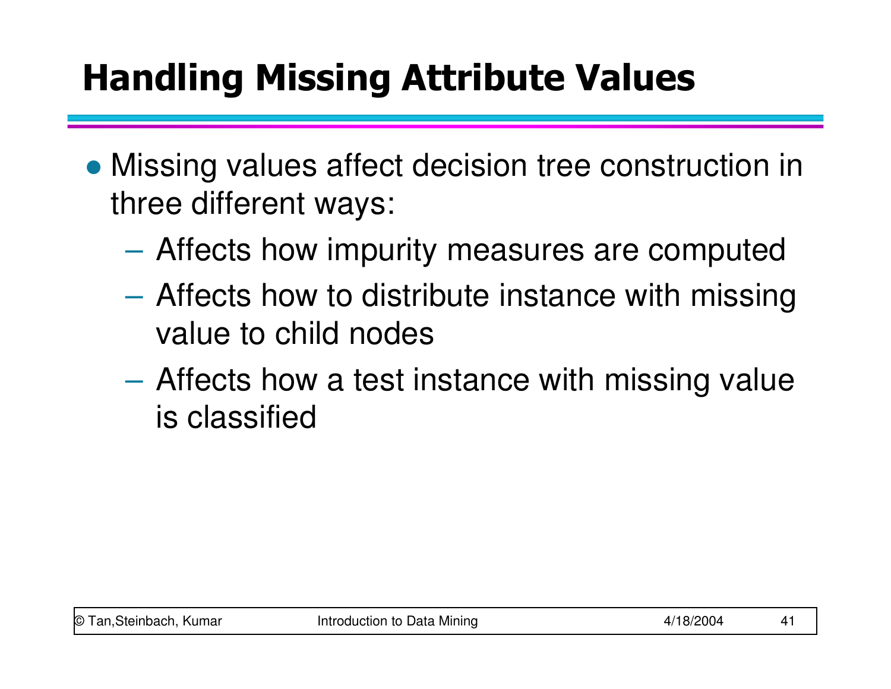# Handling Missing Attribute Values

- Missing values affect decision tree construction in three different ways:
  - Affects how impurity measures are computed
  - Affects how to distribute instance with missing value to child nodes
  - Affects how a test instance with missing value is classified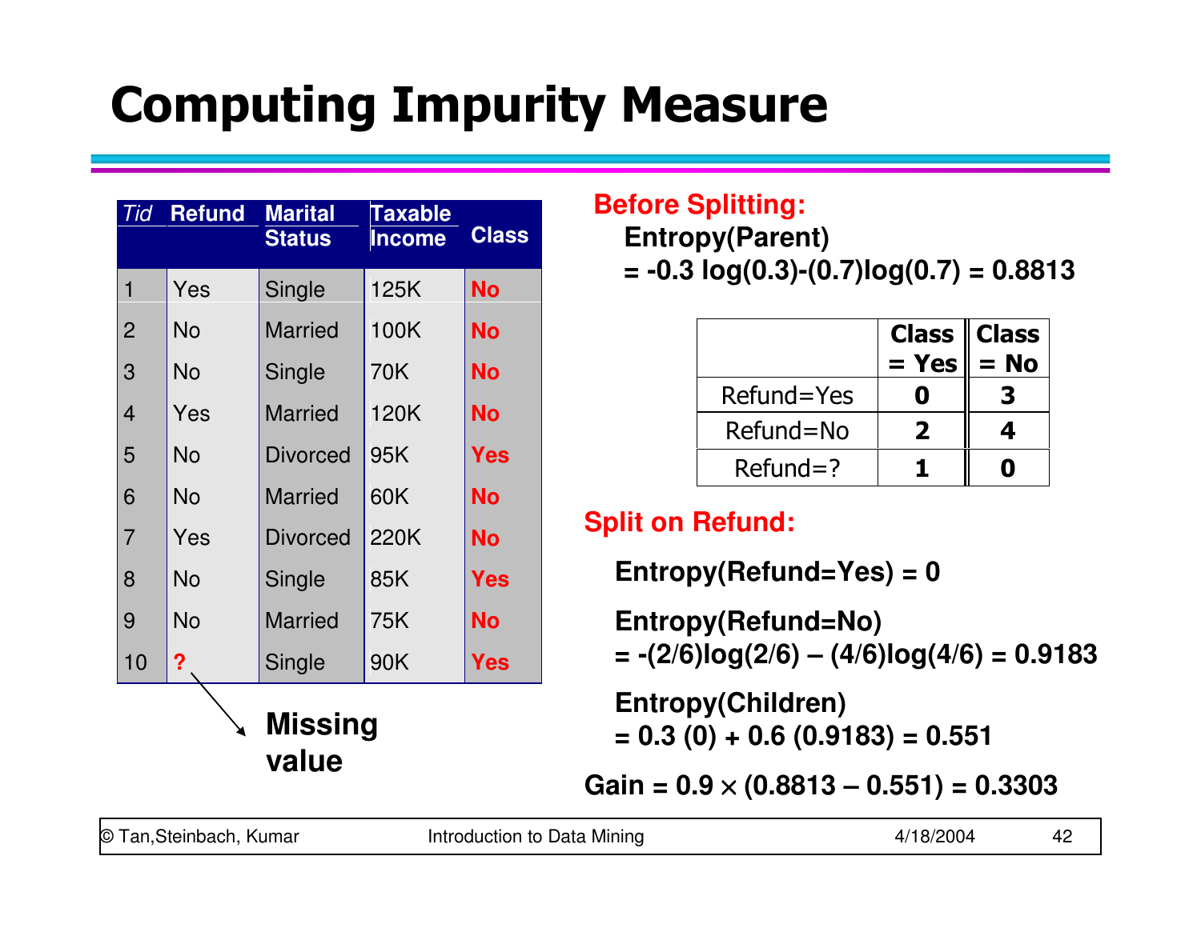# Computing Impurity Measure

| Tid | Refund | Marital Status | Taxable Income | Class |
|---|---|---|---|---|
| 1 | Yes | Single | 125K | No |
| 2 | No | Married | 100K | No |
| 3 | No | Single | 70K | No |
| 4 | Yes | Married | 120K | No |
| 5 | No | Divorced | 95K | Yes |
| 6 | No | Married | 60K | No |
| 7 | Yes | Divorced | 220K | No |
| 8 | No | Single | 85K | Yes |
| 9 | No | Married | 75K | No |
| 10 | ? | Single | 90K | Yes |

**Missing value**

**Before Splitting:**

**Entropy(Parent)**
**= -0.3 log(0.3)-(0.7)log(0.7) = 0.8813**

| | Class = Yes | Class = No |
|---|---|---|
| Refund=Yes | 0 | 3 |
| Refund=No | 2 | 4 |
| Refund=? | 1 | 0 |

**Split on Refund:**

**Entropy(Refund=Yes) = 0**

**Entropy(Refund=No)**
**= -(2/6)log(2/6) – (4/6)log(4/6) = 0.9183**

**Entropy(Children)**
**= 0.3 (0) + 0.6 (0.9183) = 0.551**

**Gain = 0.9 × (0.8813 – 0.551) = 0.3303**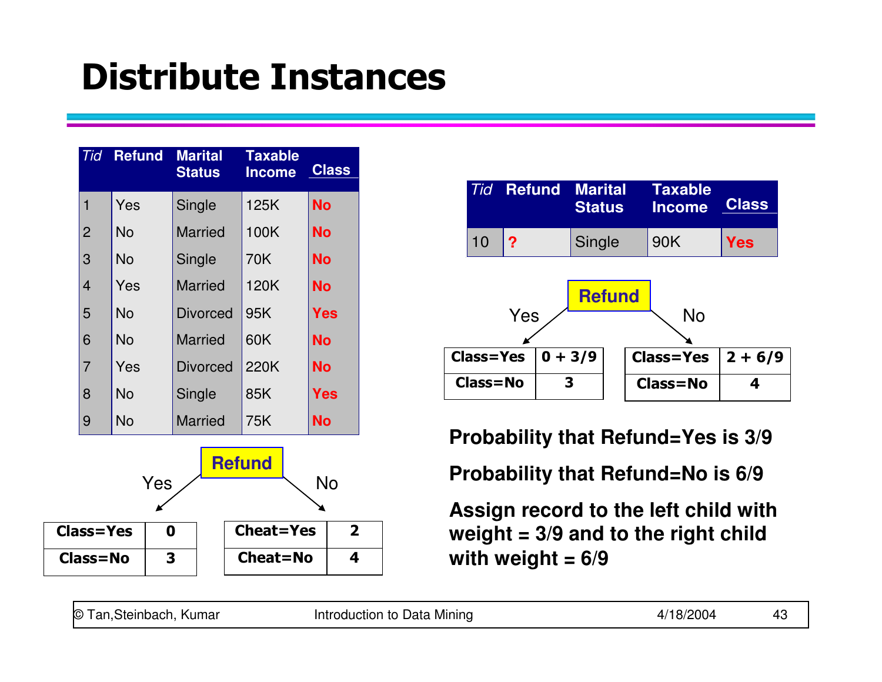# Distribute Instances

| Tid | Refund | Marital Status | Taxable Income | Class |
|---|---|---|---|---|
| 1 | Yes | Single | 125K | No |
| 2 | No | Married | 100K | No |
| 3 | No | Single | 70K | No |
| 4 | Yes | Married | 120K | No |
| 5 | No | Divorced | 95K | Yes |
| 6 | No | Married | 60K | No |
| 7 | Yes | Divorced | 220K | No |
| 8 | No | Single | 85K | Yes |
| 9 | No | Married | 75K | No |

**Refund**

Yes:

| | |
|---|---|
| Class=Yes | 0 |
| Class=No | 3 |

No:

| | |
|---|---|
| Cheat=Yes | 2 |
| Cheat=No | 4 |

| Tid | Refund | Marital Status | Taxable Income | Class |
|---|---|---|---|---|
| 10 | ? | Single | 90K | Yes |

**Refund**

Yes:

| | |
|---|---|
| Class=Yes | 0 + 3/9 |
| Class=No | 3 |

No:

| | |
|---|---|
| Class=Yes | 2 + 6/9 |
| Class=No | 4 |

**Probability that Refund=Yes is 3/9**

**Probability that Refund=No is 6/9**

**Assign record to the left child with weight = 3/9 and to the right child with weight = 6/9**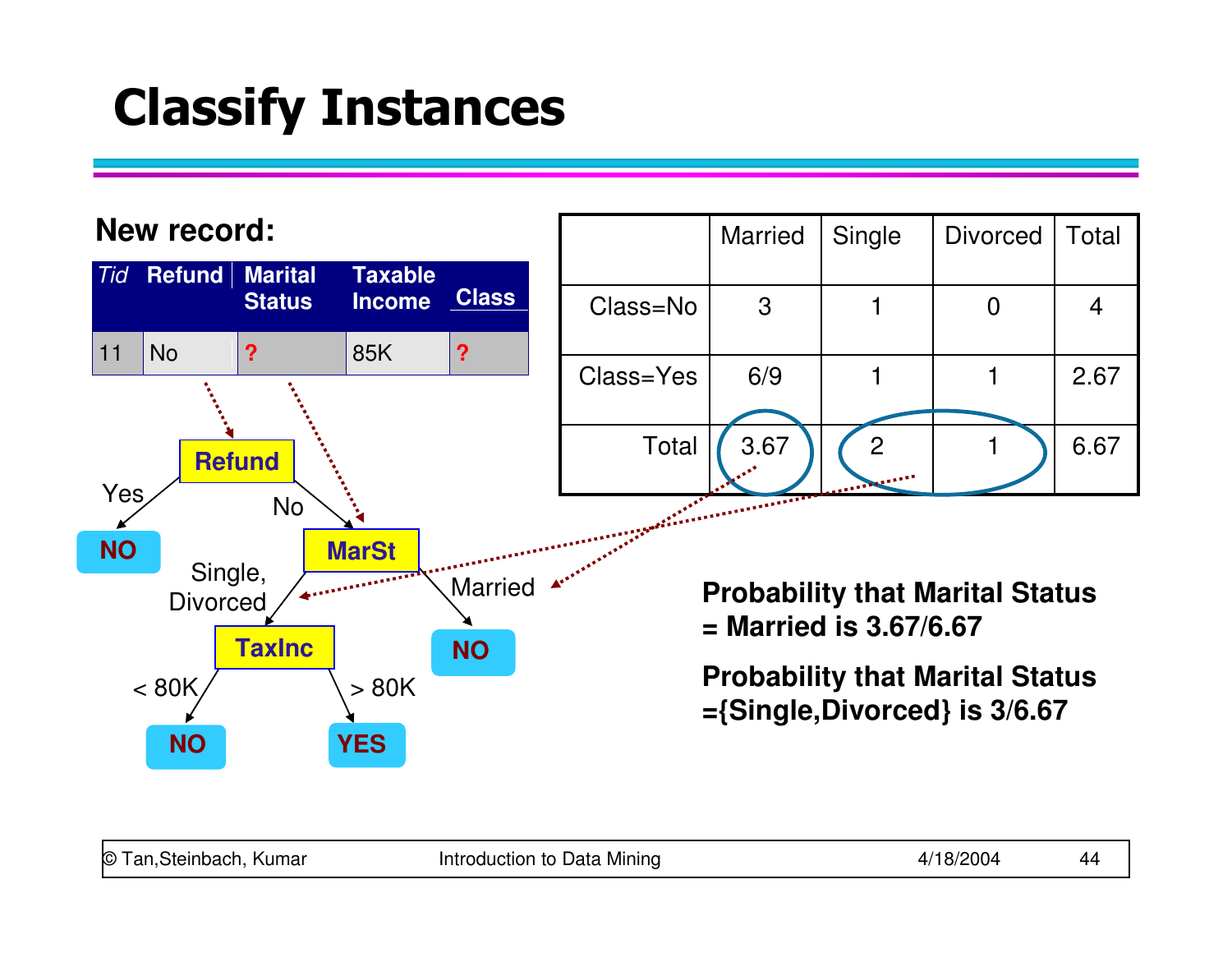# Classify Instances

**New record:**

| *Tid* | Refund | Marital Status | Taxable Income | Class |
|---|---|---|---|---|
| 11 | No | ? | 85K | ? |

|  | Married | Single | Divorced | Total |
|---|---|---|---|---|
| Class=No | 3 | 1 | 0 | 4 |
| Class=Yes | 6/9 | 1 | 1 | 2.67 |
| Total | 3.67 | 2 | 1 | 6.67 |

Decision tree:

- Refund
  - Yes → NO
  - No → MarSt
    - Single, Divorced → TaxInc
      - < 80K → NO
      - > 80K → YES
    - Married → NO

**Probability that Marital Status = Married is 3.67/6.67**

**Probability that Marital Status ={Single,Divorced} is 3/6.67**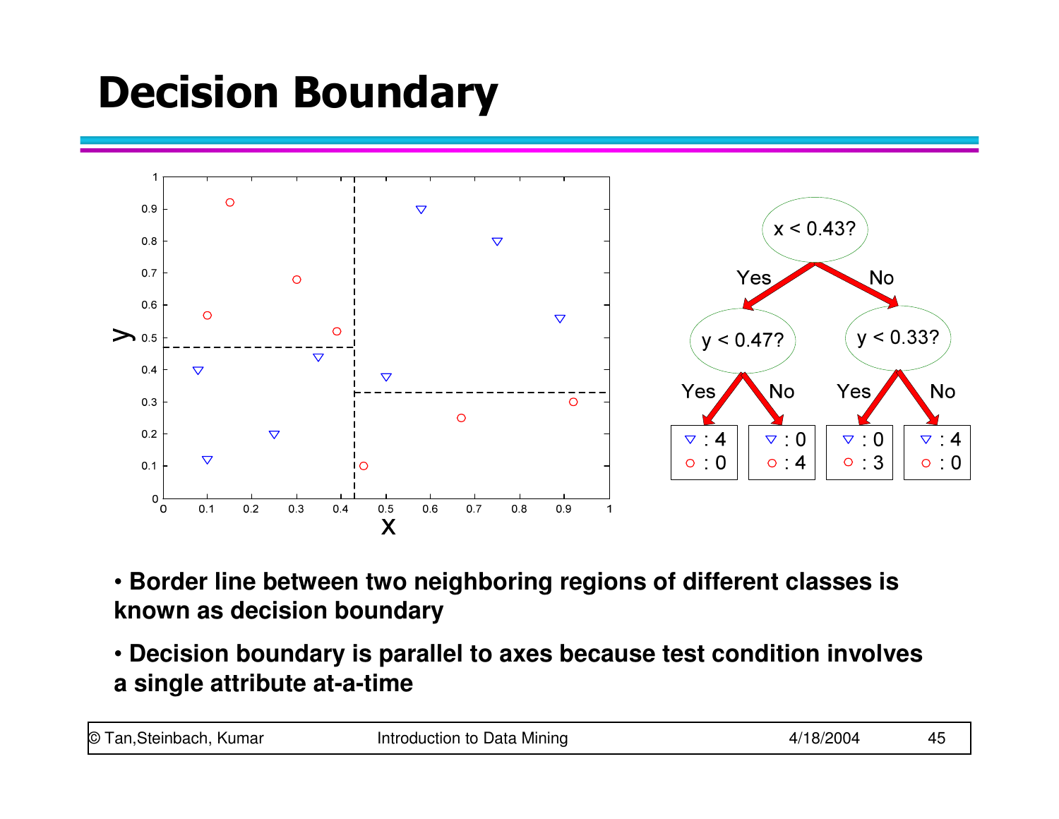# Decision Boundary

- **Border line between two neighboring regions of different classes is known as decision boundary**
- **Decision boundary is parallel to axes because test condition involves a single attribute at-a-time**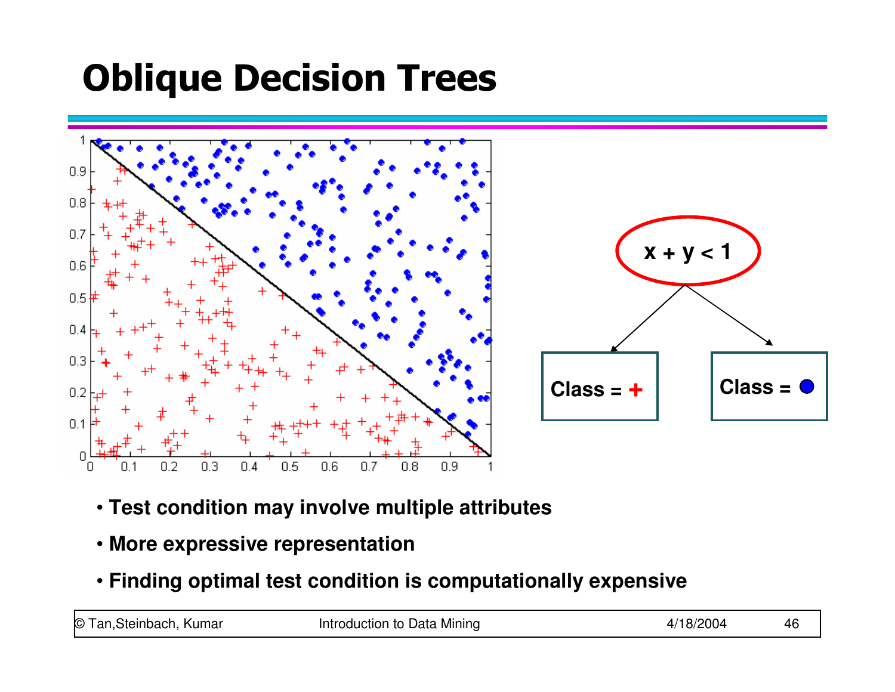# Oblique Decision Trees

$x + y < 1$

Class = +

Class = ●

- Test condition may involve multiple attributes
- More expressive representation
- Finding optimal test condition is computationally expensive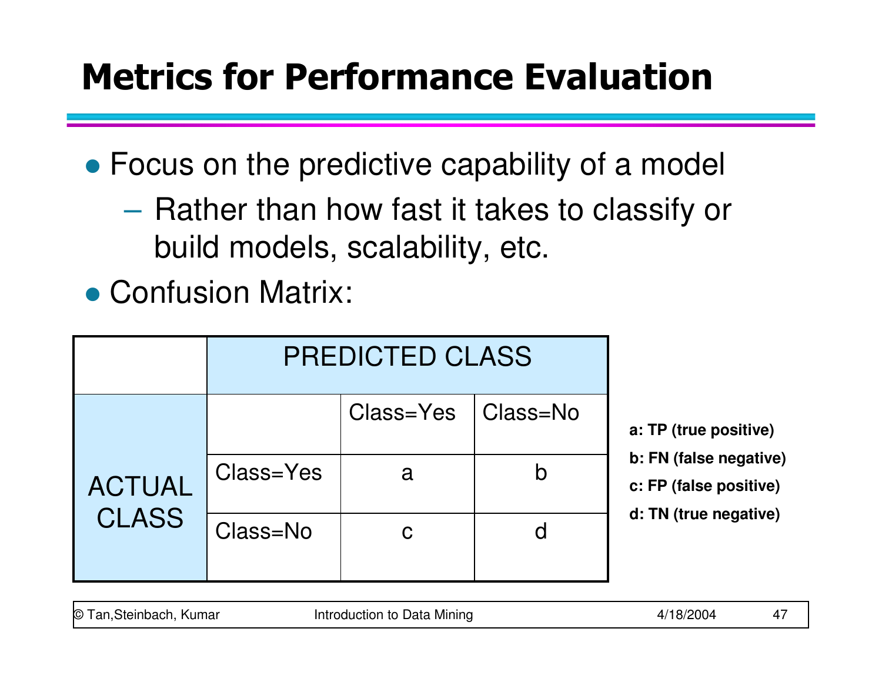# Metrics for Performance Evaluation

- Focus on the predictive capability of a model
  - Rather than how fast it takes to classify or build models, scalability, etc.
- Confusion Matrix:

| | PREDICTED CLASS | | |
|---|---|---|---|
| **ACTUAL CLASS** | | Class=Yes | Class=No |
| | Class=Yes | a | b |
| | Class=No | c | d |

**a: TP (true positive)**

**b: FN (false negative)**

**c: FP (false positive)**

**d: TN (true negative)**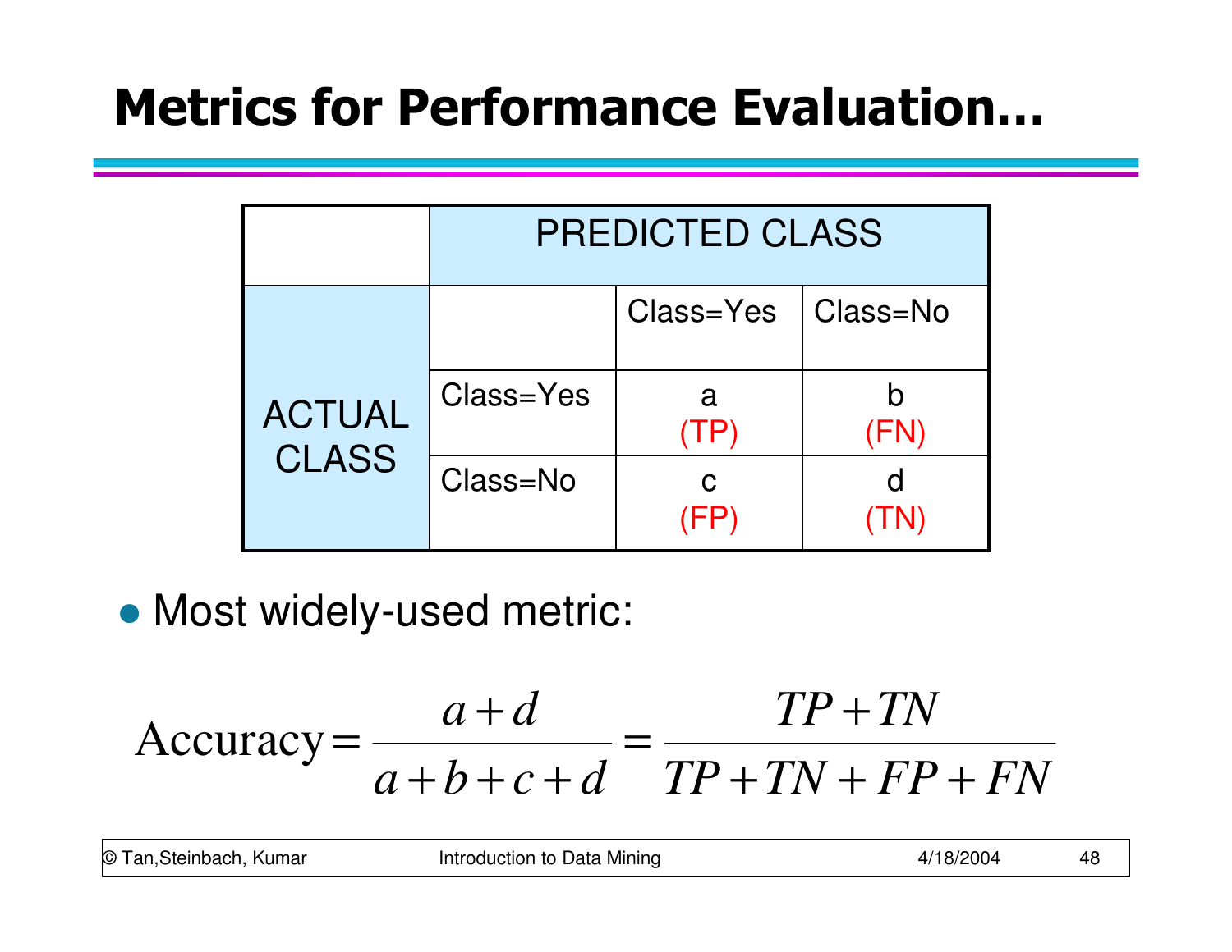# Metrics for Performance Evaluation…

| | PREDICTED CLASS | |
|---|---|---|
| **ACTUAL CLASS** | Class=Yes | Class=No |
| Class=Yes | a (TP) | b (FN) |
| Class=No | c (FP) | d (TN) |

- Most widely-used metric:

$$\text{Accuracy} = \frac{a+d}{a+b+c+d} = \frac{TP+TN}{TP+TN+FP+FN}$$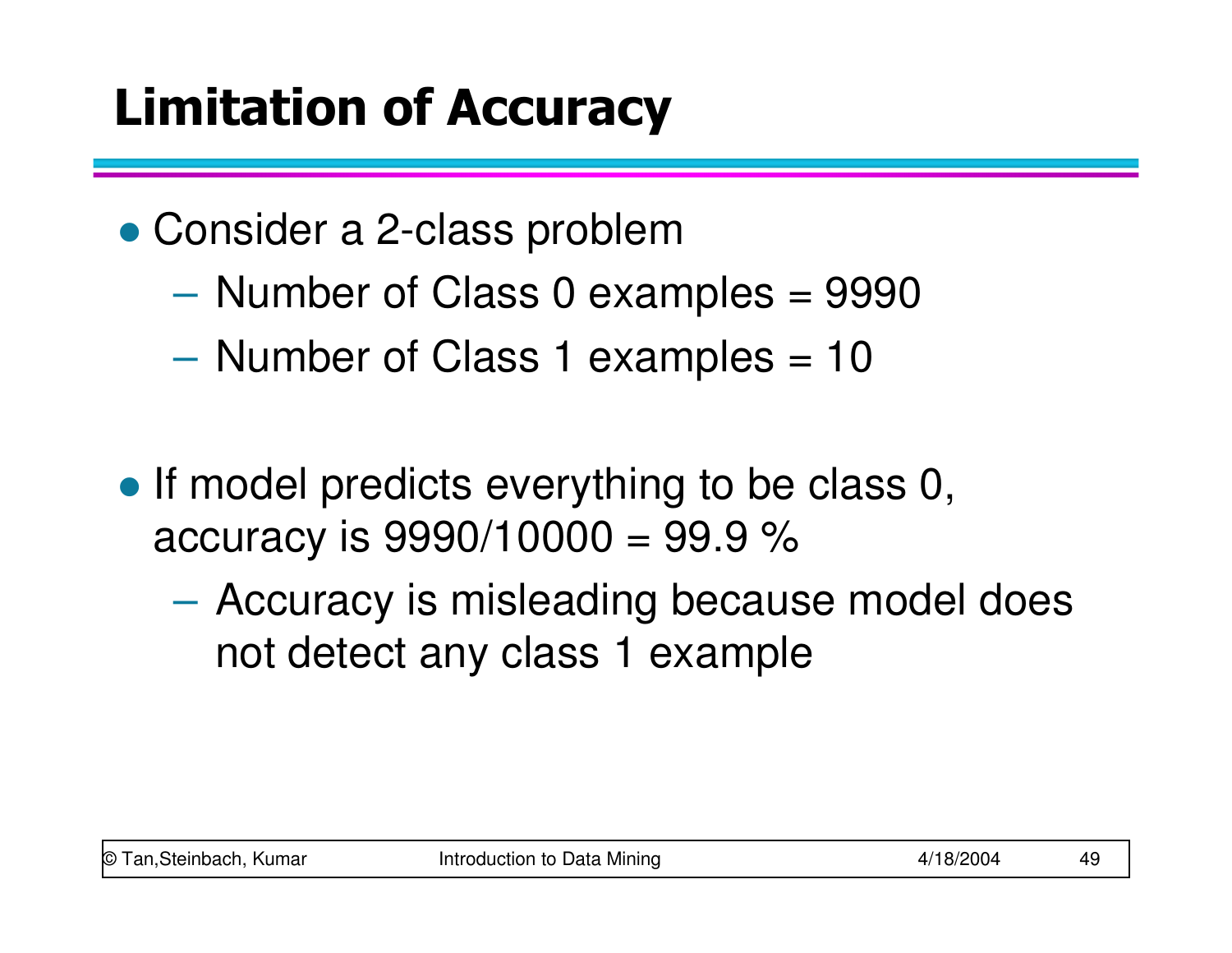# Limitation of Accuracy

- Consider a 2-class problem
  - Number of Class 0 examples = 9990
  - Number of Class 1 examples = 10

- If model predicts everything to be class 0, accuracy is 9990/10000 = 99.9 %
  - Accuracy is misleading because model does not detect any class 1 example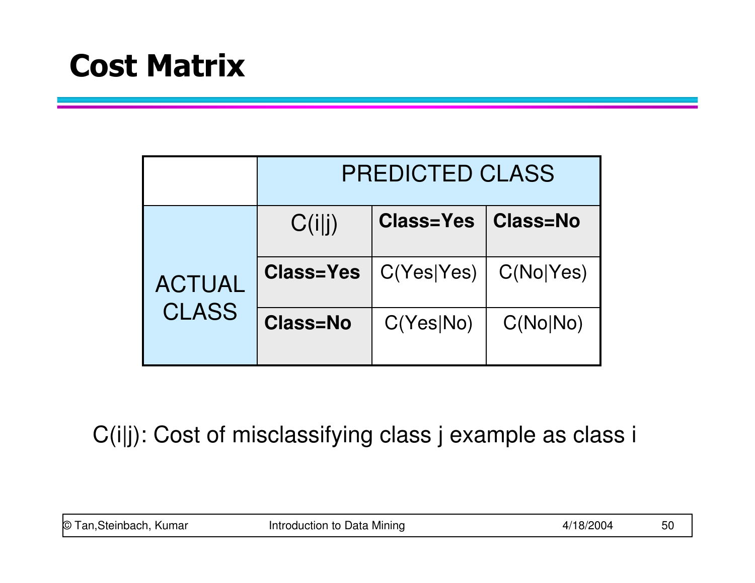# Cost Matrix

| | PREDICTED CLASS | | |
|---|---|---|---|
| | **C(i\|j)** | **Class=Yes** | **Class=No** |
| **ACTUAL CLASS** | **Class=Yes** | C(Yes\|Yes) | C(No\|Yes) |
| | **Class=No** | C(Yes\|No) | C(No\|No) |

C(i|j): Cost of misclassifying class j example as class i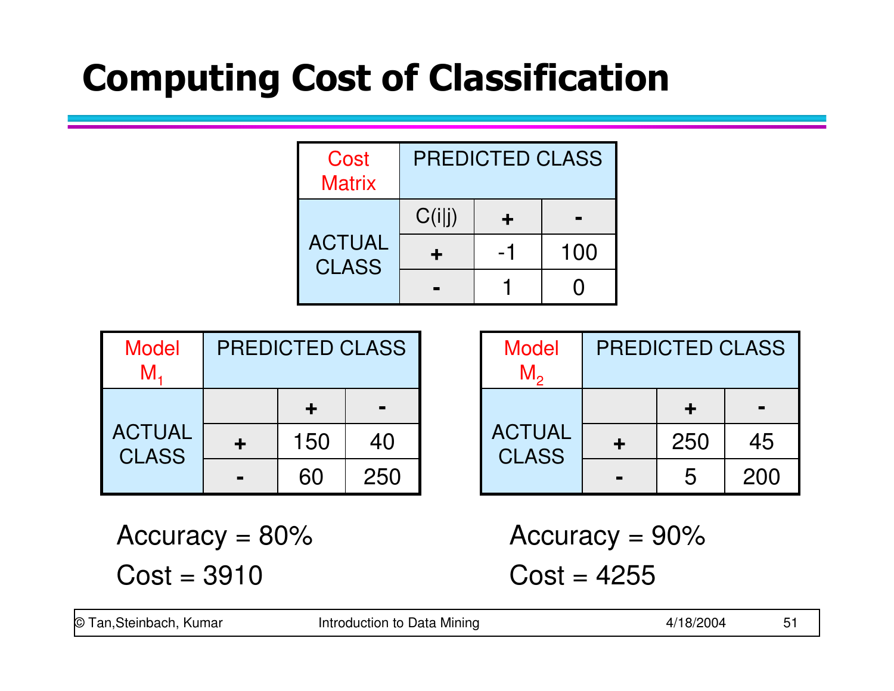# Computing Cost of Classification

| Cost Matrix | PREDICTED CLASS | | |
|---|---|---|---|
| | C(i\|j) | + | - |
| ACTUAL CLASS | + | -1 | 100 |
| | - | 1 | 0 |

| Model $M_1$ | PREDICTED CLASS | | |
|---|---|---|---|
| | | + | - |
| ACTUAL CLASS | + | 150 | 40 |
| | - | 60 | 250 |

Accuracy = 80%

Cost = 3910

| Model $M_2$ | PREDICTED CLASS | | |
|---|---|---|---|
| | | + | - |
| ACTUAL CLASS | + | 250 | 45 |
| | - | 5 | 200 |

Accuracy = 90%

Cost = 4255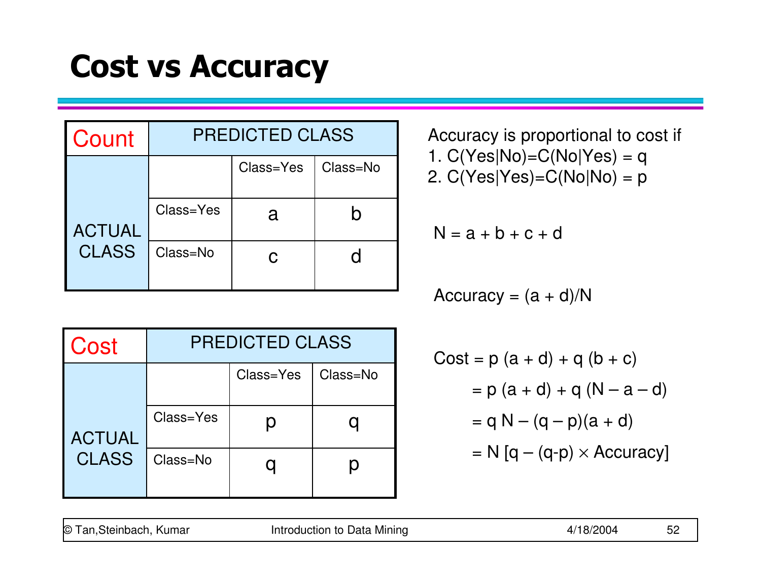# Cost vs Accuracy

| Count | | PREDICTED CLASS | |
|---|---|---|---|
| | | Class=Yes | Class=No |
| ACTUAL CLASS | Class=Yes | a | b |
| | Class=No | c | d |

| Cost | | PREDICTED CLASS | |
|---|---|---|---|
| | | Class=Yes | Class=No |
| ACTUAL CLASS | Class=Yes | p | q |
| | Class=No | q | p |

Accuracy is proportional to cost if
1. C(Yes|No)=C(No|Yes) = q
2. C(Yes|Yes)=C(No|No) = p

$$N = a + b + c + d$$

$$\text{Accuracy} = (a + d)/N$$

$$\begin{aligned}
\text{Cost} &= p\,(a + d) + q\,(b + c) \\
&= p\,(a + d) + q\,(N - a - d) \\
&= q\,N - (q - p)(a + d) \\
&= N\,[q - (q-p) \times \text{Accuracy}]
\end{aligned}$$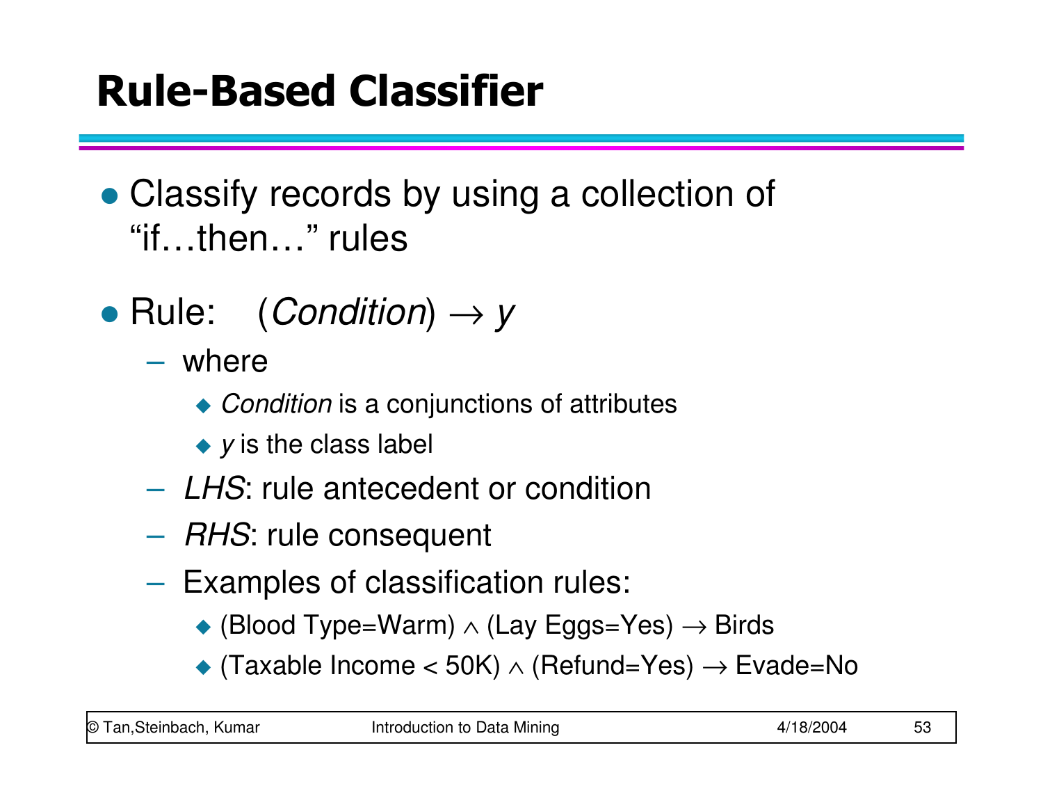# Rule-Based Classifier

- Classify records by using a collection of "if…then…" rules
- Rule: ( *Condition* ) $\rightarrow$ *y*
  - where
    - *Condition* is a conjunctions of attributes
    - *y* is the class label
  - *LHS*: rule antecedent or condition
  - *RHS*: rule consequent
  - Examples of classification rules:
    - (Blood Type=Warm) $\wedge$ (Lay Eggs=Yes) $\rightarrow$ Birds
    - (Taxable Income < 50K) $\wedge$ (Refund=Yes) $\rightarrow$ Evade=No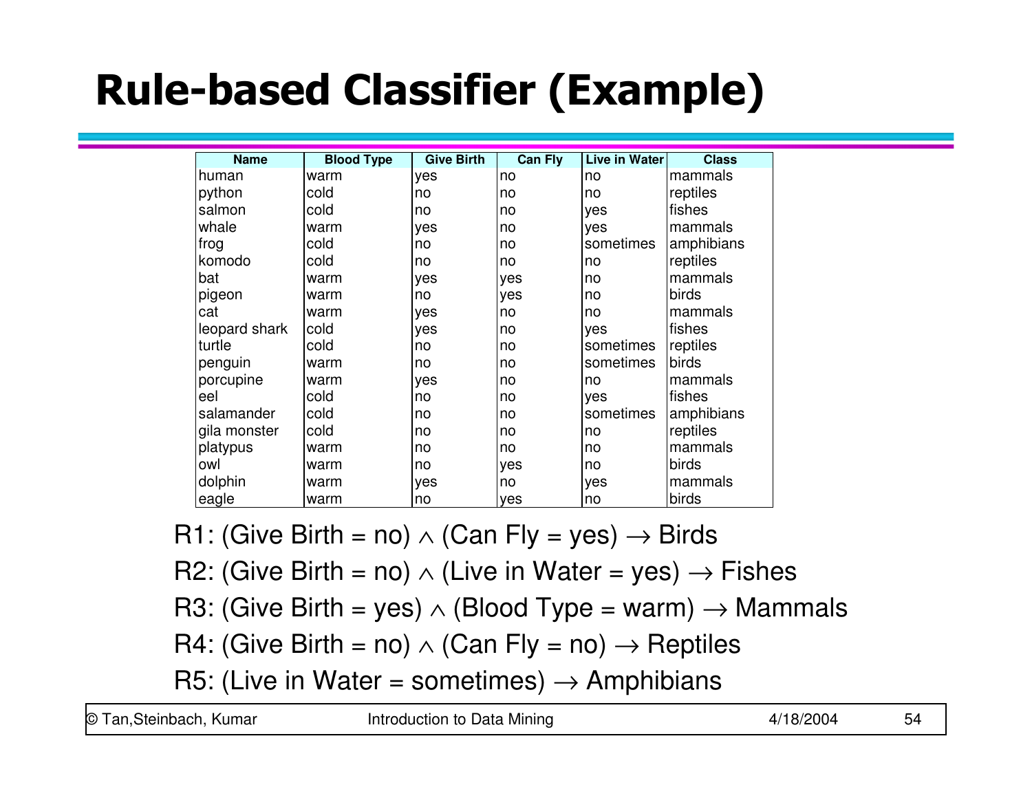# Rule-based Classifier (Example)

| Name | Blood Type | Give Birth | Can Fly | Live in Water | Class |
|---|---|---|---|---|---|
| human | warm | yes | no | no | mammals |
| python | cold | no | no | no | reptiles |
| salmon | cold | no | no | yes | fishes |
| whale | warm | yes | no | yes | mammals |
| frog | cold | no | no | sometimes | amphibians |
| komodo | cold | no | no | no | reptiles |
| bat | warm | yes | yes | no | mammals |
| pigeon | warm | no | yes | no | birds |
| cat | warm | yes | no | no | mammals |
| leopard shark | cold | yes | no | yes | fishes |
| turtle | cold | no | no | sometimes | reptiles |
| penguin | warm | no | no | sometimes | birds |
| porcupine | warm | yes | no | no | mammals |
| eel | cold | no | no | yes | fishes |
| salamander | cold | no | no | sometimes | amphibians |
| gila monster | cold | no | no | no | reptiles |
| platypus | warm | no | no | no | mammals |
| owl | warm | no | yes | no | birds |
| dolphin | warm | yes | no | yes | mammals |
| eagle | warm | no | yes | no | birds |

R1: (Give Birth = no) $\wedge$ (Can Fly = yes) $\rightarrow$ Birds

R2: (Give Birth = no) $\wedge$ (Live in Water = yes) $\rightarrow$ Fishes

R3: (Give Birth = yes) $\wedge$ (Blood Type = warm) $\rightarrow$ Mammals

R4: (Give Birth = no) $\wedge$ (Can Fly = no) $\rightarrow$ Reptiles

R5: (Live in Water = sometimes) $\rightarrow$ Amphibians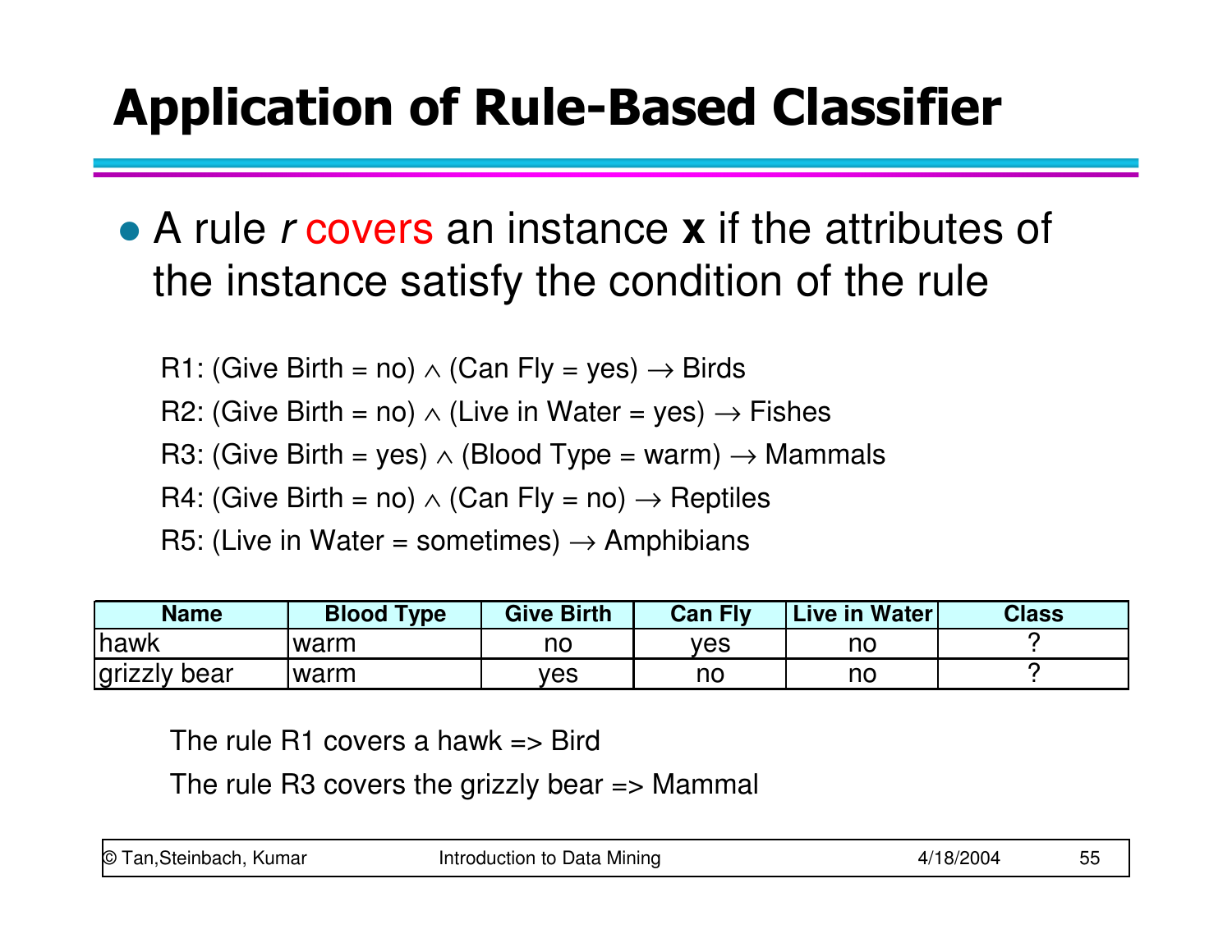# Application of Rule-Based Classifier

- A rule *r* covers an instance **x** if the attributes of the instance satisfy the condition of the rule

R1: (Give Birth = no) $\wedge$ (Can Fly = yes) $\rightarrow$ Birds

R2: (Give Birth = no) $\wedge$ (Live in Water = yes) $\rightarrow$ Fishes

R3: (Give Birth = yes) $\wedge$ (Blood Type = warm) $\rightarrow$ Mammals

R4: (Give Birth = no) $\wedge$ (Can Fly = no) $\rightarrow$ Reptiles

R5: (Live in Water = sometimes) $\rightarrow$ Amphibians

| Name | Blood Type | Give Birth | Can Fly | Live in Water | Class |
|---|---|---|---|---|---|
| hawk | warm | no | yes | no | ? |
| grizzly bear | warm | yes | no | no | ? |

The rule R1 covers a hawk => Bird

The rule R3 covers the grizzly bear => Mammal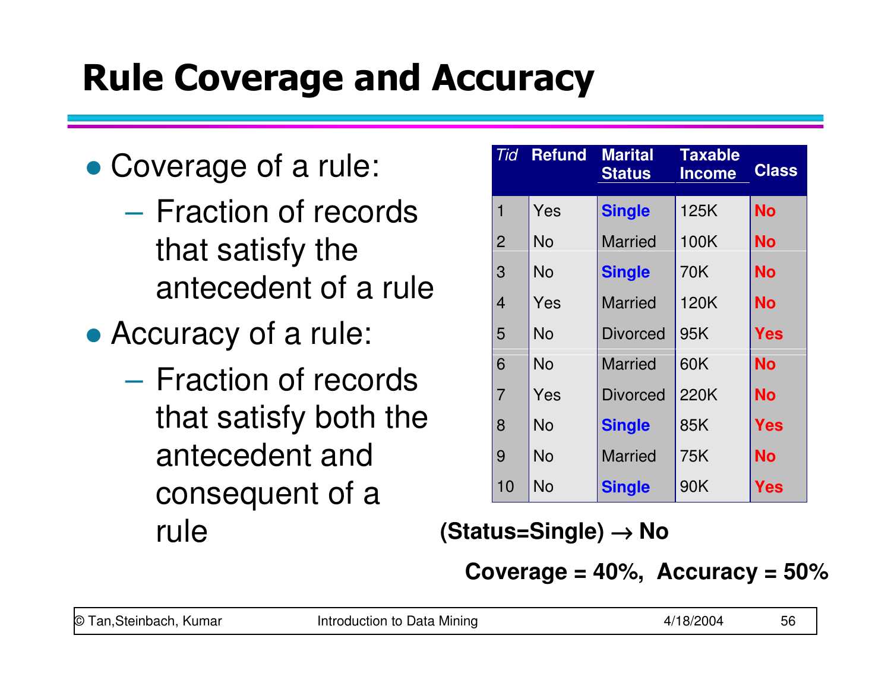# Rule Coverage and Accuracy

- Coverage of a rule:
  - Fraction of records that satisfy the antecedent of a rule
- Accuracy of a rule:
  - Fraction of records that satisfy both the antecedent and consequent of a rule

| *Tid* | Refund | Marital Status | Taxable Income | Class |
|---|---|---|---|---|
| 1 | Yes | **Single** | 125K | **No** |
| 2 | No | Married | 100K | **No** |
| 3 | No | **Single** | 70K | **No** |
| 4 | Yes | Married | 120K | **No** |
| 5 | No | Divorced | 95K | **Yes** |
| 6 | No | Married | 60K | **No** |
| 7 | Yes | Divorced | 220K | **No** |
| 8 | No | **Single** | 85K | **Yes** |
| 9 | No | Married | 75K | **No** |
| 10 | No | **Single** | 90K | **Yes** |

**(Status=Single) → No**

**Coverage = 40%, Accuracy = 50%**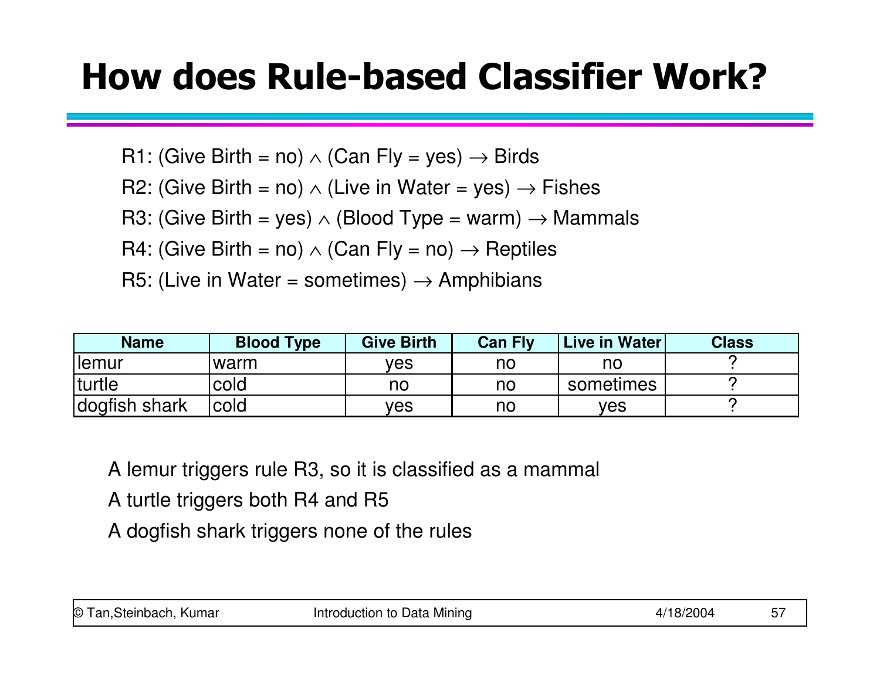# How does Rule-based Classifier Work?

R1: (Give Birth = no) $\wedge$ (Can Fly = yes) $\rightarrow$ Birds

R2: (Give Birth = no) $\wedge$ (Live in Water = yes) $\rightarrow$ Fishes

R3: (Give Birth = yes) $\wedge$ (Blood Type = warm) $\rightarrow$ Mammals

R4: (Give Birth = no) $\wedge$ (Can Fly = no) $\rightarrow$ Reptiles

R5: (Live in Water = sometimes) $\rightarrow$ Amphibians

| Name | Blood Type | Give Birth | Can Fly | Live in Water | Class |
|---|---|---|---|---|---|
| lemur | warm | yes | no | no | ? |
| turtle | cold | no | no | sometimes | ? |
| dogfish shark | cold | yes | no | yes | ? |

A lemur triggers rule R3, so it is classified as a mammal

A turtle triggers both R4 and R5

A dogfish shark triggers none of the rules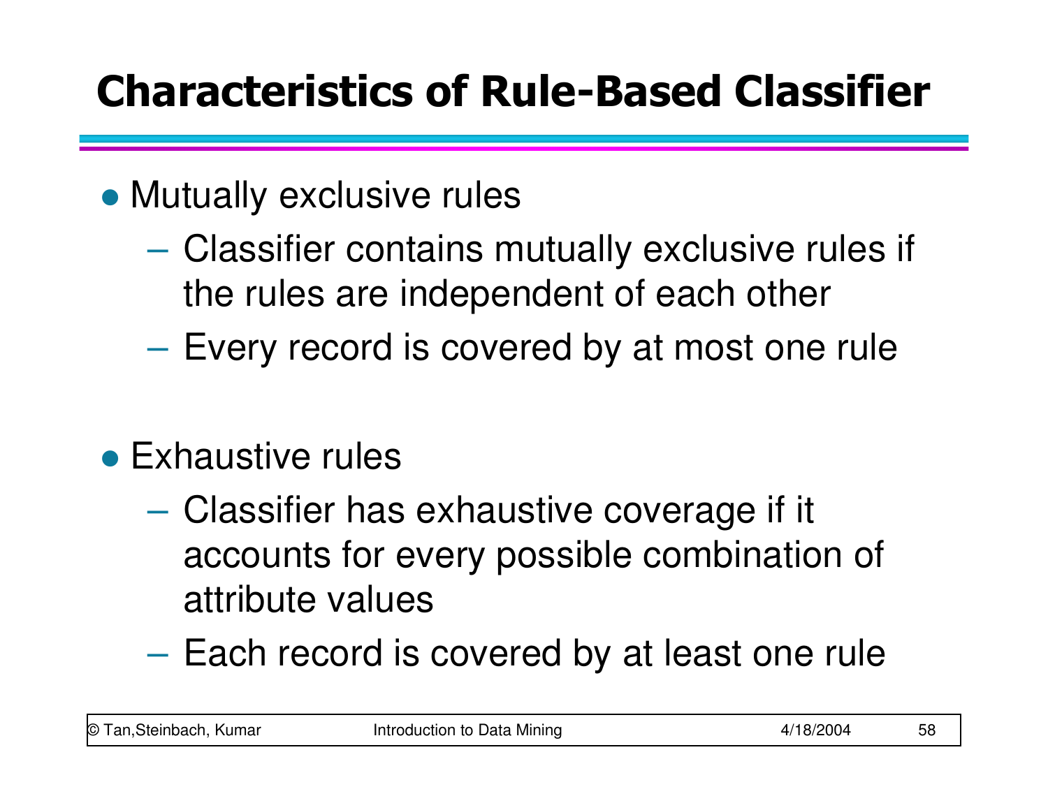# Characteristics of Rule-Based Classifier

- Mutually exclusive rules
  - Classifier contains mutually exclusive rules if the rules are independent of each other
  - Every record is covered by at most one rule

- Exhaustive rules
  - Classifier has exhaustive coverage if it accounts for every possible combination of attribute values
  - Each record is covered by at least one rule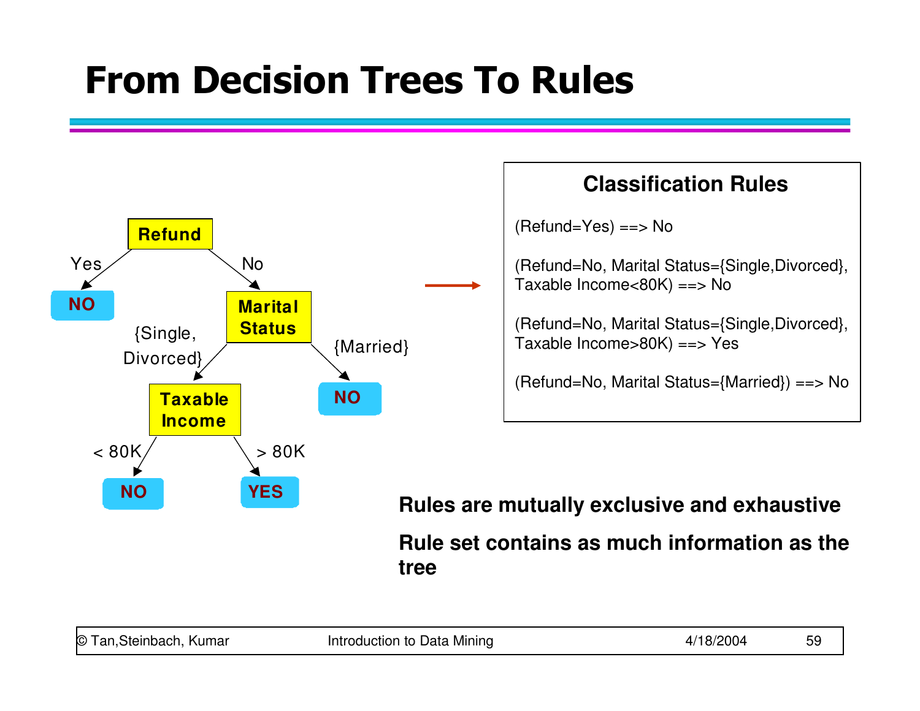# From Decision Trees To Rules

**Classification Rules**

(Refund=Yes) ==> No

(Refund=No, Marital Status={Single,Divorced}, Taxable Income<80K) ==> No

(Refund=No, Marital Status={Single,Divorced}, Taxable Income>80K) ==> Yes

(Refund=No, Marital Status={Married}) ==> No

**Rules are mutually exclusive and exhaustive**

**Rule set contains as much information as the tree**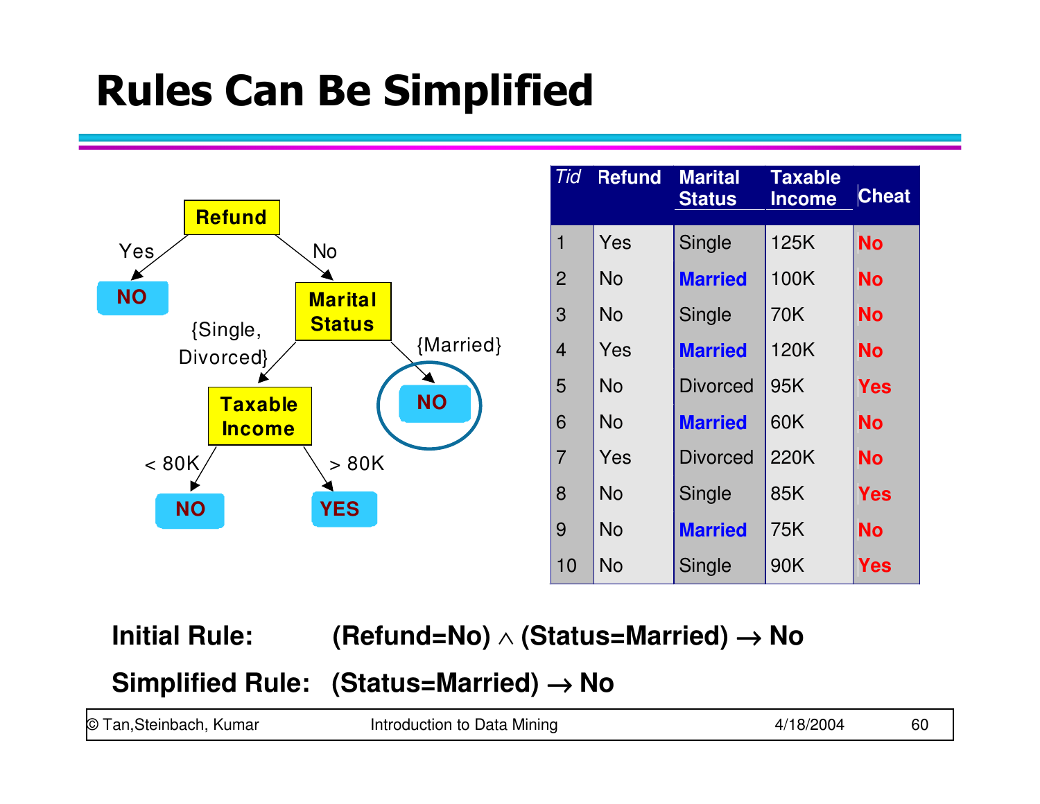# Rules Can Be Simplified

Refund
- Yes → NO
- No → Marital Status
  - {Single, Divorced} → Taxable Income
    - < 80K → NO
    - > 80K → YES
  - {Married} → NO

| Tid | Refund | Marital Status | Taxable Income | Cheat |
|---|---|---|---|---|
| 1 | Yes | Single | 125K | No |
| 2 | No | Married | 100K | No |
| 3 | No | Single | 70K | No |
| 4 | Yes | Married | 120K | No |
| 5 | No | Divorced | 95K | Yes |
| 6 | No | Married | 60K | No |
| 7 | Yes | Divorced | 220K | No |
| 8 | No | Single | 85K | Yes |
| 9 | No | Married | 75K | No |
| 10 | No | Single | 90K | Yes |

**Initial Rule:** (Refund=No) $\wedge$ (Status=Married) $\rightarrow$ No

**Simplified Rule:** (Status=Married) $\rightarrow$ No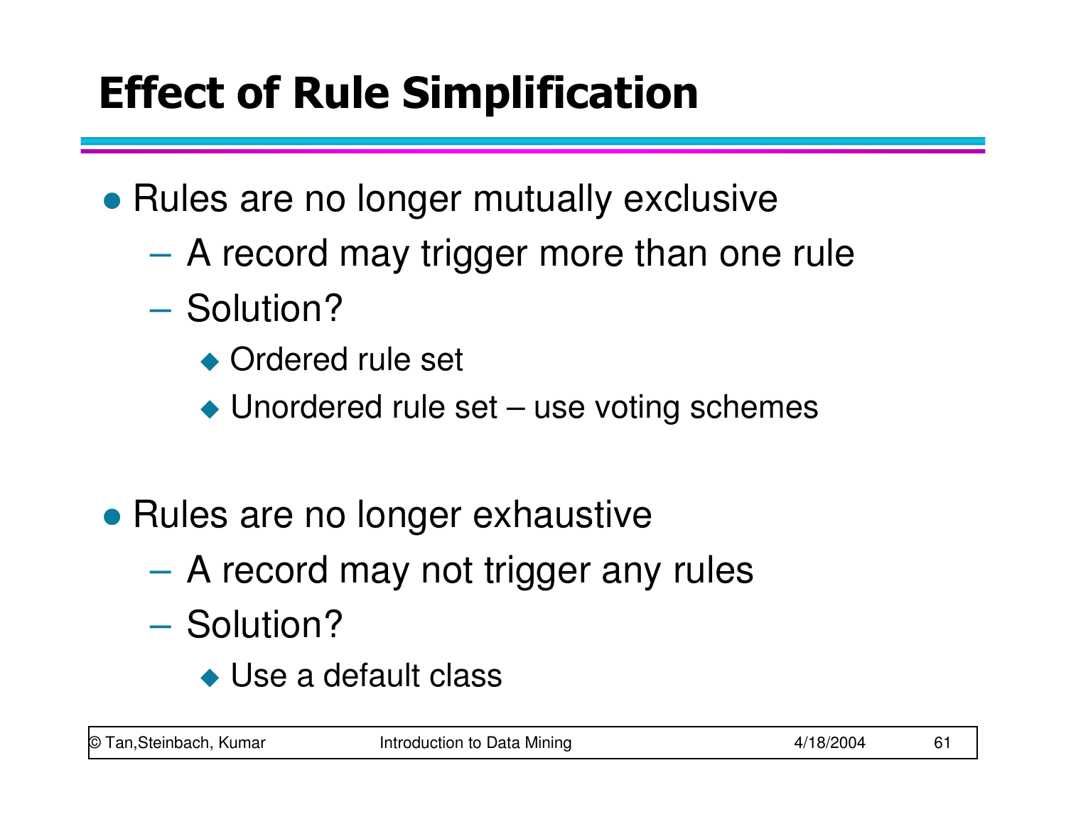# Effect of Rule Simplification

- Rules are no longer mutually exclusive
  - A record may trigger more than one rule
  - Solution?
    - Ordered rule set
    - Unordered rule set – use voting schemes

- Rules are no longer exhaustive
  - A record may not trigger any rules
  - Solution?
    - Use a default class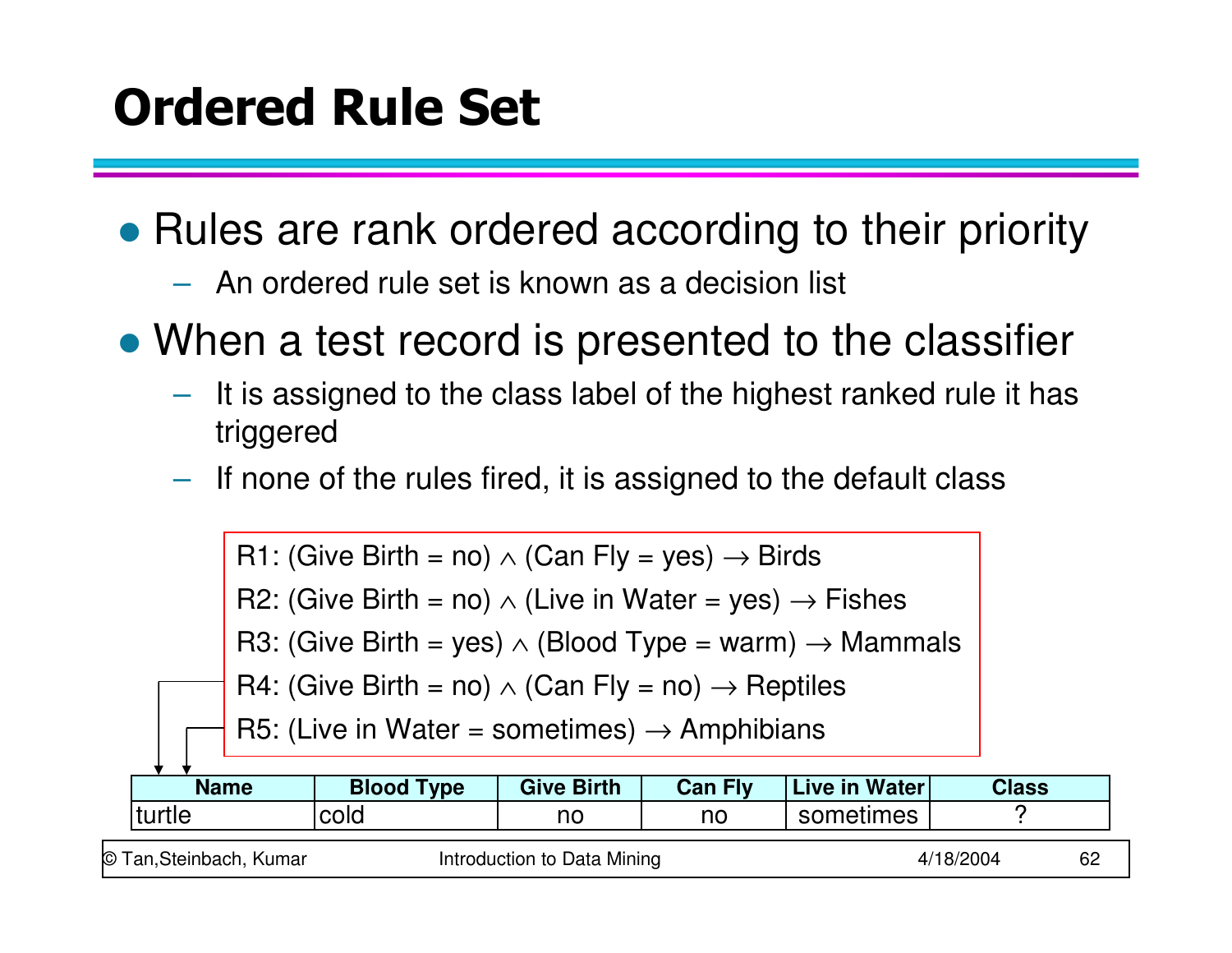# Ordered Rule Set

- Rules are rank ordered according to their priority
  - An ordered rule set is known as a decision list
- When a test record is presented to the classifier
  - It is assigned to the class label of the highest ranked rule it has triggered
  - If none of the rules fired, it is assigned to the default class

R1: (Give Birth = no) $\wedge$ (Can Fly = yes) $\rightarrow$ Birds

R2: (Give Birth = no) $\wedge$ (Live in Water = yes) $\rightarrow$ Fishes

R3: (Give Birth = yes) $\wedge$ (Blood Type = warm) $\rightarrow$ Mammals

R4: (Give Birth = no) $\wedge$ (Can Fly = no) $\rightarrow$ Reptiles

R5: (Live in Water = sometimes) $\rightarrow$ Amphibians

| Name | Blood Type | Give Birth | Can Fly | Live in Water | Class |
|---|---|---|---|---|---|
| turtle | cold | no | no | sometimes | ? |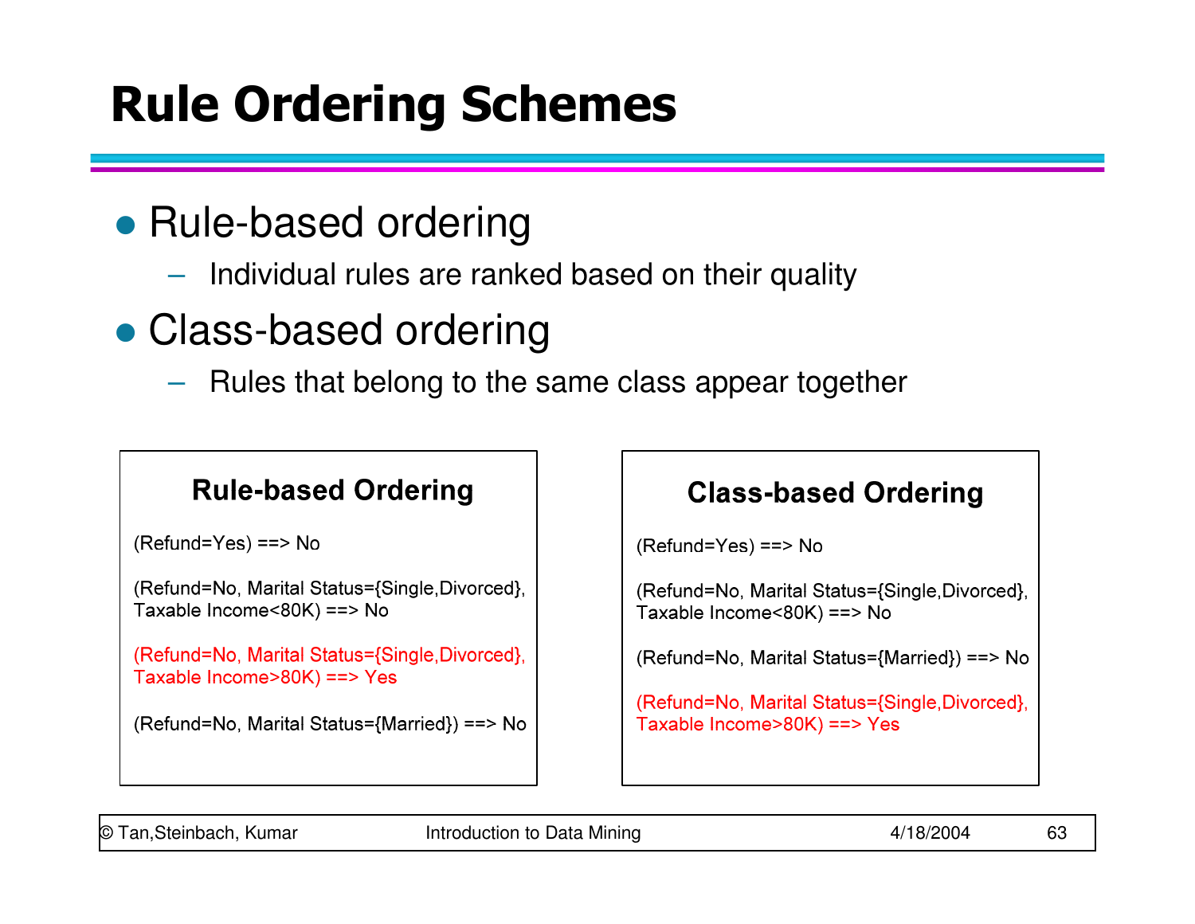# Rule Ordering Schemes

- Rule-based ordering
  - Individual rules are ranked based on their quality
- Class-based ordering
  - Rules that belong to the same class appear together

**Rule-based Ordering**

(Refund=Yes) ==> No

(Refund=No, Marital Status={Single,Divorced}, Taxable Income<80K) ==> No

(Refund=No, Marital Status={Single,Divorced}, Taxable Income>80K) ==> Yes

(Refund=No, Marital Status={Married}) ==> No

**Class-based Ordering**

(Refund=Yes) ==> No

(Refund=No, Marital Status={Single,Divorced}, Taxable Income<80K) ==> No

(Refund=No, Marital Status={Married}) ==> No

(Refund=No, Marital Status={Single,Divorced}, Taxable Income>80K) ==> Yes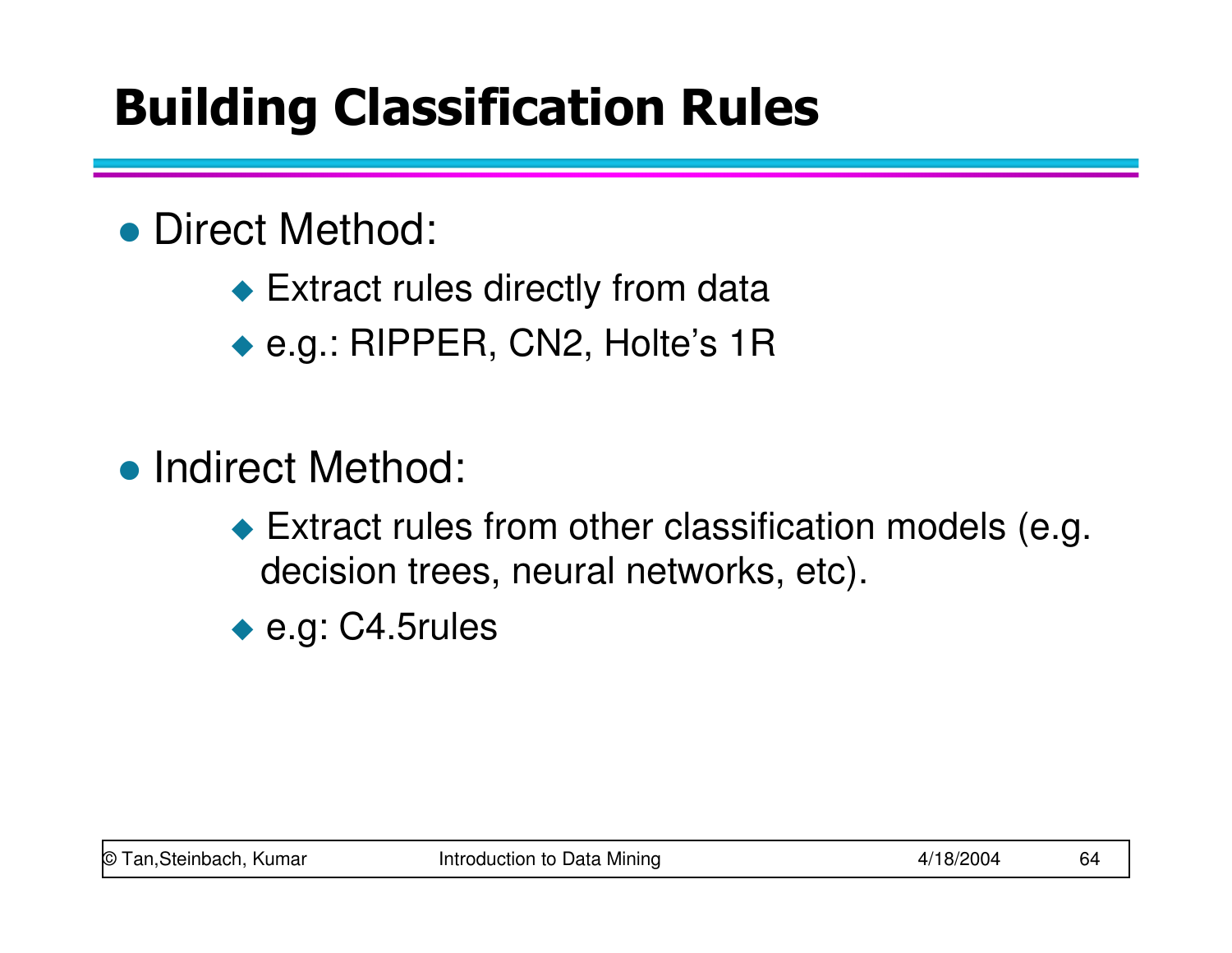# Building Classification Rules

- Direct Method:
  - Extract rules directly from data
  - e.g.: RIPPER, CN2, Holte's 1R

- Indirect Method:
  - Extract rules from other classification models (e.g. decision trees, neural networks, etc).
  - e.g: C4.5rules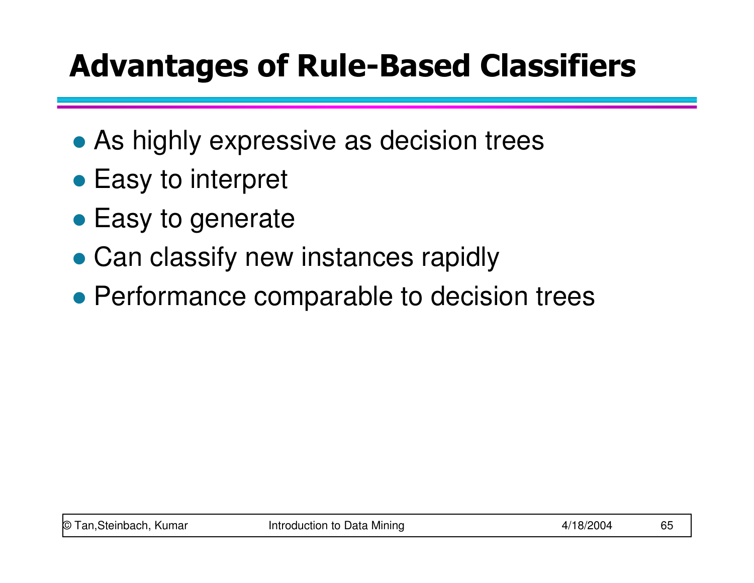# Advantages of Rule-Based Classifiers

- As highly expressive as decision trees
- Easy to interpret
- Easy to generate
- Can classify new instances rapidly
- Performance comparable to decision trees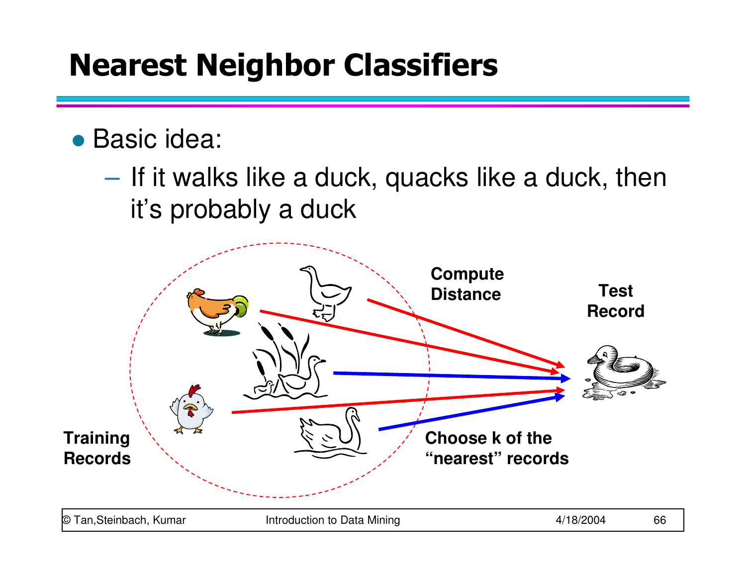# Nearest Neighbor Classifiers

- Basic idea:
  - If it walks like a duck, quacks like a duck, then it's probably a duck

Training Records

Compute Distance

Test Record

Choose k of the "nearest" records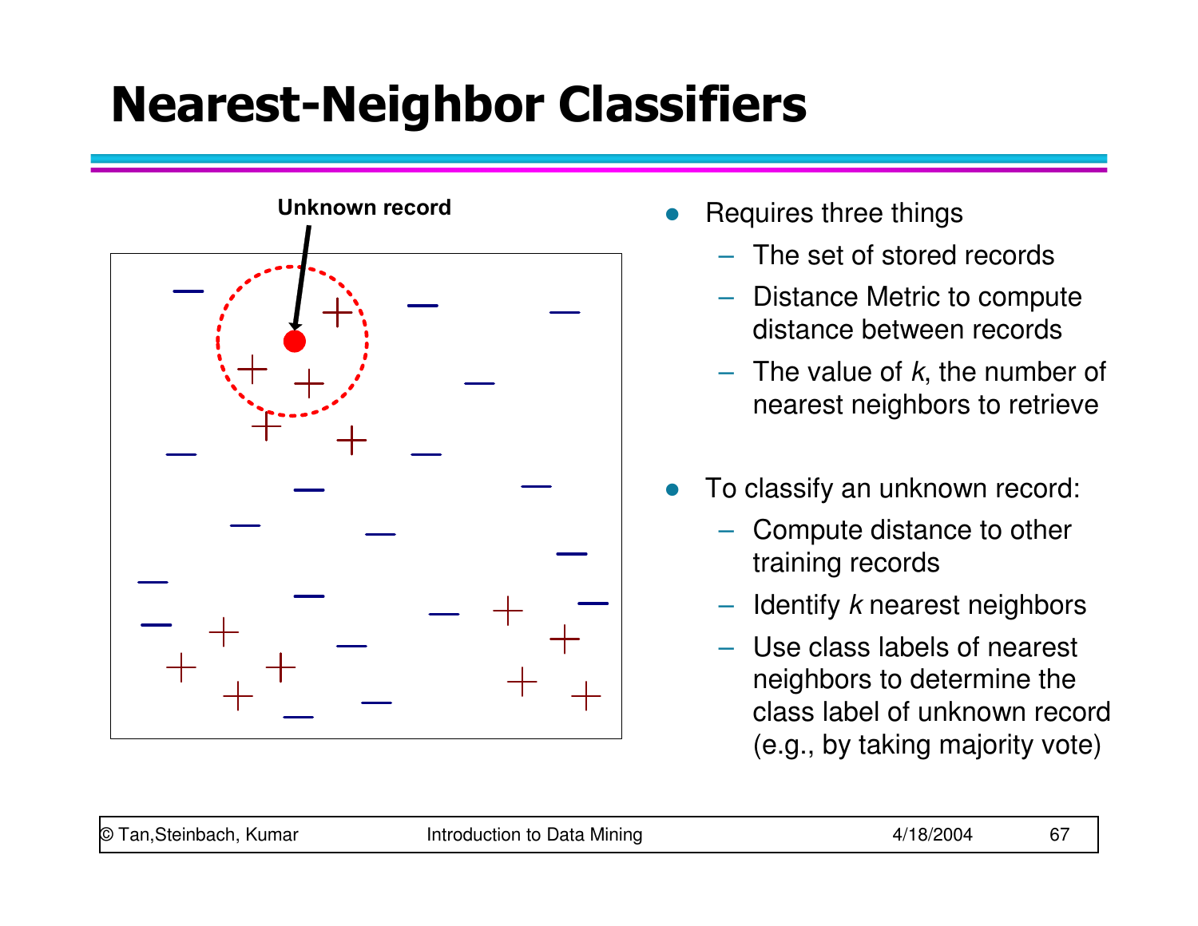# Nearest-Neighbor Classifiers

Unknown record

- Requires three things
  - The set of stored records
  - Distance Metric to compute distance between records
  - The value of *k*, the number of nearest neighbors to retrieve

- To classify an unknown record:
  - Compute distance to other training records
  - Identify *k* nearest neighbors
  - Use class labels of nearest neighbors to determine the class label of unknown record (e.g., by taking majority vote)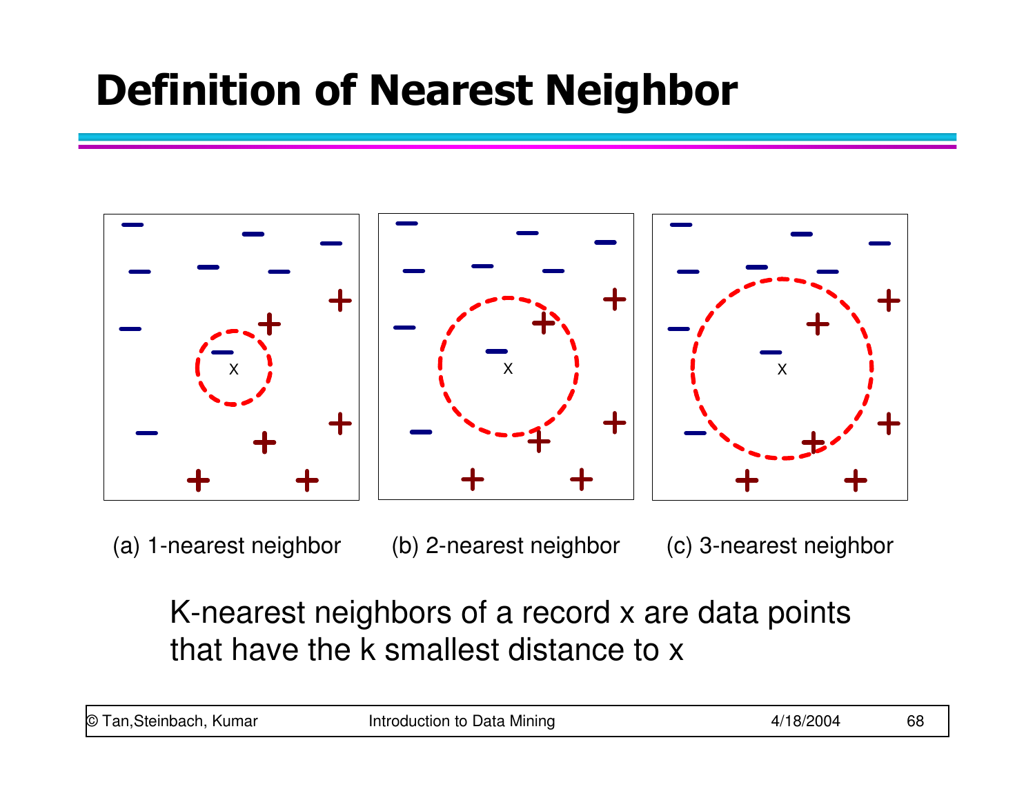# Definition of Nearest Neighbor

(a) 1-nearest neighbor

(b) 2-nearest neighbor

(c) 3-nearest neighbor

K-nearest neighbors of a record x are data points that have the k smallest distance to x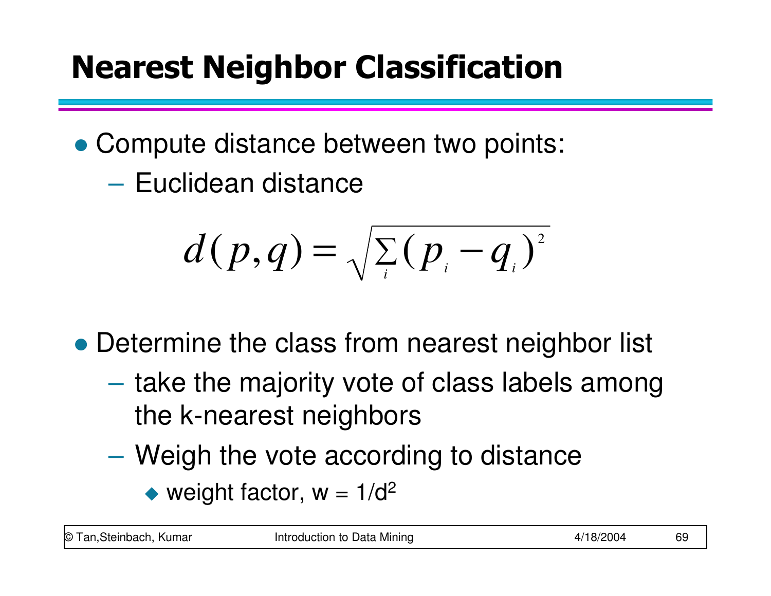# Nearest Neighbor Classification

- Compute distance between two points:
  - Euclidean distance

$$d(p,q) = \sqrt{\sum_i (p_i - q_i)^2}$$

- Determine the class from nearest neighbor list
  - take the majority vote of class labels among the k-nearest neighbors
  - Weigh the vote according to distance
    - weight factor, $w = 1/d^2$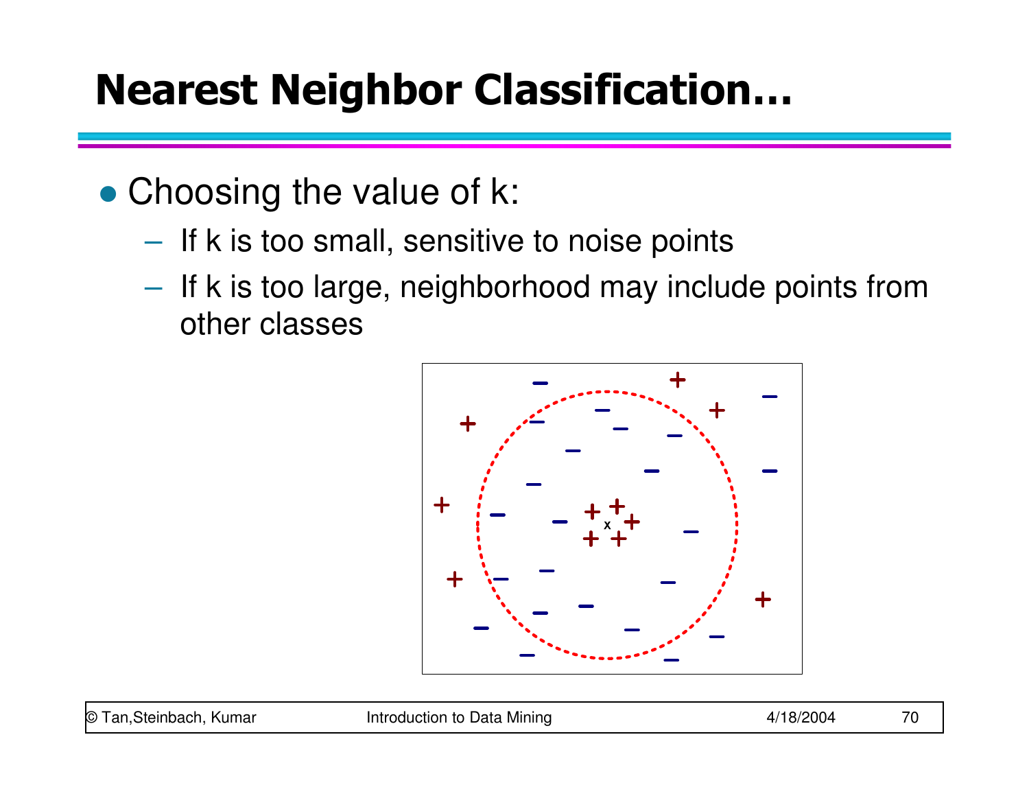# Nearest Neighbor Classification…

- Choosing the value of k:
  - If k is too small, sensitive to noise points
  - If k is too large, neighborhood may include points from other classes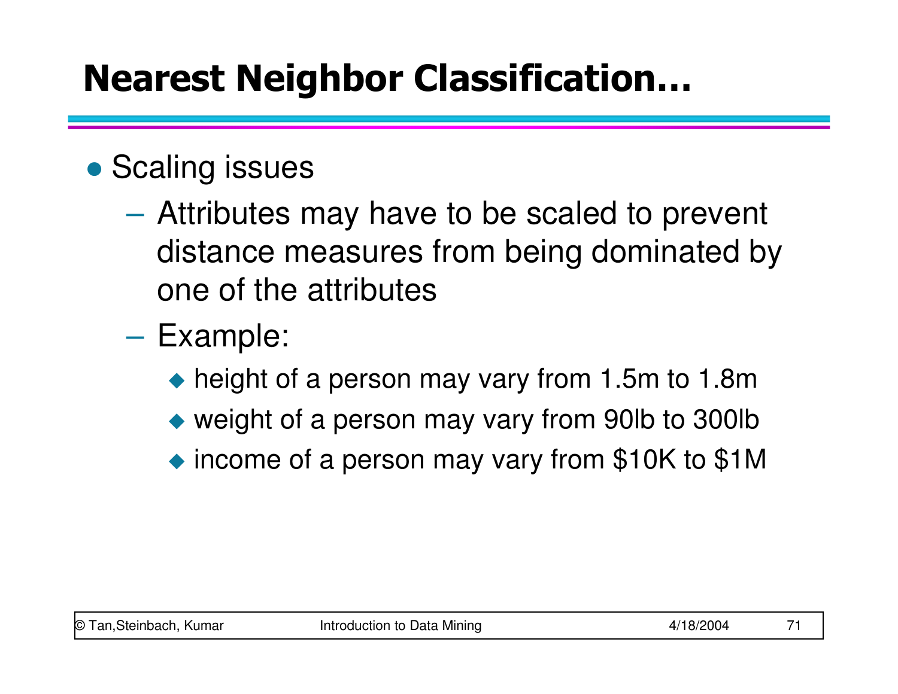# Nearest Neighbor Classification…

- Scaling issues
  - Attributes may have to be scaled to prevent distance measures from being dominated by one of the attributes
  - Example:
    - height of a person may vary from 1.5m to 1.8m
    - weight of a person may vary from 90lb to 300lb
    - income of a person may vary from $10K to $1M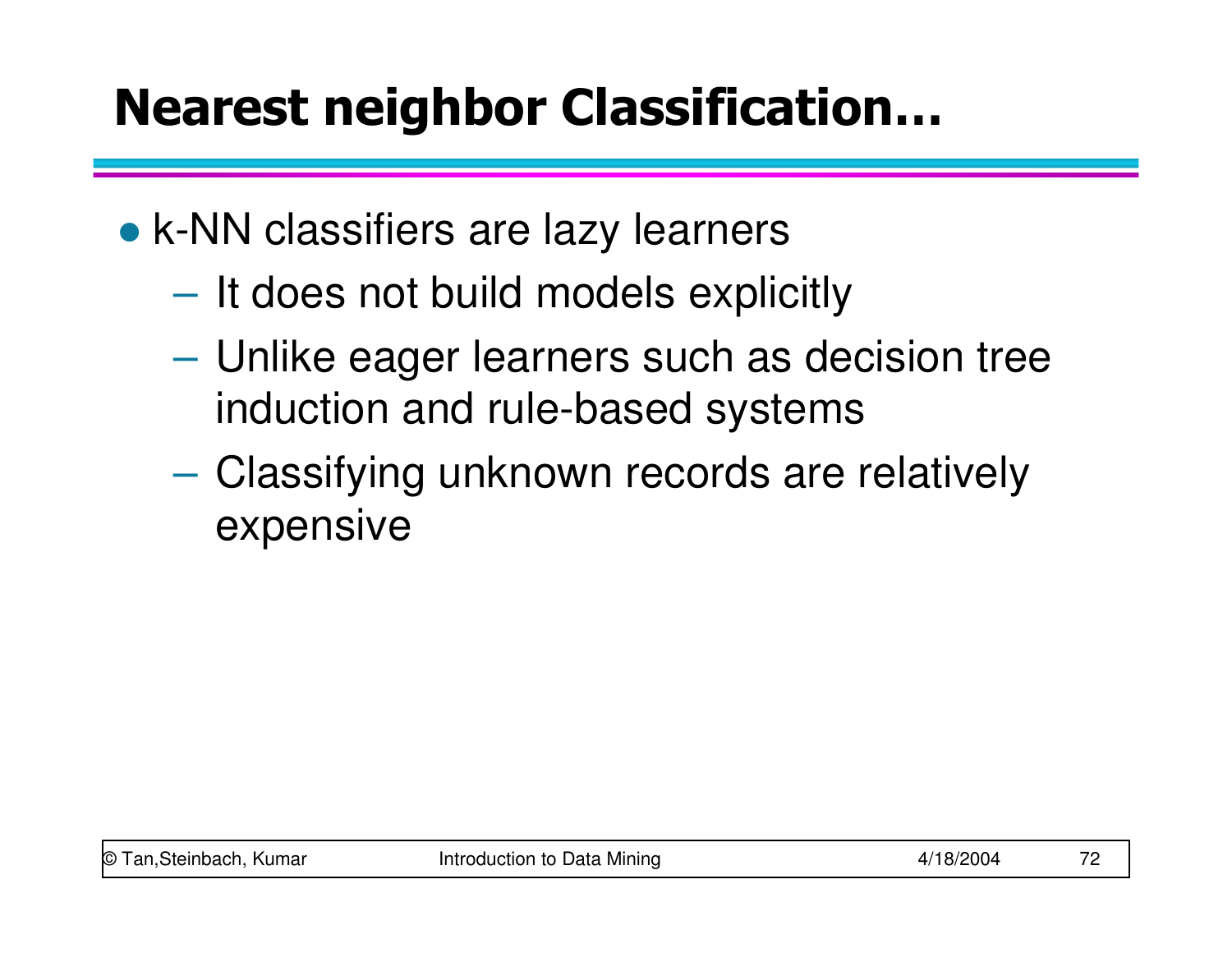# Nearest neighbor Classification…

- k-NN classifiers are lazy learners
  - It does not build models explicitly
  - Unlike eager learners such as decision tree induction and rule-based systems
  - Classifying unknown records are relatively expensive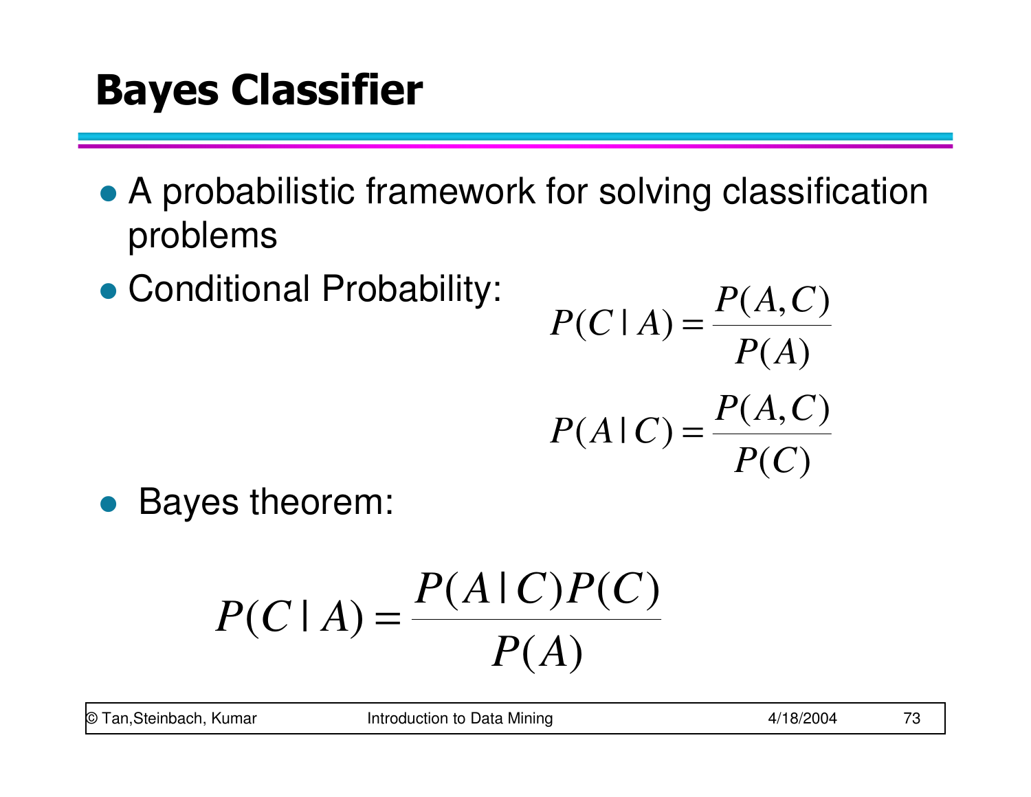# Bayes Classifier

- A probabilistic framework for solving classification problems
- Conditional Probability:

$$P(C \mid A) = \frac{P(A, C)}{P(A)}$$

$$P(A \mid C) = \frac{P(A, C)}{P(C)}$$

- Bayes theorem:

$$P(C \mid A) = \frac{P(A \mid C) P(C)}{P(A)}$$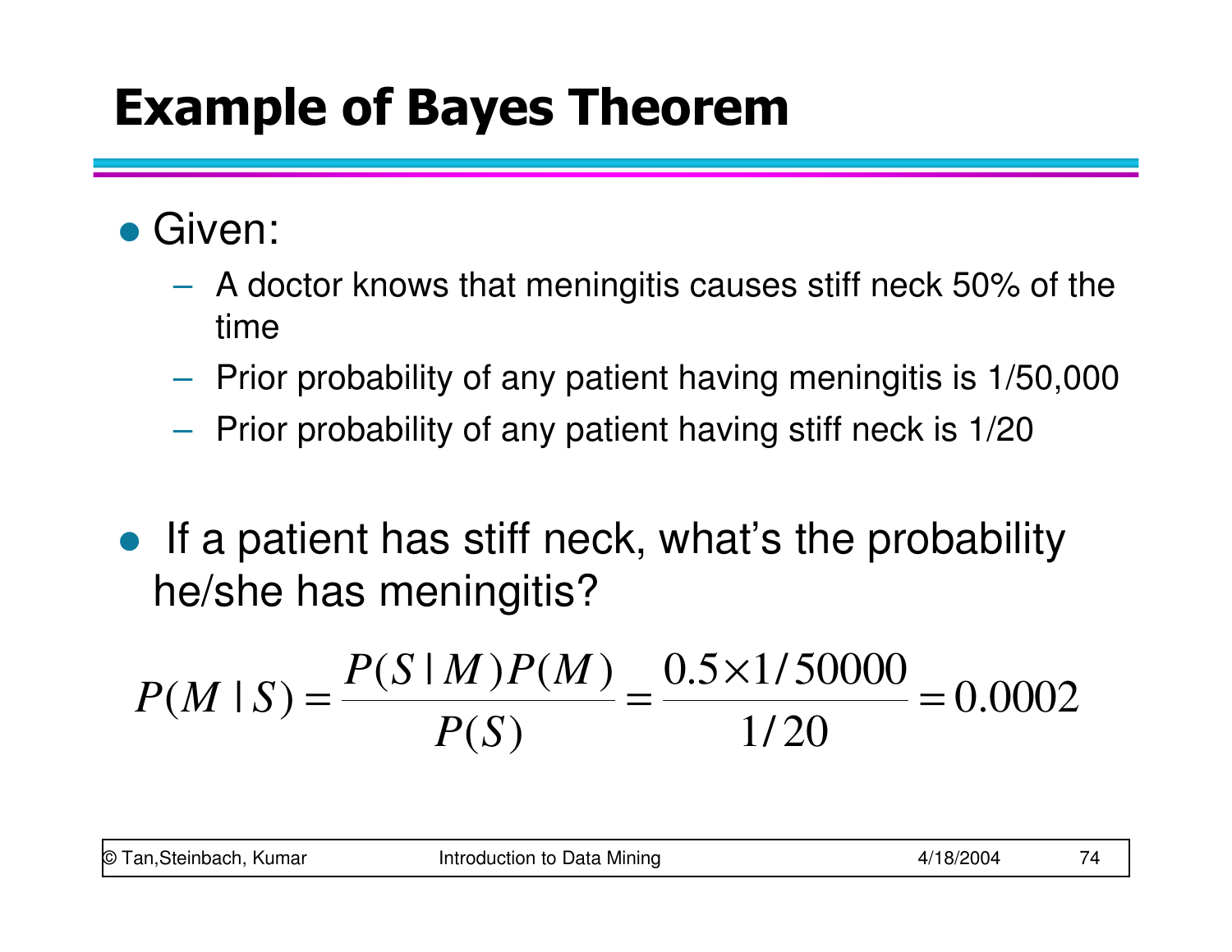# Example of Bayes Theorem

- Given:
  - A doctor knows that meningitis causes stiff neck 50% of the time
  - Prior probability of any patient having meningitis is 1/50,000
  - Prior probability of any patient having stiff neck is 1/20

- If a patient has stiff neck, what's the probability he/she has meningitis?

$$P(M \mid S) = \frac{P(S \mid M)P(M)}{P(S)} = \frac{0.5 \times 1/50000}{1/20} = 0.0002$$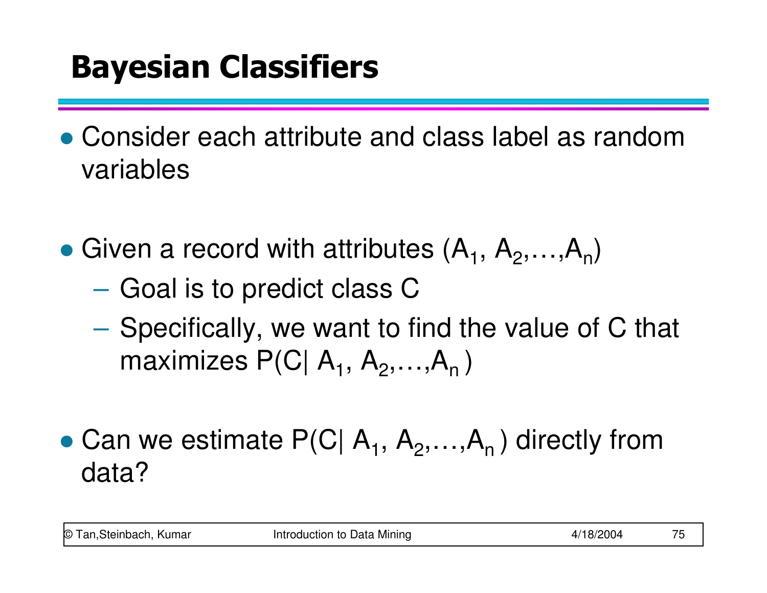# Bayesian Classifiers

- Consider each attribute and class label as random variables

- Given a record with attributes ($A_1$, $A_2$,…,$A_n$)
  - Goal is to predict class C
  - Specifically, we want to find the value of C that maximizes P(C| $A_1$, $A_2$,…,$A_n$ )

- Can we estimate P(C| $A_1$, $A_2$,…,$A_n$ ) directly from data?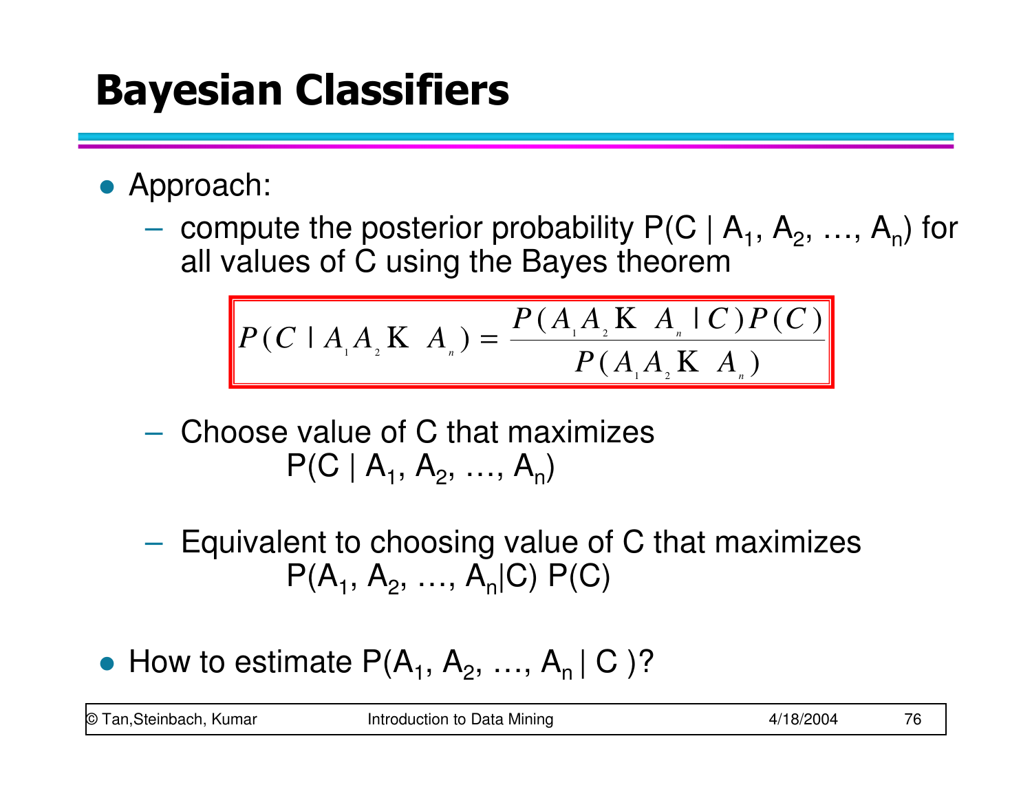# Bayesian Classifiers

- Approach:
  - compute the posterior probability $P(C \mid A_1, A_2, \ldots, A_n)$ for all values of C using the Bayes theorem

$$P(C \mid A_1 A_2 \ldots A_n) = \frac{P(A_1 A_2 \ldots A_n \mid C) P(C)}{P(A_1 A_2 \ldots A_n)}$$

  - Choose value of C that maximizes
    $P(C \mid A_1, A_2, \ldots, A_n)$

  - Equivalent to choosing value of C that maximizes
    $P(A_1, A_2, \ldots, A_n \mid C) P(C)$

- How to estimate $P(A_1, A_2, \ldots, A_n \mid C)$?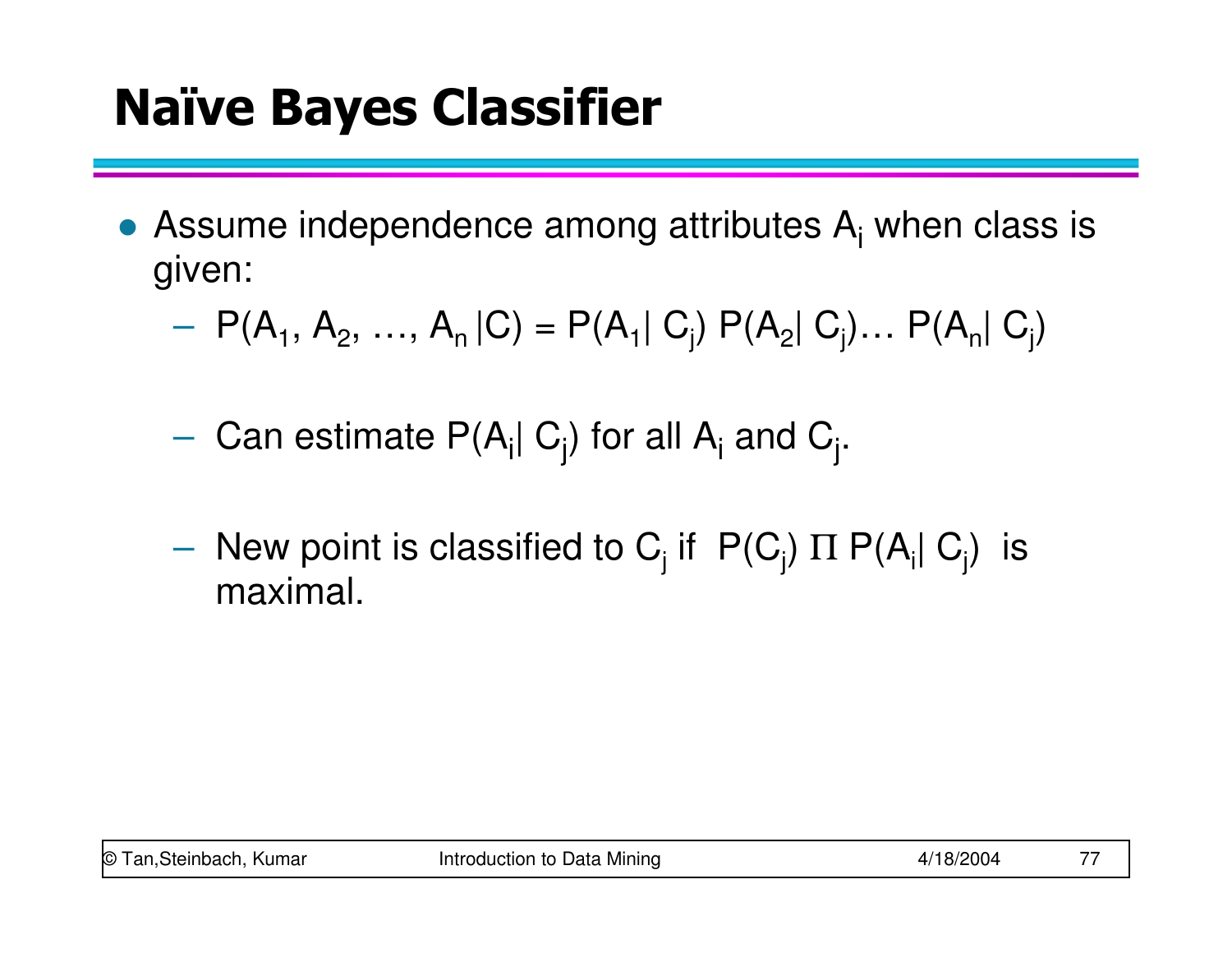# Naïve Bayes Classifier

- Assume independence among attributes $A_i$ when class is given:
  - $P(A_1, A_2, \ldots, A_n |C) = P(A_1| C_j) P(A_2| C_j)\ldots P(A_n| C_j)$
  - Can estimate $P(A_i| C_j)$ for all $A_i$ and $C_j$.
  - New point is classified to $C_j$ if $P(C_j) \Pi P(A_i| C_j)$ is maximal.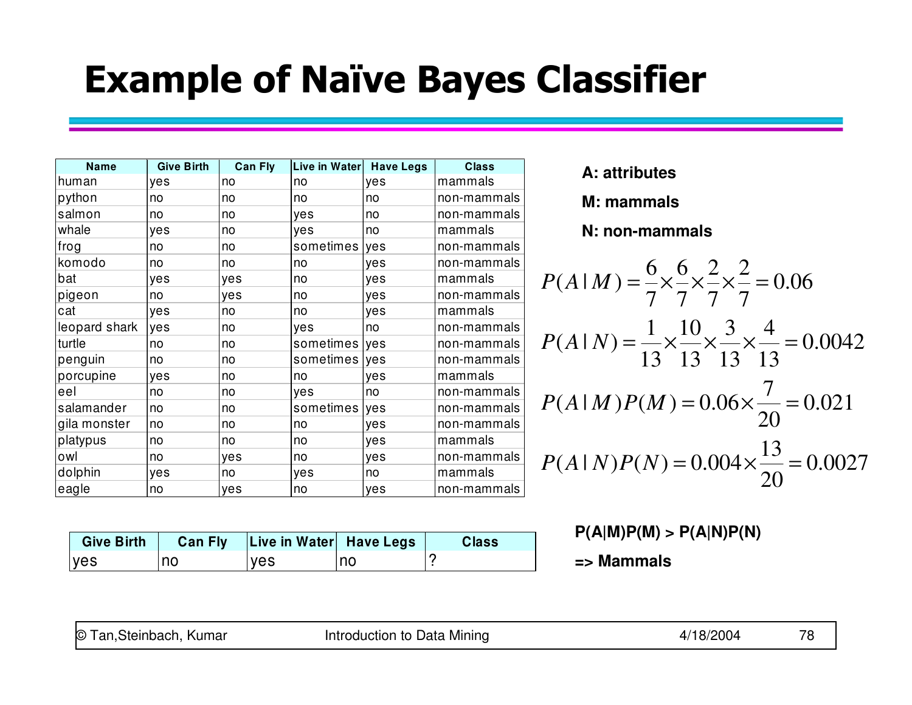# Example of Naïve Bayes Classifier

| Name | Give Birth | Can Fly | Live in Water | Have Legs | Class |
|---|---|---|---|---|---|
| human | yes | no | no | yes | mammals |
| python | no | no | no | no | non-mammals |
| salmon | no | no | yes | no | non-mammals |
| whale | yes | no | yes | no | mammals |
| frog | no | no | sometimes | yes | non-mammals |
| komodo | no | no | no | yes | non-mammals |
| bat | yes | yes | no | yes | mammals |
| pigeon | no | yes | no | yes | non-mammals |
| cat | yes | no | no | yes | mammals |
| leopard shark | yes | no | yes | no | non-mammals |
| turtle | no | no | sometimes | yes | non-mammals |
| penguin | no | no | sometimes | yes | non-mammals |
| porcupine | yes | no | no | yes | mammals |
| eel | no | no | yes | no | non-mammals |
| salamander | no | no | sometimes | yes | non-mammals |
| gila monster | no | no | no | yes | non-mammals |
| platypus | no | no | no | yes | mammals |
| owl | no | yes | no | yes | non-mammals |
| dolphin | yes | no | yes | no | mammals |
| eagle | no | yes | no | yes | non-mammals |

**A: attributes**

**M: mammals**

**N: non-mammals**

$$P(A|M) = \frac{6}{7} \times \frac{6}{7} \times \frac{2}{7} \times \frac{2}{7} = 0.06$$

$$P(A|N) = \frac{1}{13} \times \frac{10}{13} \times \frac{3}{13} \times \frac{4}{13} = 0.0042$$

$$P(A|M)P(M) = 0.06 \times \frac{7}{20} = 0.021$$

$$P(A|N)P(N) = 0.004 \times \frac{13}{20} = 0.0027$$

| Give Birth | Can Fly | Live in Water | Have Legs | Class |
|---|---|---|---|---|
| yes | no | yes | no | ? |

**P(A|M)P(M) > P(A|N)P(N)**

**=> Mammals**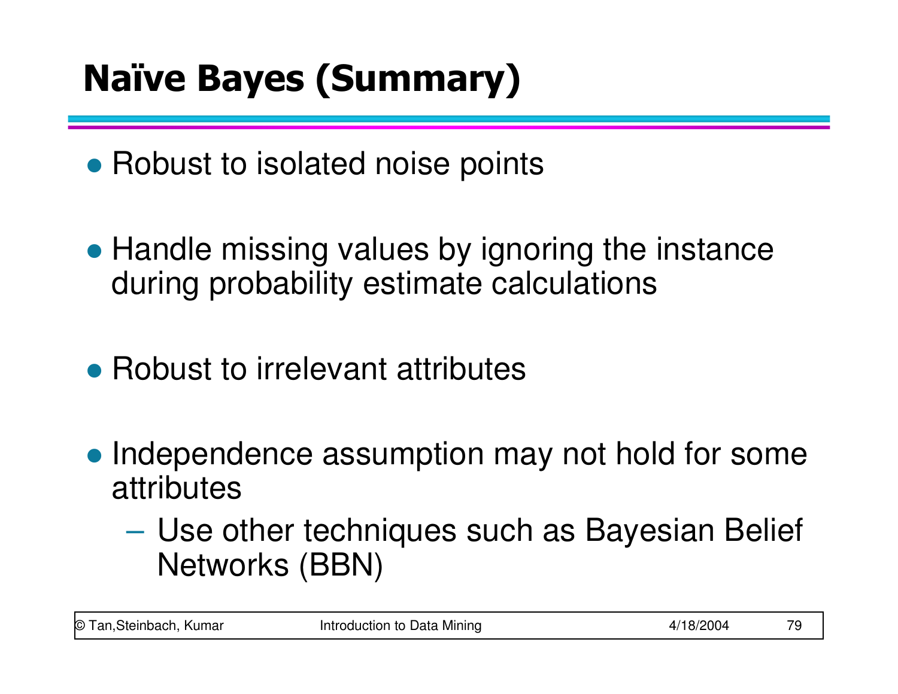# Naïve Bayes (Summary)

- Robust to isolated noise points

- Handle missing values by ignoring the instance during probability estimate calculations

- Robust to irrelevant attributes

- Independence assumption may not hold for some attributes
  - Use other techniques such as Bayesian Belief Networks (BBN)